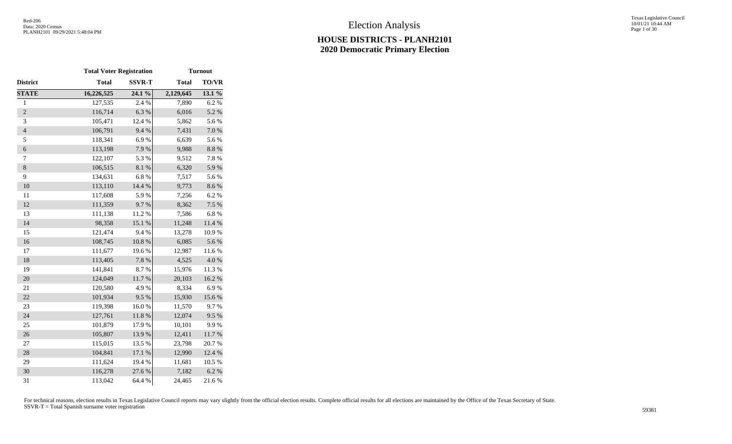# Election Analysis

## HOUSE DISTRICTS - PLANH2101
## 2020 Democratic Primary Election

| | Total Voter Registration | | Turnout | |
|---|---|---|---|---|
| **District** | **Total** | **SSVR-T** | **Total** | **TO/VR** |
| **STATE** | **16,226,525** | **24.1 %** | **2,129,645** | **13.1 %** |
| 1 | 127,535 | 2.4 % | 7,890 | 6.2 % |
| 2 | 116,714 | 6.3 % | 6,016 | 5.2 % |
| 3 | 105,471 | 12.4 % | 5,862 | 5.6 % |
| 4 | 106,791 | 9.4 % | 7,431 | 7.0 % |
| 5 | 118,341 | 6.9 % | 6,639 | 5.6 % |
| 6 | 113,198 | 7.9 % | 9,988 | 8.8 % |
| 7 | 122,107 | 5.3 % | 9,512 | 7.8 % |
| 8 | 106,515 | 8.1 % | 6,320 | 5.9 % |
| 9 | 134,631 | 6.8 % | 7,517 | 5.6 % |
| 10 | 113,110 | 14.4 % | 9,773 | 8.6 % |
| 11 | 117,608 | 5.9 % | 7,256 | 6.2 % |
| 12 | 111,359 | 9.7 % | 8,362 | 7.5 % |
| 13 | 111,138 | 11.2 % | 7,586 | 6.8 % |
| 14 | 98,358 | 15.1 % | 11,248 | 11.4 % |
| 15 | 121,474 | 9.4 % | 13,278 | 10.9 % |
| 16 | 108,745 | 10.8 % | 6,085 | 5.6 % |
| 17 | 111,677 | 19.6 % | 12,987 | 11.6 % |
| 18 | 113,405 | 7.8 % | 4,525 | 4.0 % |
| 19 | 141,841 | 8.7 % | 15,976 | 11.3 % |
| 20 | 124,049 | 11.7 % | 20,103 | 16.2 % |
| 21 | 120,580 | 4.9 % | 8,334 | 6.9 % |
| 22 | 101,934 | 9.5 % | 15,930 | 15.6 % |
| 23 | 119,398 | 16.0 % | 11,570 | 9.7 % |
| 24 | 127,761 | 11.8 % | 12,074 | 9.5 % |
| 25 | 101,879 | 17.9 % | 10,101 | 9.9 % |
| 26 | 105,807 | 13.9 % | 12,411 | 11.7 % |
| 27 | 115,015 | 13.5 % | 23,798 | 20.7 % |
| 28 | 104,841 | 17.1 % | 12,990 | 12.4 % |
| 29 | 111,624 | 19.4 % | 11,681 | 10.5 % |
| 30 | 116,278 | 27.6 % | 7,182 | 6.2 % |
| 31 | 113,042 | 64.4 % | 24,465 | 21.6 % |

For technical reasons, election results in Texas Legislative Council reports may vary slightly from the official election results. Complete official results for all elections are maintained by the Office of the Texas Secretary of State.
SSVR-T = Total Spanish surname voter registration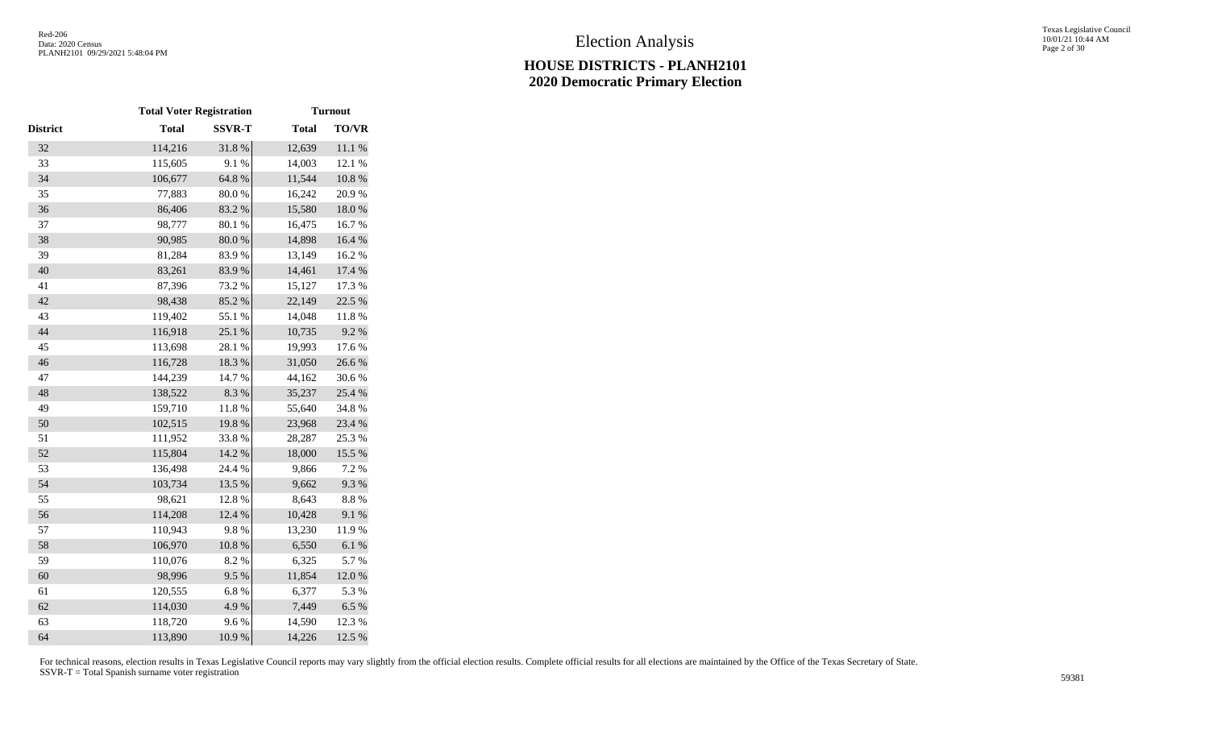# Election Analysis

## HOUSE DISTRICTS - PLANH2101
## 2020 Democratic Primary Election

| | Total Voter Registration | | Turnout | |
|---|---|---|---|---|
| District | Total | SSVR-T | Total | TO/VR |
| 32 | 114,216 | 31.8 % | 12,639 | 11.1 % |
| 33 | 115,605 | 9.1 % | 14,003 | 12.1 % |
| 34 | 106,677 | 64.8 % | 11,544 | 10.8 % |
| 35 | 77,883 | 80.0 % | 16,242 | 20.9 % |
| 36 | 86,406 | 83.2 % | 15,580 | 18.0 % |
| 37 | 98,777 | 80.1 % | 16,475 | 16.7 % |
| 38 | 90,985 | 80.0 % | 14,898 | 16.4 % |
| 39 | 81,284 | 83.9 % | 13,149 | 16.2 % |
| 40 | 83,261 | 83.9 % | 14,461 | 17.4 % |
| 41 | 87,396 | 73.2 % | 15,127 | 17.3 % |
| 42 | 98,438 | 85.2 % | 22,149 | 22.5 % |
| 43 | 119,402 | 55.1 % | 14,048 | 11.8 % |
| 44 | 116,918 | 25.1 % | 10,735 | 9.2 % |
| 45 | 113,698 | 28.1 % | 19,993 | 17.6 % |
| 46 | 116,728 | 18.3 % | 31,050 | 26.6 % |
| 47 | 144,239 | 14.7 % | 44,162 | 30.6 % |
| 48 | 138,522 | 8.3 % | 35,237 | 25.4 % |
| 49 | 159,710 | 11.8 % | 55,640 | 34.8 % |
| 50 | 102,515 | 19.8 % | 23,968 | 23.4 % |
| 51 | 111,952 | 33.8 % | 28,287 | 25.3 % |
| 52 | 115,804 | 14.2 % | 18,000 | 15.5 % |
| 53 | 136,498 | 24.4 % | 9,866 | 7.2 % |
| 54 | 103,734 | 13.5 % | 9,662 | 9.3 % |
| 55 | 98,621 | 12.8 % | 8,643 | 8.8 % |
| 56 | 114,208 | 12.4 % | 10,428 | 9.1 % |
| 57 | 110,943 | 9.8 % | 13,230 | 11.9 % |
| 58 | 106,970 | 10.8 % | 6,550 | 6.1 % |
| 59 | 110,076 | 8.2 % | 6,325 | 5.7 % |
| 60 | 98,996 | 9.5 % | 11,854 | 12.0 % |
| 61 | 120,555 | 6.8 % | 6,377 | 5.3 % |
| 62 | 114,030 | 4.9 % | 7,449 | 6.5 % |
| 63 | 118,720 | 9.6 % | 14,590 | 12.3 % |
| 64 | 113,890 | 10.9 % | 14,226 | 12.5 % |

For technical reasons, election results in Texas Legislative Council reports may vary slightly from the official election results. Complete official results for all elections are maintained by the Office of the Texas Secretary of State.
SSVR-T = Total Spanish surname voter registration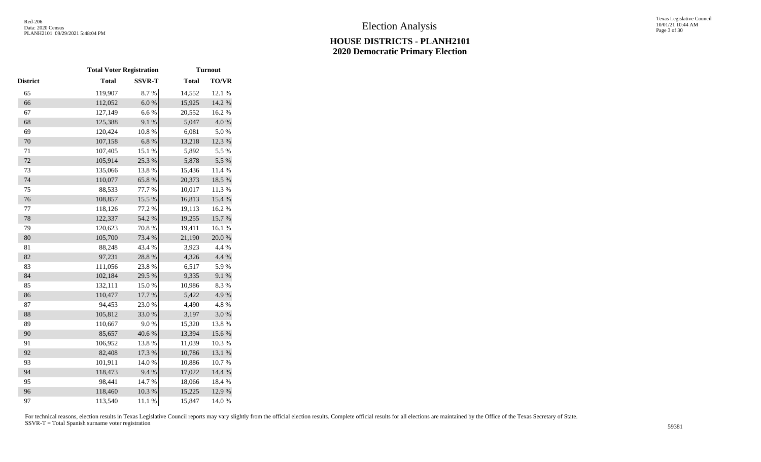# Election Analysis

## HOUSE DISTRICTS - PLANH2101
## 2020 Democratic Primary Election

| | Total Voter Registration | | Turnout | |
|---|---|---|---|---|
| District | Total | SSVR-T | Total | TO/VR |
| 65 | 119,907 | 8.7 % | 14,552 | 12.1 % |
| 66 | 112,052 | 6.0 % | 15,925 | 14.2 % |
| 67 | 127,149 | 6.6 % | 20,552 | 16.2 % |
| 68 | 125,388 | 9.1 % | 5,047 | 4.0 % |
| 69 | 120,424 | 10.8 % | 6,081 | 5.0 % |
| 70 | 107,158 | 6.8 % | 13,218 | 12.3 % |
| 71 | 107,405 | 15.1 % | 5,892 | 5.5 % |
| 72 | 105,914 | 25.3 % | 5,878 | 5.5 % |
| 73 | 135,066 | 13.8 % | 15,436 | 11.4 % |
| 74 | 110,077 | 65.8 % | 20,373 | 18.5 % |
| 75 | 88,533 | 77.7 % | 10,017 | 11.3 % |
| 76 | 108,857 | 15.5 % | 16,813 | 15.4 % |
| 77 | 118,126 | 77.2 % | 19,113 | 16.2 % |
| 78 | 122,337 | 54.2 % | 19,255 | 15.7 % |
| 79 | 120,623 | 70.8 % | 19,411 | 16.1 % |
| 80 | 105,700 | 73.4 % | 21,190 | 20.0 % |
| 81 | 88,248 | 43.4 % | 3,923 | 4.4 % |
| 82 | 97,231 | 28.8 % | 4,326 | 4.4 % |
| 83 | 111,056 | 23.8 % | 6,517 | 5.9 % |
| 84 | 102,184 | 29.5 % | 9,335 | 9.1 % |
| 85 | 132,111 | 15.0 % | 10,986 | 8.3 % |
| 86 | 110,477 | 17.7 % | 5,422 | 4.9 % |
| 87 | 94,453 | 23.0 % | 4,490 | 4.8 % |
| 88 | 105,812 | 33.0 % | 3,197 | 3.0 % |
| 89 | 110,667 | 9.0 % | 15,320 | 13.8 % |
| 90 | 85,657 | 40.6 % | 13,394 | 15.6 % |
| 91 | 106,952 | 13.8 % | 11,039 | 10.3 % |
| 92 | 82,408 | 17.3 % | 10,786 | 13.1 % |
| 93 | 101,911 | 14.0 % | 10,886 | 10.7 % |
| 94 | 118,473 | 9.4 % | 17,022 | 14.4 % |
| 95 | 98,441 | 14.7 % | 18,066 | 18.4 % |
| 96 | 118,460 | 10.3 % | 15,225 | 12.9 % |
| 97 | 113,540 | 11.1 % | 15,847 | 14.0 % |

For technical reasons, election results in Texas Legislative Council reports may vary slightly from the official election results. Complete official results for all elections are maintained by the Office of the Texas Secretary of State.
SSVR-T = Total Spanish surname voter registration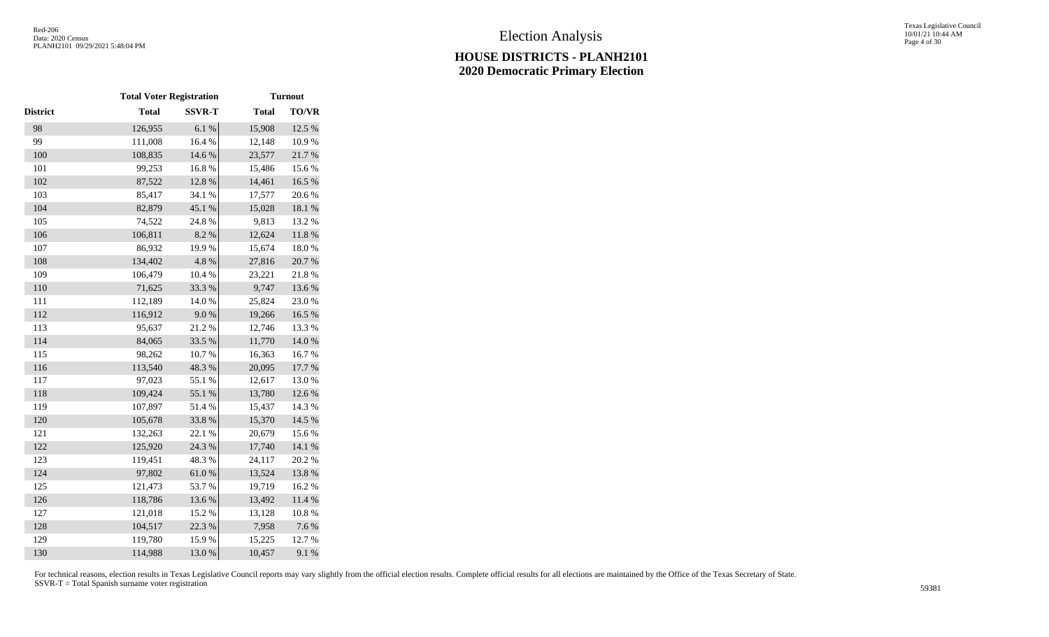# Election Analysis

## HOUSE DISTRICTS - PLANH2101
## 2020 Democratic Primary Election

| | Total Voter Registration | | Turnout | |
|---|---|---|---|---|
| District | Total | SSVR-T | Total | TO/VR |
| 98 | 126,955 | 6.1 % | 15,908 | 12.5 % |
| 99 | 111,008 | 16.4 % | 12,148 | 10.9 % |
| 100 | 108,835 | 14.6 % | 23,577 | 21.7 % |
| 101 | 99,253 | 16.8 % | 15,486 | 15.6 % |
| 102 | 87,522 | 12.8 % | 14,461 | 16.5 % |
| 103 | 85,417 | 34.1 % | 17,577 | 20.6 % |
| 104 | 82,879 | 45.1 % | 15,028 | 18.1 % |
| 105 | 74,522 | 24.8 % | 9,813 | 13.2 % |
| 106 | 106,811 | 8.2 % | 12,624 | 11.8 % |
| 107 | 86,932 | 19.9 % | 15,674 | 18.0 % |
| 108 | 134,402 | 4.8 % | 27,816 | 20.7 % |
| 109 | 106,479 | 10.4 % | 23,221 | 21.8 % |
| 110 | 71,625 | 33.3 % | 9,747 | 13.6 % |
| 111 | 112,189 | 14.0 % | 25,824 | 23.0 % |
| 112 | 116,912 | 9.0 % | 19,266 | 16.5 % |
| 113 | 95,637 | 21.2 % | 12,746 | 13.3 % |
| 114 | 84,065 | 33.5 % | 11,770 | 14.0 % |
| 115 | 98,262 | 10.7 % | 16,363 | 16.7 % |
| 116 | 113,540 | 48.3 % | 20,095 | 17.7 % |
| 117 | 97,023 | 55.1 % | 12,617 | 13.0 % |
| 118 | 109,424 | 55.1 % | 13,780 | 12.6 % |
| 119 | 107,897 | 51.4 % | 15,437 | 14.3 % |
| 120 | 105,678 | 33.8 % | 15,370 | 14.5 % |
| 121 | 132,263 | 22.1 % | 20,679 | 15.6 % |
| 122 | 125,920 | 24.3 % | 17,740 | 14.1 % |
| 123 | 119,451 | 48.3 % | 24,117 | 20.2 % |
| 124 | 97,802 | 61.0 % | 13,524 | 13.8 % |
| 125 | 121,473 | 53.7 % | 19,719 | 16.2 % |
| 126 | 118,786 | 13.6 % | 13,492 | 11.4 % |
| 127 | 121,018 | 15.2 % | 13,128 | 10.8 % |
| 128 | 104,517 | 22.3 % | 7,958 | 7.6 % |
| 129 | 119,780 | 15.9 % | 15,225 | 12.7 % |
| 130 | 114,988 | 13.0 % | 10,457 | 9.1 % |

For technical reasons, election results in Texas Legislative Council reports may vary slightly from the official election results. Complete official results for all elections are maintained by the Office of the Texas Secretary of State.
SSVR-T = Total Spanish surname voter registration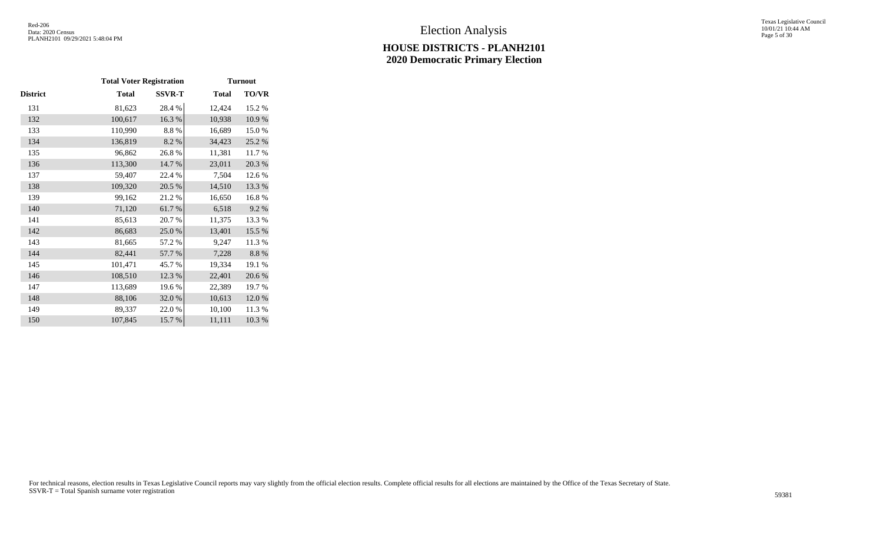# Election Analysis

## HOUSE DISTRICTS - PLANH2101
## 2020 Democratic Primary Election

| | Total Voter Registration | | Turnout | |
|---|---|---|---|---|
| District | Total | SSVR-T | Total | TO/VR |
| 131 | 81,623 | 28.4 % | 12,424 | 15.2 % |
| 132 | 100,617 | 16.3 % | 10,938 | 10.9 % |
| 133 | 110,990 | 8.8 % | 16,689 | 15.0 % |
| 134 | 136,819 | 8.2 % | 34,423 | 25.2 % |
| 135 | 96,862 | 26.8 % | 11,381 | 11.7 % |
| 136 | 113,300 | 14.7 % | 23,011 | 20.3 % |
| 137 | 59,407 | 22.4 % | 7,504 | 12.6 % |
| 138 | 109,320 | 20.5 % | 14,510 | 13.3 % |
| 139 | 99,162 | 21.2 % | 16,650 | 16.8 % |
| 140 | 71,120 | 61.7 % | 6,518 | 9.2 % |
| 141 | 85,613 | 20.7 % | 11,375 | 13.3 % |
| 142 | 86,683 | 25.0 % | 13,401 | 15.5 % |
| 143 | 81,665 | 57.2 % | 9,247 | 11.3 % |
| 144 | 82,441 | 57.7 % | 7,228 | 8.8 % |
| 145 | 101,471 | 45.7 % | 19,334 | 19.1 % |
| 146 | 108,510 | 12.3 % | 22,401 | 20.6 % |
| 147 | 113,689 | 19.6 % | 22,389 | 19.7 % |
| 148 | 88,106 | 32.0 % | 10,613 | 12.0 % |
| 149 | 89,337 | 22.0 % | 10,100 | 11.3 % |
| 150 | 107,845 | 15.7 % | 11,111 | 10.3 % |

For technical reasons, election results in Texas Legislative Council reports may vary slightly from the official election results. Complete official results for all elections are maintained by the Office of the Texas Secretary of State.
SSVR-T = Total Spanish surname voter registration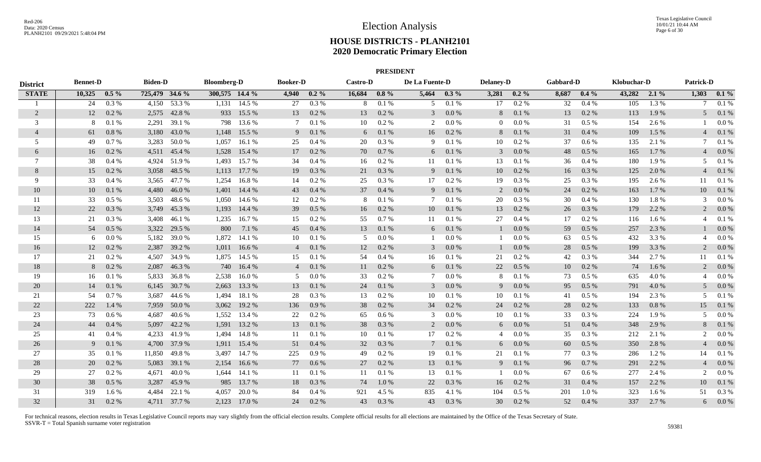# Election Analysis

## HOUSE DISTRICTS - PLANH2101
## 2020 Democratic Primary Election

### PRESIDENT

| District | Bennet-D | | Biden-D | | Bloomberg-D | | Booker-D | | Castro-D | | De La Fuente-D | | Delaney-D | | Gabbard-D | | Klobuchar-D | | Patrick-D | |
|---|---|---|---|---|---|---|---|---|---|---|---|---|---|---|---|---|---|---|---|---|
| **STATE** | **10,325** | **0.5 %** | **725,479** | **34.6 %** | **300,575** | **14.4 %** | **4,940** | **0.2 %** | **16,684** | **0.8 %** | **5,464** | **0.3 %** | **3,281** | **0.2 %** | **8,687** | **0.4 %** | **43,282** | **2.1 %** | **1,303** | **0.1 %** |
| 1 | 24 | 0.3 % | 4,150 | 53.3 % | 1,131 | 14.5 % | 27 | 0.3 % | 8 | 0.1 % | 5 | 0.1 % | 17 | 0.2 % | 32 | 0.4 % | 105 | 1.3 % | 7 | 0.1 % |
| 2 | 12 | 0.2 % | 2,575 | 42.8 % | 933 | 15.5 % | 13 | 0.2 % | 13 | 0.2 % | 3 | 0.0 % | 8 | 0.1 % | 13 | 0.2 % | 113 | 1.9 % | 5 | 0.1 % |
| 3 | 8 | 0.1 % | 2,291 | 39.1 % | 798 | 13.6 % | 7 | 0.1 % | 10 | 0.2 % | 2 | 0.0 % | 0 | 0.0 % | 31 | 0.5 % | 154 | 2.6 % | 1 | 0.0 % |
| 4 | 61 | 0.8 % | 3,180 | 43.0 % | 1,148 | 15.5 % | 9 | 0.1 % | 6 | 0.1 % | 16 | 0.2 % | 8 | 0.1 % | 31 | 0.4 % | 109 | 1.5 % | 4 | 0.1 % |
| 5 | 49 | 0.7 % | 3,283 | 50.0 % | 1,057 | 16.1 % | 25 | 0.4 % | 20 | 0.3 % | 9 | 0.1 % | 10 | 0.2 % | 37 | 0.6 % | 135 | 2.1 % | 7 | 0.1 % |
| 6 | 16 | 0.2 % | 4,511 | 45.4 % | 1,528 | 15.4 % | 17 | 0.2 % | 70 | 0.7 % | 6 | 0.1 % | 3 | 0.0 % | 48 | 0.5 % | 165 | 1.7 % | 4 | 0.0 % |
| 7 | 38 | 0.4 % | 4,924 | 51.9 % | 1,493 | 15.7 % | 34 | 0.4 % | 16 | 0.2 % | 11 | 0.1 % | 13 | 0.1 % | 36 | 0.4 % | 180 | 1.9 % | 5 | 0.1 % |
| 8 | 15 | 0.2 % | 3,058 | 48.5 % | 1,113 | 17.7 % | 19 | 0.3 % | 21 | 0.3 % | 9 | 0.1 % | 10 | 0.2 % | 16 | 0.3 % | 125 | 2.0 % | 4 | 0.1 % |
| 9 | 33 | 0.4 % | 3,565 | 47.7 % | 1,254 | 16.8 % | 14 | 0.2 % | 25 | 0.3 % | 17 | 0.2 % | 19 | 0.3 % | 25 | 0.3 % | 195 | 2.6 % | 11 | 0.1 % |
| 10 | 10 | 0.1 % | 4,480 | 46.0 % | 1,401 | 14.4 % | 43 | 0.4 % | 37 | 0.4 % | 9 | 0.1 % | 2 | 0.0 % | 24 | 0.2 % | 163 | 1.7 % | 10 | 0.1 % |
| 11 | 33 | 0.5 % | 3,503 | 48.6 % | 1,050 | 14.6 % | 12 | 0.2 % | 8 | 0.1 % | 7 | 0.1 % | 20 | 0.3 % | 30 | 0.4 % | 130 | 1.8 % | 3 | 0.0 % |
| 12 | 22 | 0.3 % | 3,749 | 45.3 % | 1,193 | 14.4 % | 39 | 0.5 % | 16 | 0.2 % | 10 | 0.1 % | 13 | 0.2 % | 26 | 0.3 % | 179 | 2.2 % | 2 | 0.0 % |
| 13 | 21 | 0.3 % | 3,408 | 46.1 % | 1,235 | 16.7 % | 15 | 0.2 % | 55 | 0.7 % | 11 | 0.1 % | 27 | 0.4 % | 17 | 0.2 % | 116 | 1.6 % | 4 | 0.1 % |
| 14 | 54 | 0.5 % | 3,322 | 29.5 % | 800 | 7.1 % | 45 | 0.4 % | 13 | 0.1 % | 6 | 0.1 % | 1 | 0.0 % | 59 | 0.5 % | 257 | 2.3 % | 1 | 0.0 % |
| 15 | 6 | 0.0 % | 5,182 | 39.0 % | 1,872 | 14.1 % | 10 | 0.1 % | 5 | 0.0 % | 1 | 0.0 % | 1 | 0.0 % | 63 | 0.5 % | 432 | 3.3 % | 4 | 0.0 % |
| 16 | 12 | 0.2 % | 2,387 | 39.2 % | 1,011 | 16.6 % | 4 | 0.1 % | 12 | 0.2 % | 3 | 0.0 % | 1 | 0.0 % | 28 | 0.5 % | 199 | 3.3 % | 2 | 0.0 % |
| 17 | 21 | 0.2 % | 4,507 | 34.9 % | 1,875 | 14.5 % | 15 | 0.1 % | 54 | 0.4 % | 16 | 0.1 % | 21 | 0.2 % | 42 | 0.3 % | 344 | 2.7 % | 11 | 0.1 % |
| 18 | 8 | 0.2 % | 2,087 | 46.3 % | 740 | 16.4 % | 4 | 0.1 % | 11 | 0.2 % | 6 | 0.1 % | 22 | 0.5 % | 10 | 0.2 % | 74 | 1.6 % | 2 | 0.0 % |
| 19 | 16 | 0.1 % | 5,833 | 36.8 % | 2,538 | 16.0 % | 5 | 0.0 % | 33 | 0.2 % | 7 | 0.0 % | 8 | 0.1 % | 73 | 0.5 % | 635 | 4.0 % | 4 | 0.0 % |
| 20 | 14 | 0.1 % | 6,145 | 30.7 % | 2,663 | 13.3 % | 13 | 0.1 % | 24 | 0.1 % | 3 | 0.0 % | 9 | 0.0 % | 95 | 0.5 % | 791 | 4.0 % | 5 | 0.0 % |
| 21 | 54 | 0.7 % | 3,687 | 44.6 % | 1,494 | 18.1 % | 28 | 0.3 % | 13 | 0.2 % | 10 | 0.1 % | 10 | 0.1 % | 41 | 0.5 % | 194 | 2.3 % | 5 | 0.1 % |
| 22 | 222 | 1.4 % | 7,959 | 50.0 % | 3,062 | 19.2 % | 136 | 0.9 % | 38 | 0.2 % | 34 | 0.2 % | 24 | 0.2 % | 28 | 0.2 % | 133 | 0.8 % | 15 | 0.1 % |
| 23 | 73 | 0.6 % | 4,687 | 40.6 % | 1,552 | 13.4 % | 22 | 0.2 % | 65 | 0.6 % | 3 | 0.0 % | 10 | 0.1 % | 33 | 0.3 % | 224 | 1.9 % | 5 | 0.0 % |
| 24 | 44 | 0.4 % | 5,097 | 42.2 % | 1,591 | 13.2 % | 13 | 0.1 % | 38 | 0.3 % | 2 | 0.0 % | 6 | 0.0 % | 51 | 0.4 % | 348 | 2.9 % | 8 | 0.1 % |
| 25 | 41 | 0.4 % | 4,233 | 41.9 % | 1,494 | 14.8 % | 11 | 0.1 % | 10 | 0.1 % | 17 | 0.2 % | 4 | 0.0 % | 35 | 0.3 % | 212 | 2.1 % | 2 | 0.0 % |
| 26 | 9 | 0.1 % | 4,700 | 37.9 % | 1,911 | 15.4 % | 51 | 0.4 % | 32 | 0.3 % | 7 | 0.1 % | 6 | 0.0 % | 60 | 0.5 % | 350 | 2.8 % | 4 | 0.0 % |
| 27 | 35 | 0.1 % | 11,850 | 49.8 % | 3,497 | 14.7 % | 225 | 0.9 % | 49 | 0.2 % | 19 | 0.1 % | 21 | 0.1 % | 77 | 0.3 % | 286 | 1.2 % | 14 | 0.1 % |
| 28 | 20 | 0.2 % | 5,083 | 39.1 % | 2,154 | 16.6 % | 77 | 0.6 % | 27 | 0.2 % | 13 | 0.1 % | 9 | 0.1 % | 96 | 0.7 % | 291 | 2.2 % | 4 | 0.0 % |
| 29 | 27 | 0.2 % | 4,671 | 40.0 % | 1,644 | 14.1 % | 11 | 0.1 % | 11 | 0.1 % | 13 | 0.1 % | 1 | 0.0 % | 67 | 0.6 % | 277 | 2.4 % | 2 | 0.0 % |
| 30 | 38 | 0.5 % | 3,287 | 45.9 % | 985 | 13.7 % | 18 | 0.3 % | 74 | 1.0 % | 22 | 0.3 % | 16 | 0.2 % | 31 | 0.4 % | 157 | 2.2 % | 10 | 0.1 % |
| 31 | 319 | 1.6 % | 4,484 | 22.1 % | 4,057 | 20.0 % | 84 | 0.4 % | 921 | 4.5 % | 835 | 4.1 % | 104 | 0.5 % | 201 | 1.0 % | 323 | 1.6 % | 51 | 0.3 % |
| 32 | 31 | 0.2 % | 4,711 | 37.7 % | 2,123 | 17.0 % | 24 | 0.2 % | 43 | 0.3 % | 43 | 0.3 % | 30 | 0.2 % | 52 | 0.4 % | 337 | 2.7 % | 6 | 0.0 % |

For technical reasons, election results in Texas Legislative Council reports may vary slightly from the official election results. Complete official results for all elections are maintained by the Office of the Texas Secretary of State.
SSVR-T = Total Spanish surname voter registration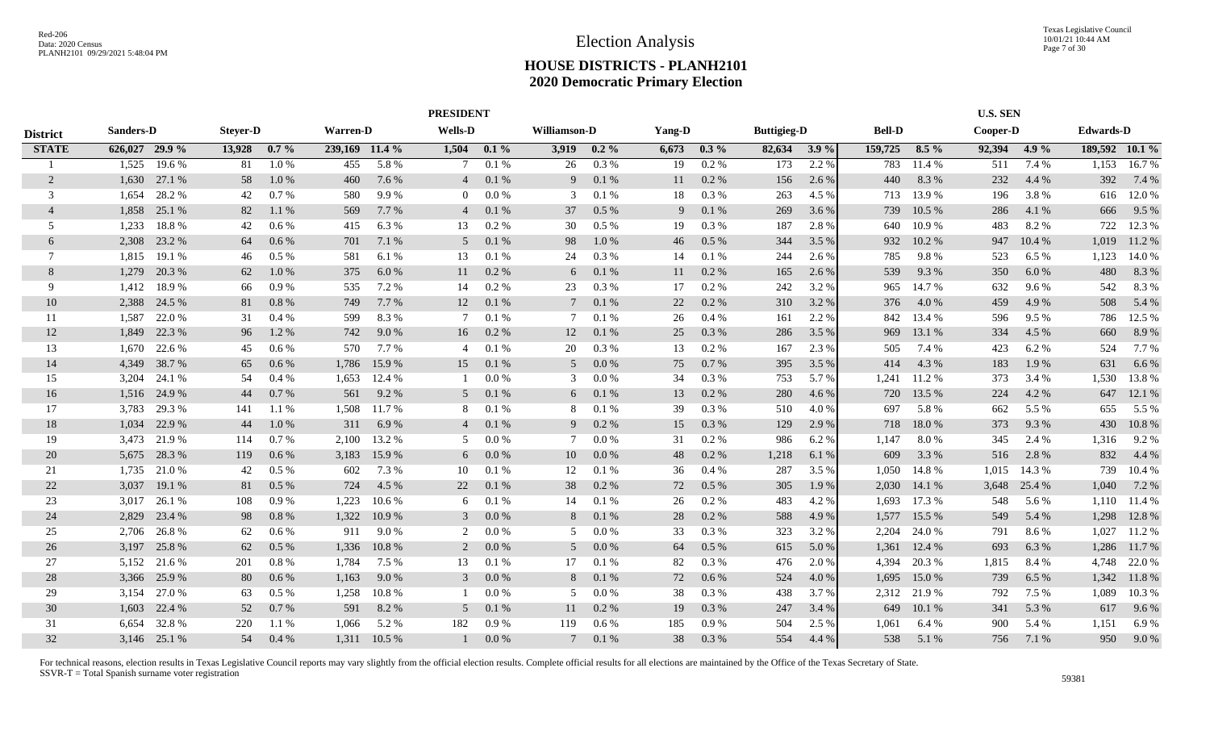# Election Analysis

## HOUSE DISTRICTS - PLANH2101
## 2020 Democratic Primary Election

| | PRESIDENT | | | | | | | | | | | | | | | | U.S. SEN | | | | | |
|---|---|---|---|---|---|---|---|---|---|---|---|---|---|---|---|---|---|---|---|---|---|---|
| **District** | **Sanders-D** | | **Steyer-D** | | **Warren-D** | | **Wells-D** | | **Williamson-D** | | **Yang-D** | | **Buttigieg-D** | | **Bell-D** | | **Cooper-D** | | **Edwards-D** | |
| **STATE** | **626,027** | **29.9 %** | **13,928** | **0.7 %** | **239,169** | **11.4 %** | **1,504** | **0.1 %** | **3,919** | **0.2 %** | **6,673** | **0.3 %** | **82,634** | **3.9 %** | **159,725** | **8.5 %** | **92,394** | **4.9 %** | **189,592** | **10.1 %** |
| 1 | 1,525 | 19.6 % | 81 | 1.0 % | 455 | 5.8 % | 7 | 0.1 % | 26 | 0.3 % | 19 | 0.2 % | 173 | 2.2 % | 783 | 11.4 % | 511 | 7.4 % | 1,153 | 16.7 % |
| 2 | 1,630 | 27.1 % | 58 | 1.0 % | 460 | 7.6 % | 4 | 0.1 % | 9 | 0.1 % | 11 | 0.2 % | 156 | 2.6 % | 440 | 8.3 % | 232 | 4.4 % | 392 | 7.4 % |
| 3 | 1,654 | 28.2 % | 42 | 0.7 % | 580 | 9.9 % | 0 | 0.0 % | 3 | 0.1 % | 18 | 0.3 % | 263 | 4.5 % | 713 | 13.9 % | 196 | 3.8 % | 616 | 12.0 % |
| 4 | 1,858 | 25.1 % | 82 | 1.1 % | 569 | 7.7 % | 4 | 0.1 % | 37 | 0.5 % | 9 | 0.1 % | 269 | 3.6 % | 739 | 10.5 % | 286 | 4.1 % | 666 | 9.5 % |
| 5 | 1,233 | 18.8 % | 42 | 0.6 % | 415 | 6.3 % | 13 | 0.2 % | 30 | 0.5 % | 19 | 0.3 % | 187 | 2.8 % | 640 | 10.9 % | 483 | 8.2 % | 722 | 12.3 % |
| 6 | 2,308 | 23.2 % | 64 | 0.6 % | 701 | 7.1 % | 5 | 0.1 % | 98 | 1.0 % | 46 | 0.5 % | 344 | 3.5 % | 932 | 10.2 % | 947 | 10.4 % | 1,019 | 11.2 % |
| 7 | 1,815 | 19.1 % | 46 | 0.5 % | 581 | 6.1 % | 13 | 0.1 % | 24 | 0.3 % | 14 | 0.1 % | 244 | 2.6 % | 785 | 9.8 % | 523 | 6.5 % | 1,123 | 14.0 % |
| 8 | 1,279 | 20.3 % | 62 | 1.0 % | 375 | 6.0 % | 11 | 0.2 % | 6 | 0.1 % | 11 | 0.2 % | 165 | 2.6 % | 539 | 9.3 % | 350 | 6.0 % | 480 | 8.3 % |
| 9 | 1,412 | 18.9 % | 66 | 0.9 % | 535 | 7.2 % | 14 | 0.2 % | 23 | 0.3 % | 17 | 0.2 % | 242 | 3.2 % | 965 | 14.7 % | 632 | 9.6 % | 542 | 8.3 % |
| 10 | 2,388 | 24.5 % | 81 | 0.8 % | 749 | 7.7 % | 12 | 0.1 % | 7 | 0.1 % | 22 | 0.2 % | 310 | 3.2 % | 376 | 4.0 % | 459 | 4.9 % | 508 | 5.4 % |
| 11 | 1,587 | 22.0 % | 31 | 0.4 % | 599 | 8.3 % | 7 | 0.1 % | 7 | 0.1 % | 26 | 0.4 % | 161 | 2.2 % | 842 | 13.4 % | 596 | 9.5 % | 786 | 12.5 % |
| 12 | 1,849 | 22.3 % | 96 | 1.2 % | 742 | 9.0 % | 16 | 0.2 % | 12 | 0.1 % | 25 | 0.3 % | 286 | 3.5 % | 969 | 13.1 % | 334 | 4.5 % | 660 | 8.9 % |
| 13 | 1,670 | 22.6 % | 45 | 0.6 % | 570 | 7.7 % | 4 | 0.1 % | 20 | 0.3 % | 13 | 0.2 % | 167 | 2.3 % | 505 | 7.4 % | 423 | 6.2 % | 524 | 7.7 % |
| 14 | 4,349 | 38.7 % | 65 | 0.6 % | 1,786 | 15.9 % | 15 | 0.1 % | 5 | 0.0 % | 75 | 0.7 % | 395 | 3.5 % | 414 | 4.3 % | 183 | 1.9 % | 631 | 6.6 % |
| 15 | 3,204 | 24.1 % | 54 | 0.4 % | 1,653 | 12.4 % | 1 | 0.0 % | 3 | 0.0 % | 34 | 0.3 % | 753 | 5.7 % | 1,241 | 11.2 % | 373 | 3.4 % | 1,530 | 13.8 % |
| 16 | 1,516 | 24.9 % | 44 | 0.7 % | 561 | 9.2 % | 5 | 0.1 % | 6 | 0.1 % | 13 | 0.2 % | 280 | 4.6 % | 720 | 13.5 % | 224 | 4.2 % | 647 | 12.1 % |
| 17 | 3,783 | 29.3 % | 141 | 1.1 % | 1,508 | 11.7 % | 8 | 0.1 % | 8 | 0.1 % | 39 | 0.3 % | 510 | 4.0 % | 697 | 5.8 % | 662 | 5.5 % | 655 | 5.5 % |
| 18 | 1,034 | 22.9 % | 44 | 1.0 % | 311 | 6.9 % | 4 | 0.1 % | 9 | 0.2 % | 15 | 0.3 % | 129 | 2.9 % | 718 | 18.0 % | 373 | 9.3 % | 430 | 10.8 % |
| 19 | 3,473 | 21.9 % | 114 | 0.7 % | 2,100 | 13.2 % | 5 | 0.0 % | 7 | 0.0 % | 31 | 0.2 % | 986 | 6.2 % | 1,147 | 8.0 % | 345 | 2.4 % | 1,316 | 9.2 % |
| 20 | 5,675 | 28.3 % | 119 | 0.6 % | 3,183 | 15.9 % | 6 | 0.0 % | 10 | 0.0 % | 48 | 0.2 % | 1,218 | 6.1 % | 609 | 3.3 % | 516 | 2.8 % | 832 | 4.4 % |
| 21 | 1,735 | 21.0 % | 42 | 0.5 % | 602 | 7.3 % | 10 | 0.1 % | 12 | 0.1 % | 36 | 0.4 % | 287 | 3.5 % | 1,050 | 14.8 % | 1,015 | 14.3 % | 739 | 10.4 % |
| 22 | 3,037 | 19.1 % | 81 | 0.5 % | 724 | 4.5 % | 22 | 0.1 % | 38 | 0.2 % | 72 | 0.5 % | 305 | 1.9 % | 2,030 | 14.1 % | 3,648 | 25.4 % | 1,040 | 7.2 % |
| 23 | 3,017 | 26.1 % | 108 | 0.9 % | 1,223 | 10.6 % | 6 | 0.1 % | 14 | 0.1 % | 26 | 0.2 % | 483 | 4.2 % | 1,693 | 17.3 % | 548 | 5.6 % | 1,110 | 11.4 % |
| 24 | 2,829 | 23.4 % | 98 | 0.8 % | 1,322 | 10.9 % | 3 | 0.0 % | 8 | 0.1 % | 28 | 0.2 % | 588 | 4.9 % | 1,577 | 15.5 % | 549 | 5.4 % | 1,298 | 12.8 % |
| 25 | 2,706 | 26.8 % | 62 | 0.6 % | 911 | 9.0 % | 2 | 0.0 % | 5 | 0.0 % | 33 | 0.3 % | 323 | 3.2 % | 2,204 | 24.0 % | 791 | 8.6 % | 1,027 | 11.2 % |
| 26 | 3,197 | 25.8 % | 62 | 0.5 % | 1,336 | 10.8 % | 2 | 0.0 % | 5 | 0.0 % | 64 | 0.5 % | 615 | 5.0 % | 1,361 | 12.4 % | 693 | 6.3 % | 1,286 | 11.7 % |
| 27 | 5,152 | 21.6 % | 201 | 0.8 % | 1,784 | 7.5 % | 13 | 0.1 % | 17 | 0.1 % | 82 | 0.3 % | 476 | 2.0 % | 4,394 | 20.3 % | 1,815 | 8.4 % | 4,748 | 22.0 % |
| 28 | 3,366 | 25.9 % | 80 | 0.6 % | 1,163 | 9.0 % | 3 | 0.0 % | 8 | 0.1 % | 72 | 0.6 % | 524 | 4.0 % | 1,695 | 15.0 % | 739 | 6.5 % | 1,342 | 11.8 % |
| 29 | 3,154 | 27.0 % | 63 | 0.5 % | 1,258 | 10.8 % | 1 | 0.0 % | 5 | 0.0 % | 38 | 0.3 % | 438 | 3.7 % | 2,312 | 21.9 % | 792 | 7.5 % | 1,089 | 10.3 % |
| 30 | 1,603 | 22.4 % | 52 | 0.7 % | 591 | 8.2 % | 5 | 0.1 % | 11 | 0.2 % | 19 | 0.3 % | 247 | 3.4 % | 649 | 10.1 % | 341 | 5.3 % | 617 | 9.6 % |
| 31 | 6,654 | 32.8 % | 220 | 1.1 % | 1,066 | 5.2 % | 182 | 0.9 % | 119 | 0.6 % | 185 | 0.9 % | 504 | 2.5 % | 1,061 | 6.4 % | 900 | 5.4 % | 1,151 | 6.9 % |
| 32 | 3,146 | 25.1 % | 54 | 0.4 % | 1,311 | 10.5 % | 1 | 0.0 % | 7 | 0.1 % | 38 | 0.3 % | 554 | 4.4 % | 538 | 5.1 % | 756 | 7.1 % | 950 | 9.0 % |

For technical reasons, election results in Texas Legislative Council reports may vary slightly from the official election results. Complete official results for all elections are maintained by the Office of the Texas Secretary of State.
SSVR-T = Total Spanish surname voter registration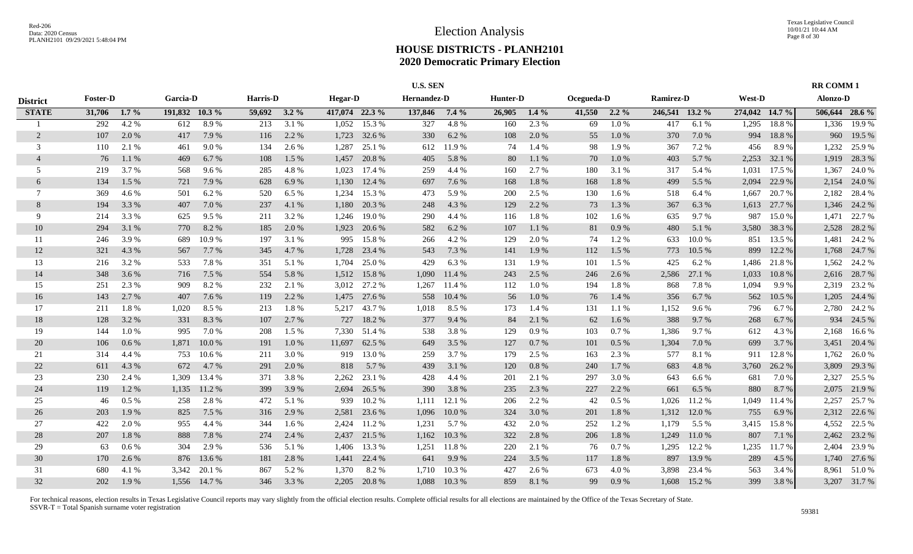# Election Analysis

## HOUSE DISTRICTS - PLANH2101
## 2020 Democratic Primary Election

| | U.S. SEN | | | | | | | | | | | | | | | | | | | | RR COMM 1 | |
|---|---|---|---|---|---|---|---|---|---|---|---|---|---|---|---|---|---|---|---|---|---|---|
| **District** | **Foster-D** | | **Garcia-D** | | **Harris-D** | | **Hegar-D** | | **Hernandez-D** | | **Hunter-D** | | **Ocegueda-D** | | **Ramirez-D** | | **West-D** | | **Alonzo-D** | |
| **STATE** | **31,706** | **1.7 %** | **191,832** | **10.3 %** | **59,692** | **3.2 %** | **417,074** | **22.3 %** | **137,846** | **7.4 %** | **26,905** | **1.4 %** | **41,550** | **2.2 %** | **246,541** | **13.2 %** | **274,042** | **14.7 %** | **506,644** | **28.6 %** |
| 1 | 292 | 4.2 % | 612 | 8.9 % | 213 | 3.1 % | 1,052 | 15.3 % | 327 | 4.8 % | 160 | 2.3 % | 69 | 1.0 % | 417 | 6.1 % | 1,295 | 18.8 % | 1,336 | 19.9 % |
| 2 | 107 | 2.0 % | 417 | 7.9 % | 116 | 2.2 % | 1,723 | 32.6 % | 330 | 6.2 % | 108 | 2.0 % | 55 | 1.0 % | 370 | 7.0 % | 994 | 18.8 % | 960 | 19.5 % |
| 3 | 110 | 2.1 % | 461 | 9.0 % | 134 | 2.6 % | 1,287 | 25.1 % | 612 | 11.9 % | 74 | 1.4 % | 98 | 1.9 % | 367 | 7.2 % | 456 | 8.9 % | 1,232 | 25.9 % |
| 4 | 76 | 1.1 % | 469 | 6.7 % | 108 | 1.5 % | 1,457 | 20.8 % | 405 | 5.8 % | 80 | 1.1 % | 70 | 1.0 % | 403 | 5.7 % | 2,253 | 32.1 % | 1,919 | 28.3 % |
| 5 | 219 | 3.7 % | 568 | 9.6 % | 285 | 4.8 % | 1,023 | 17.4 % | 259 | 4.4 % | 160 | 2.7 % | 180 | 3.1 % | 317 | 5.4 % | 1,031 | 17.5 % | 1,367 | 24.0 % |
| 6 | 134 | 1.5 % | 721 | 7.9 % | 628 | 6.9 % | 1,130 | 12.4 % | 697 | 7.6 % | 168 | 1.8 % | 168 | 1.8 % | 499 | 5.5 % | 2,094 | 22.9 % | 2,154 | 24.0 % |
| 7 | 369 | 4.6 % | 501 | 6.2 % | 520 | 6.5 % | 1,234 | 15.3 % | 473 | 5.9 % | 200 | 2.5 % | 130 | 1.6 % | 518 | 6.4 % | 1,667 | 20.7 % | 2,182 | 28.4 % |
| 8 | 194 | 3.3 % | 407 | 7.0 % | 237 | 4.1 % | 1,180 | 20.3 % | 248 | 4.3 % | 129 | 2.2 % | 73 | 1.3 % | 367 | 6.3 % | 1,613 | 27.7 % | 1,346 | 24.2 % |
| 9 | 214 | 3.3 % | 625 | 9.5 % | 211 | 3.2 % | 1,246 | 19.0 % | 290 | 4.4 % | 116 | 1.8 % | 102 | 1.6 % | 635 | 9.7 % | 987 | 15.0 % | 1,471 | 22.7 % |
| 10 | 294 | 3.1 % | 770 | 8.2 % | 185 | 2.0 % | 1,923 | 20.6 % | 582 | 6.2 % | 107 | 1.1 % | 81 | 0.9 % | 480 | 5.1 % | 3,580 | 38.3 % | 2,528 | 28.2 % |
| 11 | 246 | 3.9 % | 689 | 10.9 % | 197 | 3.1 % | 995 | 15.8 % | 266 | 4.2 % | 129 | 2.0 % | 74 | 1.2 % | 633 | 10.0 % | 851 | 13.5 % | 1,481 | 24.2 % |
| 12 | 321 | 4.3 % | 567 | 7.7 % | 345 | 4.7 % | 1,728 | 23.4 % | 543 | 7.3 % | 141 | 1.9 % | 112 | 1.5 % | 773 | 10.5 % | 899 | 12.2 % | 1,768 | 24.7 % |
| 13 | 216 | 3.2 % | 533 | 7.8 % | 351 | 5.1 % | 1,704 | 25.0 % | 429 | 6.3 % | 131 | 1.9 % | 101 | 1.5 % | 425 | 6.2 % | 1,486 | 21.8 % | 1,562 | 24.2 % |
| 14 | 348 | 3.6 % | 716 | 7.5 % | 554 | 5.8 % | 1,512 | 15.8 % | 1,090 | 11.4 % | 243 | 2.5 % | 246 | 2.6 % | 2,586 | 27.1 % | 1,033 | 10.8 % | 2,616 | 28.7 % |
| 15 | 251 | 2.3 % | 909 | 8.2 % | 232 | 2.1 % | 3,012 | 27.2 % | 1,267 | 11.4 % | 112 | 1.0 % | 194 | 1.8 % | 868 | 7.8 % | 1,094 | 9.9 % | 2,319 | 23.2 % |
| 16 | 143 | 2.7 % | 407 | 7.6 % | 119 | 2.2 % | 1,475 | 27.6 % | 558 | 10.4 % | 56 | 1.0 % | 76 | 1.4 % | 356 | 6.7 % | 562 | 10.5 % | 1,205 | 24.4 % |
| 17 | 211 | 1.8 % | 1,020 | 8.5 % | 213 | 1.8 % | 5,217 | 43.7 % | 1,018 | 8.5 % | 173 | 1.4 % | 131 | 1.1 % | 1,152 | 9.6 % | 796 | 6.7 % | 2,780 | 24.2 % |
| 18 | 128 | 3.2 % | 331 | 8.3 % | 107 | 2.7 % | 727 | 18.2 % | 377 | 9.4 % | 84 | 2.1 % | 62 | 1.6 % | 388 | 9.7 % | 268 | 6.7 % | 934 | 24.5 % |
| 19 | 144 | 1.0 % | 995 | 7.0 % | 208 | 1.5 % | 7,330 | 51.4 % | 538 | 3.8 % | 129 | 0.9 % | 103 | 0.7 % | 1,386 | 9.7 % | 612 | 4.3 % | 2,168 | 16.6 % |
| 20 | 106 | 0.6 % | 1,871 | 10.0 % | 191 | 1.0 % | 11,697 | 62.5 % | 649 | 3.5 % | 127 | 0.7 % | 101 | 0.5 % | 1,304 | 7.0 % | 699 | 3.7 % | 3,451 | 20.4 % |
| 21 | 314 | 4.4 % | 753 | 10.6 % | 211 | 3.0 % | 919 | 13.0 % | 259 | 3.7 % | 179 | 2.5 % | 163 | 2.3 % | 577 | 8.1 % | 911 | 12.8 % | 1,762 | 26.0 % |
| 22 | 611 | 4.3 % | 672 | 4.7 % | 291 | 2.0 % | 818 | 5.7 % | 439 | 3.1 % | 120 | 0.8 % | 240 | 1.7 % | 683 | 4.8 % | 3,760 | 26.2 % | 3,809 | 29.3 % |
| 23 | 230 | 2.4 % | 1,309 | 13.4 % | 371 | 3.8 % | 2,262 | 23.1 % | 428 | 4.4 % | 201 | 2.1 % | 297 | 3.0 % | 643 | 6.6 % | 681 | 7.0 % | 2,327 | 25.5 % |
| 24 | 119 | 1.2 % | 1,135 | 11.2 % | 399 | 3.9 % | 2,694 | 26.5 % | 390 | 3.8 % | 235 | 2.3 % | 227 | 2.2 % | 661 | 6.5 % | 880 | 8.7 % | 2,075 | 21.9 % |
| 25 | 46 | 0.5 % | 258 | 2.8 % | 472 | 5.1 % | 939 | 10.2 % | 1,111 | 12.1 % | 206 | 2.2 % | 42 | 0.5 % | 1,026 | 11.2 % | 1,049 | 11.4 % | 2,257 | 25.7 % |
| 26 | 203 | 1.9 % | 825 | 7.5 % | 316 | 2.9 % | 2,581 | 23.6 % | 1,096 | 10.0 % | 324 | 3.0 % | 201 | 1.8 % | 1,312 | 12.0 % | 755 | 6.9 % | 2,312 | 22.6 % |
| 27 | 422 | 2.0 % | 955 | 4.4 % | 344 | 1.6 % | 2,424 | 11.2 % | 1,231 | 5.7 % | 432 | 2.0 % | 252 | 1.2 % | 1,179 | 5.5 % | 3,415 | 15.8 % | 4,552 | 22.5 % |
| 28 | 207 | 1.8 % | 888 | 7.8 % | 274 | 2.4 % | 2,437 | 21.5 % | 1,162 | 10.3 % | 322 | 2.8 % | 206 | 1.8 % | 1,249 | 11.0 % | 807 | 7.1 % | 2,462 | 23.2 % |
| 29 | 63 | 0.6 % | 304 | 2.9 % | 536 | 5.1 % | 1,406 | 13.3 % | 1,251 | 11.8 % | 220 | 2.1 % | 76 | 0.7 % | 1,295 | 12.2 % | 1,235 | 11.7 % | 2,404 | 23.9 % |
| 30 | 170 | 2.6 % | 876 | 13.6 % | 181 | 2.8 % | 1,441 | 22.4 % | 641 | 9.9 % | 224 | 3.5 % | 117 | 1.8 % | 897 | 13.9 % | 289 | 4.5 % | 1,740 | 27.6 % |
| 31 | 680 | 4.1 % | 3,342 | 20.1 % | 867 | 5.2 % | 1,370 | 8.2 % | 1,710 | 10.3 % | 427 | 2.6 % | 673 | 4.0 % | 3,898 | 23.4 % | 563 | 3.4 % | 8,961 | 51.0 % |
| 32 | 202 | 1.9 % | 1,556 | 14.7 % | 346 | 3.3 % | 2,205 | 20.8 % | 1,088 | 10.3 % | 859 | 8.1 % | 99 | 0.9 % | 1,608 | 15.2 % | 399 | 3.8 % | 3,207 | 31.7 % |

For technical reasons, election results in Texas Legislative Council reports may vary slightly from the official election results. Complete official results for all elections are maintained by the Office of the Texas Secretary of State.
SSVR-T = Total Spanish surname voter registration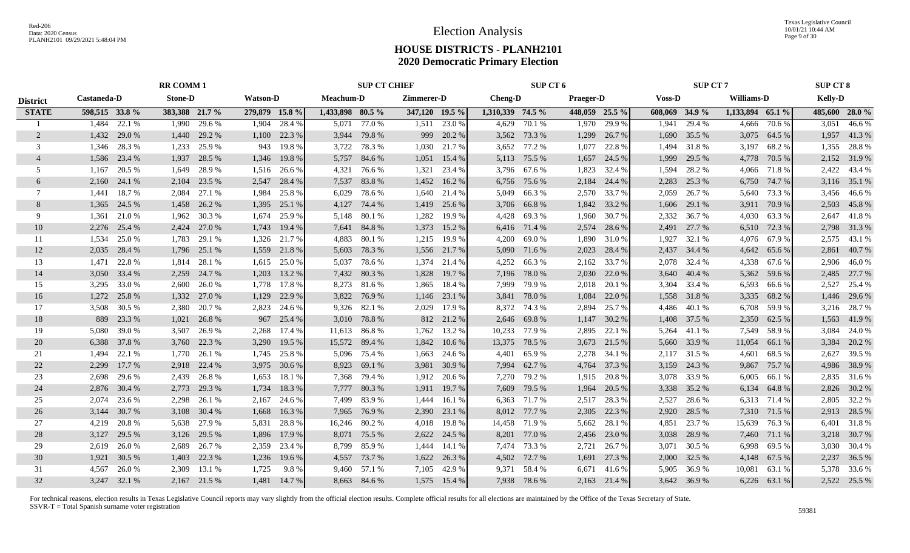Red-206
Data: 2020 Census
PLANH2101 09/29/2021 5:48:04 PM

# Election Analysis

Texas Legislative Council
10/01/21 10:44 AM

## HOUSE DISTRICTS - PLANH2101
## 2020 Democratic Primary Election

| | RR COMM 1 | | | | | | SUP CT CHIEF | | | | SUP CT 6 | | | | SUP CT 7 | | | | SUP CT 8 | |
|---|---|---|---|---|---|---|---|---|---|---|---|---|---|---|---|---|---|---|---|---|
| **District** | **Castaneda-D** | | **Stone-D** | | **Watson-D** | | **Meachum-D** | | **Zimmerer-D** | | **Cheng-D** | | **Praeger-D** | | **Voss-D** | | **Williams-D** | | **Kelly-D** | |
| **STATE** | **598,515** | **33.8 %** | **383,388** | **21.7 %** | **279,879** | **15.8 %** | **1,433,898** | **80.5 %** | **347,120** | **19.5 %** | **1,310,339** | **74.5 %** | **448,059** | **25.5 %** | **608,069** | **34.9 %** | **1,133,894** | **65.1 %** | **485,600** | **28.0 %** |
| 1 | 1,484 | 22.1 % | 1,990 | 29.6 % | 1,904 | 28.4 % | 5,071 | 77.0 % | 1,511 | 23.0 % | 4,629 | 70.1 % | 1,970 | 29.9 % | 1,941 | 29.4 % | 4,666 | 70.6 % | 3,051 | 46.6 % |
| 2 | 1,432 | 29.0 % | 1,440 | 29.2 % | 1,100 | 22.3 % | 3,944 | 79.8 % | 999 | 20.2 % | 3,562 | 73.3 % | 1,299 | 26.7 % | 1,690 | 35.5 % | 3,075 | 64.5 % | 1,957 | 41.3 % |
| 3 | 1,346 | 28.3 % | 1,233 | 25.9 % | 943 | 19.8 % | 3,722 | 78.3 % | 1,030 | 21.7 % | 3,652 | 77.2 % | 1,077 | 22.8 % | 1,494 | 31.8 % | 3,197 | 68.2 % | 1,355 | 28.8 % |
| 4 | 1,586 | 23.4 % | 1,937 | 28.5 % | 1,346 | 19.8 % | 5,757 | 84.6 % | 1,051 | 15.4 % | 5,113 | 75.5 % | 1,657 | 24.5 % | 1,999 | 29.5 % | 4,778 | 70.5 % | 2,152 | 31.9 % |
| 5 | 1,167 | 20.5 % | 1,649 | 28.9 % | 1,516 | 26.6 % | 4,321 | 76.6 % | 1,321 | 23.4 % | 3,796 | 67.6 % | 1,823 | 32.4 % | 1,594 | 28.2 % | 4,066 | 71.8 % | 2,422 | 43.4 % |
| 6 | 2,160 | 24.1 % | 2,104 | 23.5 % | 2,547 | 28.4 % | 7,537 | 83.8 % | 1,452 | 16.2 % | 6,756 | 75.6 % | 2,184 | 24.4 % | 2,283 | 25.3 % | 6,750 | 74.7 % | 3,116 | 35.1 % |
| 7 | 1,441 | 18.7 % | 2,084 | 27.1 % | 1,984 | 25.8 % | 6,029 | 78.6 % | 1,640 | 21.4 % | 5,049 | 66.3 % | 2,570 | 33.7 % | 2,059 | 26.7 % | 5,640 | 73.3 % | 3,456 | 46.6 % |
| 8 | 1,365 | 24.5 % | 1,458 | 26.2 % | 1,395 | 25.1 % | 4,127 | 74.4 % | 1,419 | 25.6 % | 3,706 | 66.8 % | 1,842 | 33.2 % | 1,606 | 29.1 % | 3,911 | 70.9 % | 2,503 | 45.8 % |
| 9 | 1,361 | 21.0 % | 1,962 | 30.3 % | 1,674 | 25.9 % | 5,148 | 80.1 % | 1,282 | 19.9 % | 4,428 | 69.3 % | 1,960 | 30.7 % | 2,332 | 36.7 % | 4,030 | 63.3 % | 2,647 | 41.8 % |
| 10 | 2,276 | 25.4 % | 2,424 | 27.0 % | 1,743 | 19.4 % | 7,641 | 84.8 % | 1,373 | 15.2 % | 6,416 | 71.4 % | 2,574 | 28.6 % | 2,491 | 27.7 % | 6,510 | 72.3 % | 2,798 | 31.3 % |
| 11 | 1,534 | 25.0 % | 1,783 | 29.1 % | 1,326 | 21.7 % | 4,883 | 80.1 % | 1,215 | 19.9 % | 4,200 | 69.0 % | 1,890 | 31.0 % | 1,927 | 32.1 % | 4,076 | 67.9 % | 2,575 | 43.1 % |
| 12 | 2,035 | 28.4 % | 1,796 | 25.1 % | 1,559 | 21.8 % | 5,603 | 78.3 % | 1,556 | 21.7 % | 5,090 | 71.6 % | 2,023 | 28.4 % | 2,437 | 34.4 % | 4,642 | 65.6 % | 2,861 | 40.7 % |
| 13 | 1,471 | 22.8 % | 1,814 | 28.1 % | 1,615 | 25.0 % | 5,037 | 78.6 % | 1,374 | 21.4 % | 4,252 | 66.3 % | 2,162 | 33.7 % | 2,078 | 32.4 % | 4,338 | 67.6 % | 2,906 | 46.0 % |
| 14 | 3,050 | 33.4 % | 2,259 | 24.7 % | 1,203 | 13.2 % | 7,432 | 80.3 % | 1,828 | 19.7 % | 7,196 | 78.0 % | 2,030 | 22.0 % | 3,640 | 40.4 % | 5,362 | 59.6 % | 2,485 | 27.7 % |
| 15 | 3,295 | 33.0 % | 2,600 | 26.0 % | 1,778 | 17.8 % | 8,273 | 81.6 % | 1,865 | 18.4 % | 7,999 | 79.9 % | 2,018 | 20.1 % | 3,304 | 33.4 % | 6,593 | 66.6 % | 2,527 | 25.4 % |
| 16 | 1,272 | 25.8 % | 1,332 | 27.0 % | 1,129 | 22.9 % | 3,822 | 76.9 % | 1,146 | 23.1 % | 3,841 | 78.0 % | 1,084 | 22.0 % | 1,558 | 31.8 % | 3,335 | 68.2 % | 1,446 | 29.6 % |
| 17 | 3,508 | 30.5 % | 2,380 | 20.7 % | 2,823 | 24.6 % | 9,326 | 82.1 % | 2,029 | 17.9 % | 8,372 | 74.3 % | 2,894 | 25.7 % | 4,486 | 40.1 % | 6,708 | 59.9 % | 3,216 | 28.7 % |
| 18 | 889 | 23.3 % | 1,021 | 26.8 % | 967 | 25.4 % | 3,010 | 78.8 % | 812 | 21.2 % | 2,646 | 69.8 % | 1,147 | 30.2 % | 1,408 | 37.5 % | 2,350 | 62.5 % | 1,563 | 41.9 % |
| 19 | 5,080 | 39.0 % | 3,507 | 26.9 % | 2,268 | 17.4 % | 11,613 | 86.8 % | 1,762 | 13.2 % | 10,233 | 77.9 % | 2,895 | 22.1 % | 5,264 | 41.1 % | 7,549 | 58.9 % | 3,084 | 24.0 % |
| 20 | 6,388 | 37.8 % | 3,760 | 22.3 % | 3,290 | 19.5 % | 15,572 | 89.4 % | 1,842 | 10.6 % | 13,375 | 78.5 % | 3,673 | 21.5 % | 5,660 | 33.9 % | 11,054 | 66.1 % | 3,384 | 20.2 % |
| 21 | 1,494 | 22.1 % | 1,770 | 26.1 % | 1,745 | 25.8 % | 5,096 | 75.4 % | 1,663 | 24.6 % | 4,401 | 65.9 % | 2,278 | 34.1 % | 2,117 | 31.5 % | 4,601 | 68.5 % | 2,627 | 39.5 % |
| 22 | 2,299 | 17.7 % | 2,918 | 22.4 % | 3,975 | 30.6 % | 8,923 | 69.1 % | 3,981 | 30.9 % | 7,994 | 62.7 % | 4,764 | 37.3 % | 3,159 | 24.3 % | 9,867 | 75.7 % | 4,986 | 38.9 % |
| 23 | 2,698 | 29.6 % | 2,439 | 26.8 % | 1,653 | 18.1 % | 7,368 | 79.4 % | 1,912 | 20.6 % | 7,270 | 79.2 % | 1,915 | 20.8 % | 3,078 | 33.9 % | 6,005 | 66.1 % | 2,835 | 31.6 % |
| 24 | 2,876 | 30.4 % | 2,773 | 29.3 % | 1,734 | 18.3 % | 7,777 | 80.3 % | 1,911 | 19.7 % | 7,609 | 79.5 % | 1,964 | 20.5 % | 3,338 | 35.2 % | 6,134 | 64.8 % | 2,826 | 30.2 % |
| 25 | 2,074 | 23.6 % | 2,298 | 26.1 % | 2,167 | 24.6 % | 7,499 | 83.9 % | 1,444 | 16.1 % | 6,363 | 71.7 % | 2,517 | 28.3 % | 2,527 | 28.6 % | 6,313 | 71.4 % | 2,805 | 32.2 % |
| 26 | 3,144 | 30.7 % | 3,108 | 30.4 % | 1,668 | 16.3 % | 7,965 | 76.9 % | 2,390 | 23.1 % | 8,012 | 77.7 % | 2,305 | 22.3 % | 2,920 | 28.5 % | 7,310 | 71.5 % | 2,913 | 28.5 % |
| 27 | 4,219 | 20.8 % | 5,638 | 27.9 % | 5,831 | 28.8 % | 16,246 | 80.2 % | 4,018 | 19.8 % | 14,458 | 71.9 % | 5,662 | 28.1 % | 4,851 | 23.7 % | 15,639 | 76.3 % | 6,401 | 31.8 % |
| 28 | 3,127 | 29.5 % | 3,126 | 29.5 % | 1,896 | 17.9 % | 8,071 | 75.5 % | 2,622 | 24.5 % | 8,201 | 77.0 % | 2,456 | 23.0 % | 3,038 | 28.9 % | 7,460 | 71.1 % | 3,218 | 30.7 % |
| 29 | 2,619 | 26.0 % | 2,689 | 26.7 % | 2,359 | 23.4 % | 8,799 | 85.9 % | 1,444 | 14.1 % | 7,474 | 73.3 % | 2,721 | 26.7 % | 3,071 | 30.5 % | 6,998 | 69.5 % | 3,030 | 30.4 % |
| 30 | 1,921 | 30.5 % | 1,403 | 22.3 % | 1,236 | 19.6 % | 4,557 | 73.7 % | 1,622 | 26.3 % | 4,502 | 72.7 % | 1,691 | 27.3 % | 2,000 | 32.5 % | 4,148 | 67.5 % | 2,237 | 36.5 % |
| 31 | 4,567 | 26.0 % | 2,309 | 13.1 % | 1,725 | 9.8 % | 9,460 | 57.1 % | 7,105 | 42.9 % | 9,371 | 58.4 % | 6,671 | 41.6 % | 5,905 | 36.9 % | 10,081 | 63.1 % | 5,378 | 33.6 % |
| 32 | 3,247 | 32.1 % | 2,167 | 21.5 % | 1,481 | 14.7 % | 8,663 | 84.6 % | 1,575 | 15.4 % | 7,938 | 78.6 % | 2,163 | 21.4 % | 3,642 | 36.9 % | 6,226 | 63.1 % | 2,522 | 25.5 % |

For technical reasons, election results in Texas Legislative Council reports may vary slightly from the official election results. Complete official results for all elections are maintained by the Office of the Texas Secretary of State.
SSVR-T = Total Spanish surname voter registration

59381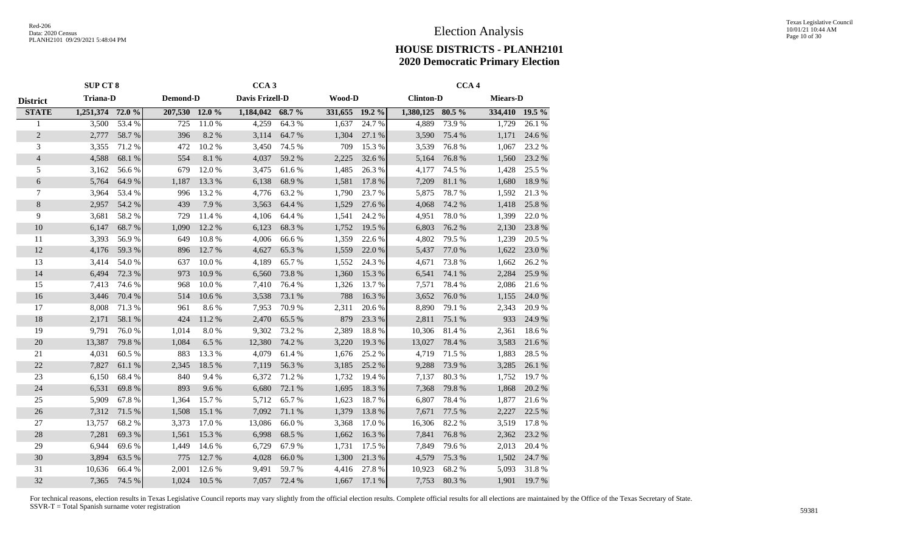# Election Analysis

## HOUSE DISTRICTS - PLANH2101
## 2020 Democratic Primary Election

| | SUP CT 8 | | | | CCA 3 | | | | CCA 4 | | | |
|---|---|---|---|---|---|---|---|---|---|---|---|---|
| **District** | **Triana-D** | | **Demond-D** | | **Davis Frizell-D** | | **Wood-D** | | **Clinton-D** | | **Miears-D** | |
| **STATE** | **1,251,374** | **72.0 %** | **207,530** | **12.0 %** | **1,184,042** | **68.7 %** | **331,655** | **19.2 %** | **1,380,125** | **80.5 %** | **334,410** | **19.5 %** |
| 1 | 3,500 | 53.4 % | 725 | 11.0 % | 4,259 | 64.3 % | 1,637 | 24.7 % | 4,889 | 73.9 % | 1,729 | 26.1 % |
| 2 | 2,777 | 58.7 % | 396 | 8.2 % | 3,114 | 64.7 % | 1,304 | 27.1 % | 3,590 | 75.4 % | 1,171 | 24.6 % |
| 3 | 3,355 | 71.2 % | 472 | 10.2 % | 3,450 | 74.5 % | 709 | 15.3 % | 3,539 | 76.8 % | 1,067 | 23.2 % |
| 4 | 4,588 | 68.1 % | 554 | 8.1 % | 4,037 | 59.2 % | 2,225 | 32.6 % | 5,164 | 76.8 % | 1,560 | 23.2 % |
| 5 | 3,162 | 56.6 % | 679 | 12.0 % | 3,475 | 61.6 % | 1,485 | 26.3 % | 4,177 | 74.5 % | 1,428 | 25.5 % |
| 6 | 5,764 | 64.9 % | 1,187 | 13.3 % | 6,138 | 68.9 % | 1,581 | 17.8 % | 7,209 | 81.1 % | 1,680 | 18.9 % |
| 7 | 3,964 | 53.4 % | 996 | 13.2 % | 4,776 | 63.2 % | 1,790 | 23.7 % | 5,875 | 78.7 % | 1,592 | 21.3 % |
| 8 | 2,957 | 54.2 % | 439 | 7.9 % | 3,563 | 64.4 % | 1,529 | 27.6 % | 4,068 | 74.2 % | 1,418 | 25.8 % |
| 9 | 3,681 | 58.2 % | 729 | 11.4 % | 4,106 | 64.4 % | 1,541 | 24.2 % | 4,951 | 78.0 % | 1,399 | 22.0 % |
| 10 | 6,147 | 68.7 % | 1,090 | 12.2 % | 6,123 | 68.3 % | 1,752 | 19.5 % | 6,803 | 76.2 % | 2,130 | 23.8 % |
| 11 | 3,393 | 56.9 % | 649 | 10.8 % | 4,006 | 66.6 % | 1,359 | 22.6 % | 4,802 | 79.5 % | 1,239 | 20.5 % |
| 12 | 4,176 | 59.3 % | 896 | 12.7 % | 4,627 | 65.3 % | 1,559 | 22.0 % | 5,437 | 77.0 % | 1,622 | 23.0 % |
| 13 | 3,414 | 54.0 % | 637 | 10.0 % | 4,189 | 65.7 % | 1,552 | 24.3 % | 4,671 | 73.8 % | 1,662 | 26.2 % |
| 14 | 6,494 | 72.3 % | 973 | 10.9 % | 6,560 | 73.8 % | 1,360 | 15.3 % | 6,541 | 74.1 % | 2,284 | 25.9 % |
| 15 | 7,413 | 74.6 % | 968 | 10.0 % | 7,410 | 76.4 % | 1,326 | 13.7 % | 7,571 | 78.4 % | 2,086 | 21.6 % |
| 16 | 3,446 | 70.4 % | 514 | 10.6 % | 3,538 | 73.1 % | 788 | 16.3 % | 3,652 | 76.0 % | 1,155 | 24.0 % |
| 17 | 8,008 | 71.3 % | 961 | 8.6 % | 7,953 | 70.9 % | 2,311 | 20.6 % | 8,890 | 79.1 % | 2,343 | 20.9 % |
| 18 | 2,171 | 58.1 % | 424 | 11.2 % | 2,470 | 65.5 % | 879 | 23.3 % | 2,811 | 75.1 % | 933 | 24.9 % |
| 19 | 9,791 | 76.0 % | 1,014 | 8.0 % | 9,302 | 73.2 % | 2,389 | 18.8 % | 10,306 | 81.4 % | 2,361 | 18.6 % |
| 20 | 13,387 | 79.8 % | 1,084 | 6.5 % | 12,380 | 74.2 % | 3,220 | 19.3 % | 13,027 | 78.4 % | 3,583 | 21.6 % |
| 21 | 4,031 | 60.5 % | 883 | 13.3 % | 4,079 | 61.4 % | 1,676 | 25.2 % | 4,719 | 71.5 % | 1,883 | 28.5 % |
| 22 | 7,827 | 61.1 % | 2,345 | 18.5 % | 7,119 | 56.3 % | 3,185 | 25.2 % | 9,288 | 73.9 % | 3,285 | 26.1 % |
| 23 | 6,150 | 68.4 % | 840 | 9.4 % | 6,372 | 71.2 % | 1,732 | 19.4 % | 7,137 | 80.3 % | 1,752 | 19.7 % |
| 24 | 6,531 | 69.8 % | 893 | 9.6 % | 6,680 | 72.1 % | 1,695 | 18.3 % | 7,368 | 79.8 % | 1,868 | 20.2 % |
| 25 | 5,909 | 67.8 % | 1,364 | 15.7 % | 5,712 | 65.7 % | 1,623 | 18.7 % | 6,807 | 78.4 % | 1,877 | 21.6 % |
| 26 | 7,312 | 71.5 % | 1,508 | 15.1 % | 7,092 | 71.1 % | 1,379 | 13.8 % | 7,671 | 77.5 % | 2,227 | 22.5 % |
| 27 | 13,757 | 68.2 % | 3,373 | 17.0 % | 13,086 | 66.0 % | 3,368 | 17.0 % | 16,306 | 82.2 % | 3,519 | 17.8 % |
| 28 | 7,281 | 69.3 % | 1,561 | 15.3 % | 6,998 | 68.5 % | 1,662 | 16.3 % | 7,841 | 76.8 % | 2,362 | 23.2 % |
| 29 | 6,944 | 69.6 % | 1,449 | 14.6 % | 6,729 | 67.9 % | 1,731 | 17.5 % | 7,849 | 79.6 % | 2,013 | 20.4 % |
| 30 | 3,894 | 63.5 % | 775 | 12.7 % | 4,028 | 66.0 % | 1,300 | 21.3 % | 4,579 | 75.3 % | 1,502 | 24.7 % |
| 31 | 10,636 | 66.4 % | 2,001 | 12.6 % | 9,491 | 59.7 % | 4,416 | 27.8 % | 10,923 | 68.2 % | 5,093 | 31.8 % |
| 32 | 7,365 | 74.5 % | 1,024 | 10.5 % | 7,057 | 72.4 % | 1,667 | 17.1 % | 7,753 | 80.3 % | 1,901 | 19.7 % |

For technical reasons, election results in Texas Legislative Council reports may vary slightly from the official election results. Complete official results for all elections are maintained by the Office of the Texas Secretary of State.
SSVR-T = Total Spanish surname voter registration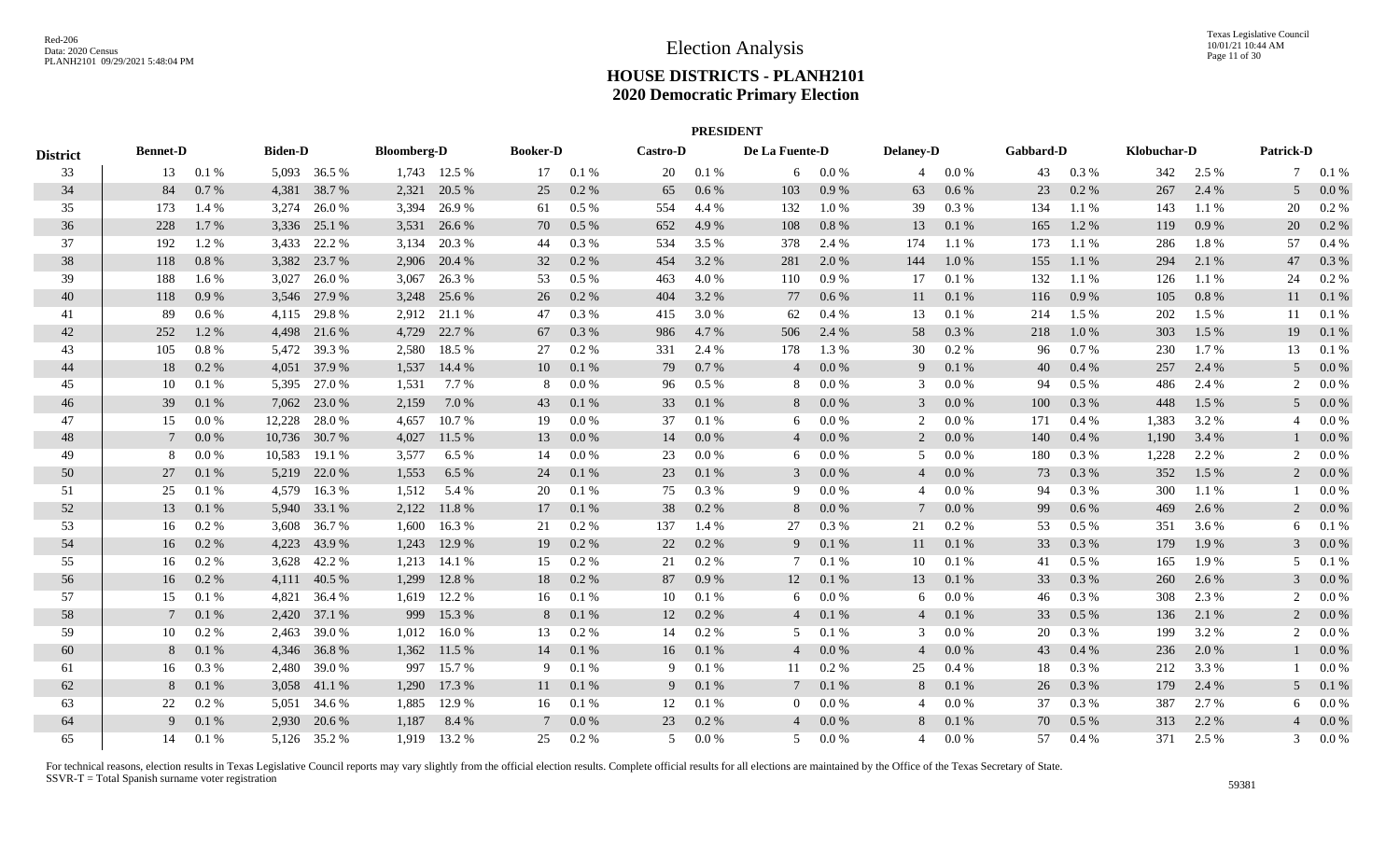# Election Analysis

## HOUSE DISTRICTS - PLANH2101

## 2020 Democratic Primary Election

### PRESIDENT

| District | Bennet-D | | Biden-D | | Bloomberg-D | | Booker-D | | Castro-D | | De La Fuente-D | | Delaney-D | | Gabbard-D | | Klobuchar-D | | Patrick-D | |
|---|---|---|---|---|---|---|---|---|---|---|---|---|---|---|---|---|---|---|---|---|
| 33 | 13 | 0.1 % | 5,093 | 36.5 % | 1,743 | 12.5 % | 17 | 0.1 % | 20 | 0.1 % | 6 | 0.0 % | 4 | 0.0 % | 43 | 0.3 % | 342 | 2.5 % | 7 | 0.1 % |
| 34 | 84 | 0.7 % | 4,381 | 38.7 % | 2,321 | 20.5 % | 25 | 0.2 % | 65 | 0.6 % | 103 | 0.9 % | 63 | 0.6 % | 23 | 0.2 % | 267 | 2.4 % | 5 | 0.0 % |
| 35 | 173 | 1.4 % | 3,274 | 26.0 % | 3,394 | 26.9 % | 61 | 0.5 % | 554 | 4.4 % | 132 | 1.0 % | 39 | 0.3 % | 134 | 1.1 % | 143 | 1.1 % | 20 | 0.2 % |
| 36 | 228 | 1.7 % | 3,336 | 25.1 % | 3,531 | 26.6 % | 70 | 0.5 % | 652 | 4.9 % | 108 | 0.8 % | 13 | 0.1 % | 165 | 1.2 % | 119 | 0.9 % | 20 | 0.2 % |
| 37 | 192 | 1.2 % | 3,433 | 22.2 % | 3,134 | 20.3 % | 44 | 0.3 % | 534 | 3.5 % | 378 | 2.4 % | 174 | 1.1 % | 173 | 1.1 % | 286 | 1.8 % | 57 | 0.4 % |
| 38 | 118 | 0.8 % | 3,382 | 23.7 % | 2,906 | 20.4 % | 32 | 0.2 % | 454 | 3.2 % | 281 | 2.0 % | 144 | 1.0 % | 155 | 1.1 % | 294 | 2.1 % | 47 | 0.3 % |
| 39 | 188 | 1.6 % | 3,027 | 26.0 % | 3,067 | 26.3 % | 53 | 0.5 % | 463 | 4.0 % | 110 | 0.9 % | 17 | 0.1 % | 132 | 1.1 % | 126 | 1.1 % | 24 | 0.2 % |
| 40 | 118 | 0.9 % | 3,546 | 27.9 % | 3,248 | 25.6 % | 26 | 0.2 % | 404 | 3.2 % | 77 | 0.6 % | 11 | 0.1 % | 116 | 0.9 % | 105 | 0.8 % | 11 | 0.1 % |
| 41 | 89 | 0.6 % | 4,115 | 29.8 % | 2,912 | 21.1 % | 47 | 0.3 % | 415 | 3.0 % | 62 | 0.4 % | 13 | 0.1 % | 214 | 1.5 % | 202 | 1.5 % | 11 | 0.1 % |
| 42 | 252 | 1.2 % | 4,498 | 21.6 % | 4,729 | 22.7 % | 67 | 0.3 % | 986 | 4.7 % | 506 | 2.4 % | 58 | 0.3 % | 218 | 1.0 % | 303 | 1.5 % | 19 | 0.1 % |
| 43 | 105 | 0.8 % | 5,472 | 39.3 % | 2,580 | 18.5 % | 27 | 0.2 % | 331 | 2.4 % | 178 | 1.3 % | 30 | 0.2 % | 96 | 0.7 % | 230 | 1.7 % | 13 | 0.1 % |
| 44 | 18 | 0.2 % | 4,051 | 37.9 % | 1,537 | 14.4 % | 10 | 0.1 % | 79 | 0.7 % | 4 | 0.0 % | 9 | 0.1 % | 40 | 0.4 % | 257 | 2.4 % | 5 | 0.0 % |
| 45 | 10 | 0.1 % | 5,395 | 27.0 % | 1,531 | 7.7 % | 8 | 0.0 % | 96 | 0.5 % | 8 | 0.0 % | 3 | 0.0 % | 94 | 0.5 % | 486 | 2.4 % | 2 | 0.0 % |
| 46 | 39 | 0.1 % | 7,062 | 23.0 % | 2,159 | 7.0 % | 43 | 0.1 % | 33 | 0.1 % | 8 | 0.0 % | 3 | 0.0 % | 100 | 0.3 % | 448 | 1.5 % | 5 | 0.0 % |
| 47 | 15 | 0.0 % | 12,228 | 28.0 % | 4,657 | 10.7 % | 19 | 0.0 % | 37 | 0.1 % | 6 | 0.0 % | 2 | 0.0 % | 171 | 0.4 % | 1,383 | 3.2 % | 4 | 0.0 % |
| 48 | 7 | 0.0 % | 10,736 | 30.7 % | 4,027 | 11.5 % | 13 | 0.0 % | 14 | 0.0 % | 4 | 0.0 % | 2 | 0.0 % | 140 | 0.4 % | 1,190 | 3.4 % | 1 | 0.0 % |
| 49 | 8 | 0.0 % | 10,583 | 19.1 % | 3,577 | 6.5 % | 14 | 0.0 % | 23 | 0.0 % | 6 | 0.0 % | 5 | 0.0 % | 180 | 0.3 % | 1,228 | 2.2 % | 2 | 0.0 % |
| 50 | 27 | 0.1 % | 5,219 | 22.0 % | 1,553 | 6.5 % | 24 | 0.1 % | 23 | 0.1 % | 3 | 0.0 % | 4 | 0.0 % | 73 | 0.3 % | 352 | 1.5 % | 2 | 0.0 % |
| 51 | 25 | 0.1 % | 4,579 | 16.3 % | 1,512 | 5.4 % | 20 | 0.1 % | 75 | 0.3 % | 9 | 0.0 % | 4 | 0.0 % | 94 | 0.3 % | 300 | 1.1 % | 1 | 0.0 % |
| 52 | 13 | 0.1 % | 5,940 | 33.1 % | 2,122 | 11.8 % | 17 | 0.1 % | 38 | 0.2 % | 8 | 0.0 % | 7 | 0.0 % | 99 | 0.6 % | 469 | 2.6 % | 2 | 0.0 % |
| 53 | 16 | 0.2 % | 3,608 | 36.7 % | 1,600 | 16.3 % | 21 | 0.2 % | 137 | 1.4 % | 27 | 0.3 % | 21 | 0.2 % | 53 | 0.5 % | 351 | 3.6 % | 6 | 0.1 % |
| 54 | 16 | 0.2 % | 4,223 | 43.9 % | 1,243 | 12.9 % | 19 | 0.2 % | 22 | 0.2 % | 9 | 0.1 % | 11 | 0.1 % | 33 | 0.3 % | 179 | 1.9 % | 3 | 0.0 % |
| 55 | 16 | 0.2 % | 3,628 | 42.2 % | 1,213 | 14.1 % | 15 | 0.2 % | 21 | 0.2 % | 7 | 0.1 % | 10 | 0.1 % | 41 | 0.5 % | 165 | 1.9 % | 5 | 0.1 % |
| 56 | 16 | 0.2 % | 4,111 | 40.5 % | 1,299 | 12.8 % | 18 | 0.2 % | 87 | 0.9 % | 12 | 0.1 % | 13 | 0.1 % | 33 | 0.3 % | 260 | 2.6 % | 3 | 0.0 % |
| 57 | 15 | 0.1 % | 4,821 | 36.4 % | 1,619 | 12.2 % | 16 | 0.1 % | 10 | 0.1 % | 6 | 0.0 % | 6 | 0.0 % | 46 | 0.3 % | 308 | 2.3 % | 2 | 0.0 % |
| 58 | 7 | 0.1 % | 2,420 | 37.1 % | 999 | 15.3 % | 8 | 0.1 % | 12 | 0.2 % | 4 | 0.1 % | 4 | 0.1 % | 33 | 0.5 % | 136 | 2.1 % | 2 | 0.0 % |
| 59 | 10 | 0.2 % | 2,463 | 39.0 % | 1,012 | 16.0 % | 13 | 0.2 % | 14 | 0.2 % | 5 | 0.1 % | 3 | 0.0 % | 20 | 0.3 % | 199 | 3.2 % | 2 | 0.0 % |
| 60 | 8 | 0.1 % | 4,346 | 36.8 % | 1,362 | 11.5 % | 14 | 0.1 % | 16 | 0.1 % | 4 | 0.0 % | 4 | 0.0 % | 43 | 0.4 % | 236 | 2.0 % | 1 | 0.0 % |
| 61 | 16 | 0.3 % | 2,480 | 39.0 % | 997 | 15.7 % | 9 | 0.1 % | 9 | 0.1 % | 11 | 0.2 % | 25 | 0.4 % | 18 | 0.3 % | 212 | 3.3 % | 1 | 0.0 % |
| 62 | 8 | 0.1 % | 3,058 | 41.1 % | 1,290 | 17.3 % | 11 | 0.1 % | 9 | 0.1 % | 7 | 0.1 % | 8 | 0.1 % | 26 | 0.3 % | 179 | 2.4 % | 5 | 0.1 % |
| 63 | 22 | 0.2 % | 5,051 | 34.6 % | 1,885 | 12.9 % | 16 | 0.1 % | 12 | 0.1 % | 0 | 0.0 % | 4 | 0.0 % | 37 | 0.3 % | 387 | 2.7 % | 6 | 0.0 % |
| 64 | 9 | 0.1 % | 2,930 | 20.6 % | 1,187 | 8.4 % | 7 | 0.0 % | 23 | 0.2 % | 4 | 0.0 % | 8 | 0.1 % | 70 | 0.5 % | 313 | 2.2 % | 4 | 0.0 % |
| 65 | 14 | 0.1 % | 5,126 | 35.2 % | 1,919 | 13.2 % | 25 | 0.2 % | 5 | 0.0 % | 5 | 0.0 % | 4 | 0.0 % | 57 | 0.4 % | 371 | 2.5 % | 3 | 0.0 % |

For technical reasons, election results in Texas Legislative Council reports may vary slightly from the official election results. Complete official results for all elections are maintained by the Office of the Texas Secretary of State.
SSVR-T = Total Spanish surname voter registration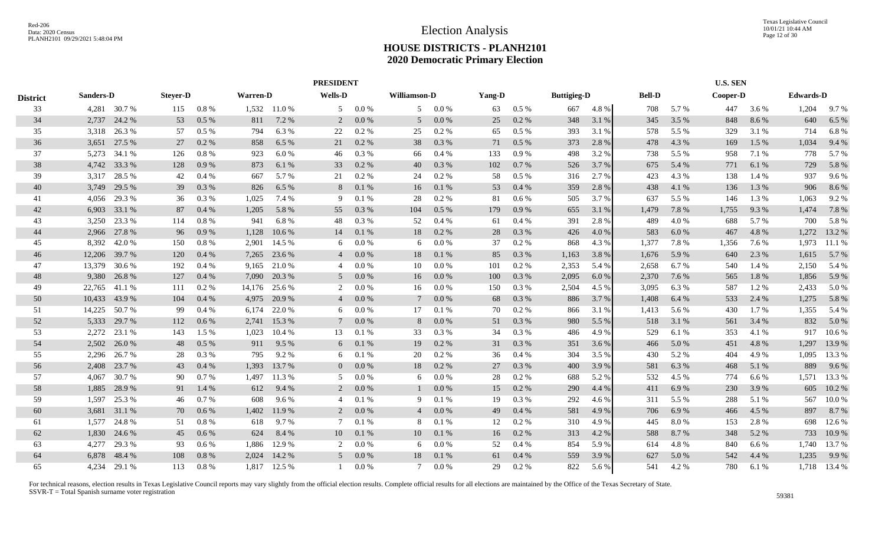# Election Analysis

## HOUSE DISTRICTS - PLANH2101
## 2020 Democratic Primary Election

| | PRESIDENT | | | | | | | | | | | | | | U.S. SEN | | | | | |
|---|---|---|---|---|---|---|---|---|---|---|---|---|---|---|---|---|---|---|---|---|
| District | Sanders-D | | Steyer-D | | Warren-D | | Wells-D | | Williamson-D | | Yang-D | | Buttigieg-D | | Bell-D | | Cooper-D | | Edwards-D | |
| 33 | 4,281 | 30.7 % | 115 | 0.8 % | 1,532 | 11.0 % | 5 | 0.0 % | 5 | 0.0 % | 63 | 0.5 % | 667 | 4.8 % | 708 | 5.7 % | 447 | 3.6 % | 1,204 | 9.7 % |
| 34 | 2,737 | 24.2 % | 53 | 0.5 % | 811 | 7.2 % | 2 | 0.0 % | 5 | 0.0 % | 25 | 0.2 % | 348 | 3.1 % | 345 | 3.5 % | 848 | 8.6 % | 640 | 6.5 % |
| 35 | 3,318 | 26.3 % | 57 | 0.5 % | 794 | 6.3 % | 22 | 0.2 % | 25 | 0.2 % | 65 | 0.5 % | 393 | 3.1 % | 578 | 5.5 % | 329 | 3.1 % | 714 | 6.8 % |
| 36 | 3,651 | 27.5 % | 27 | 0.2 % | 858 | 6.5 % | 21 | 0.2 % | 38 | 0.3 % | 71 | 0.5 % | 373 | 2.8 % | 478 | 4.3 % | 169 | 1.5 % | 1,034 | 9.4 % |
| 37 | 5,273 | 34.1 % | 126 | 0.8 % | 923 | 6.0 % | 46 | 0.3 % | 66 | 0.4 % | 133 | 0.9 % | 498 | 3.2 % | 738 | 5.5 % | 958 | 7.1 % | 778 | 5.7 % |
| 38 | 4,742 | 33.3 % | 128 | 0.9 % | 873 | 6.1 % | 33 | 0.2 % | 40 | 0.3 % | 102 | 0.7 % | 526 | 3.7 % | 675 | 5.4 % | 771 | 6.1 % | 729 | 5.8 % |
| 39 | 3,317 | 28.5 % | 42 | 0.4 % | 667 | 5.7 % | 21 | 0.2 % | 24 | 0.2 % | 58 | 0.5 % | 316 | 2.7 % | 423 | 4.3 % | 138 | 1.4 % | 937 | 9.6 % |
| 40 | 3,749 | 29.5 % | 39 | 0.3 % | 826 | 6.5 % | 8 | 0.1 % | 16 | 0.1 % | 53 | 0.4 % | 359 | 2.8 % | 438 | 4.1 % | 136 | 1.3 % | 906 | 8.6 % |
| 41 | 4,056 | 29.3 % | 36 | 0.3 % | 1,025 | 7.4 % | 9 | 0.1 % | 28 | 0.2 % | 81 | 0.6 % | 505 | 3.7 % | 637 | 5.5 % | 146 | 1.3 % | 1,063 | 9.2 % |
| 42 | 6,903 | 33.1 % | 87 | 0.4 % | 1,205 | 5.8 % | 55 | 0.3 % | 104 | 0.5 % | 179 | 0.9 % | 655 | 3.1 % | 1,479 | 7.8 % | 1,755 | 9.3 % | 1,474 | 7.8 % |
| 43 | 3,250 | 23.3 % | 114 | 0.8 % | 941 | 6.8 % | 48 | 0.3 % | 52 | 0.4 % | 61 | 0.4 % | 391 | 2.8 % | 489 | 4.0 % | 688 | 5.7 % | 700 | 5.8 % |
| 44 | 2,966 | 27.8 % | 96 | 0.9 % | 1,128 | 10.6 % | 14 | 0.1 % | 18 | 0.2 % | 28 | 0.3 % | 426 | 4.0 % | 583 | 6.0 % | 467 | 4.8 % | 1,272 | 13.2 % |
| 45 | 8,392 | 42.0 % | 150 | 0.8 % | 2,901 | 14.5 % | 6 | 0.0 % | 6 | 0.0 % | 37 | 0.2 % | 868 | 4.3 % | 1,377 | 7.8 % | 1,356 | 7.6 % | 1,973 | 11.1 % |
| 46 | 12,206 | 39.7 % | 120 | 0.4 % | 7,265 | 23.6 % | 4 | 0.0 % | 18 | 0.1 % | 85 | 0.3 % | 1,163 | 3.8 % | 1,676 | 5.9 % | 640 | 2.3 % | 1,615 | 5.7 % |
| 47 | 13,379 | 30.6 % | 192 | 0.4 % | 9,165 | 21.0 % | 4 | 0.0 % | 10 | 0.0 % | 101 | 0.2 % | 2,353 | 5.4 % | 2,658 | 6.7 % | 540 | 1.4 % | 2,150 | 5.4 % |
| 48 | 9,380 | 26.8 % | 127 | 0.4 % | 7,090 | 20.3 % | 5 | 0.0 % | 16 | 0.0 % | 100 | 0.3 % | 2,095 | 6.0 % | 2,370 | 7.6 % | 565 | 1.8 % | 1,856 | 5.9 % |
| 49 | 22,765 | 41.1 % | 111 | 0.2 % | 14,176 | 25.6 % | 2 | 0.0 % | 16 | 0.0 % | 150 | 0.3 % | 2,504 | 4.5 % | 3,095 | 6.3 % | 587 | 1.2 % | 2,433 | 5.0 % |
| 50 | 10,433 | 43.9 % | 104 | 0.4 % | 4,975 | 20.9 % | 4 | 0.0 % | 7 | 0.0 % | 68 | 0.3 % | 886 | 3.7 % | 1,408 | 6.4 % | 533 | 2.4 % | 1,275 | 5.8 % |
| 51 | 14,225 | 50.7 % | 99 | 0.4 % | 6,174 | 22.0 % | 6 | 0.0 % | 17 | 0.1 % | 70 | 0.2 % | 866 | 3.1 % | 1,413 | 5.6 % | 430 | 1.7 % | 1,355 | 5.4 % |
| 52 | 5,333 | 29.7 % | 112 | 0.6 % | 2,741 | 15.3 % | 7 | 0.0 % | 8 | 0.0 % | 51 | 0.3 % | 980 | 5.5 % | 518 | 3.1 % | 561 | 3.4 % | 832 | 5.0 % |
| 53 | 2,272 | 23.1 % | 143 | 1.5 % | 1,023 | 10.4 % | 13 | 0.1 % | 33 | 0.3 % | 34 | 0.3 % | 486 | 4.9 % | 529 | 6.1 % | 353 | 4.1 % | 917 | 10.6 % |
| 54 | 2,502 | 26.0 % | 48 | 0.5 % | 911 | 9.5 % | 6 | 0.1 % | 19 | 0.2 % | 31 | 0.3 % | 351 | 3.6 % | 466 | 5.0 % | 451 | 4.8 % | 1,297 | 13.9 % |
| 55 | 2,296 | 26.7 % | 28 | 0.3 % | 795 | 9.2 % | 6 | 0.1 % | 20 | 0.2 % | 36 | 0.4 % | 304 | 3.5 % | 430 | 5.2 % | 404 | 4.9 % | 1,095 | 13.3 % |
| 56 | 2,408 | 23.7 % | 43 | 0.4 % | 1,393 | 13.7 % | 0 | 0.0 % | 18 | 0.2 % | 27 | 0.3 % | 400 | 3.9 % | 581 | 6.3 % | 468 | 5.1 % | 889 | 9.6 % |
| 57 | 4,067 | 30.7 % | 90 | 0.7 % | 1,497 | 11.3 % | 5 | 0.0 % | 6 | 0.0 % | 28 | 0.2 % | 688 | 5.2 % | 532 | 4.5 % | 774 | 6.6 % | 1,571 | 13.3 % |
| 58 | 1,885 | 28.9 % | 91 | 1.4 % | 612 | 9.4 % | 2 | 0.0 % | 1 | 0.0 % | 15 | 0.2 % | 290 | 4.4 % | 411 | 6.9 % | 230 | 3.9 % | 605 | 10.2 % |
| 59 | 1,597 | 25.3 % | 46 | 0.7 % | 608 | 9.6 % | 4 | 0.1 % | 9 | 0.1 % | 19 | 0.3 % | 292 | 4.6 % | 311 | 5.5 % | 288 | 5.1 % | 567 | 10.0 % |
| 60 | 3,681 | 31.1 % | 70 | 0.6 % | 1,402 | 11.9 % | 2 | 0.0 % | 4 | 0.0 % | 49 | 0.4 % | 581 | 4.9 % | 706 | 6.9 % | 466 | 4.5 % | 897 | 8.7 % |
| 61 | 1,577 | 24.8 % | 51 | 0.8 % | 618 | 9.7 % | 7 | 0.1 % | 8 | 0.1 % | 12 | 0.2 % | 310 | 4.9 % | 445 | 8.0 % | 153 | 2.8 % | 698 | 12.6 % |
| 62 | 1,830 | 24.6 % | 45 | 0.6 % | 624 | 8.4 % | 10 | 0.1 % | 10 | 0.1 % | 16 | 0.2 % | 313 | 4.2 % | 588 | 8.7 % | 348 | 5.2 % | 733 | 10.9 % |
| 63 | 4,277 | 29.3 % | 93 | 0.6 % | 1,886 | 12.9 % | 2 | 0.0 % | 6 | 0.0 % | 52 | 0.4 % | 854 | 5.9 % | 614 | 4.8 % | 840 | 6.6 % | 1,740 | 13.7 % |
| 64 | 6,878 | 48.4 % | 108 | 0.8 % | 2,024 | 14.2 % | 5 | 0.0 % | 18 | 0.1 % | 61 | 0.4 % | 559 | 3.9 % | 627 | 5.0 % | 542 | 4.4 % | 1,235 | 9.9 % |
| 65 | 4,234 | 29.1 % | 113 | 0.8 % | 1,817 | 12.5 % | 1 | 0.0 % | 7 | 0.0 % | 29 | 0.2 % | 822 | 5.6 % | 541 | 4.2 % | 780 | 6.1 % | 1,718 | 13.4 % |

For technical reasons, election results in Texas Legislative Council reports may vary slightly from the official election results. Complete official results for all elections are maintained by the Office of the Texas Secretary of State.
SSVR-T = Total Spanish surname voter registration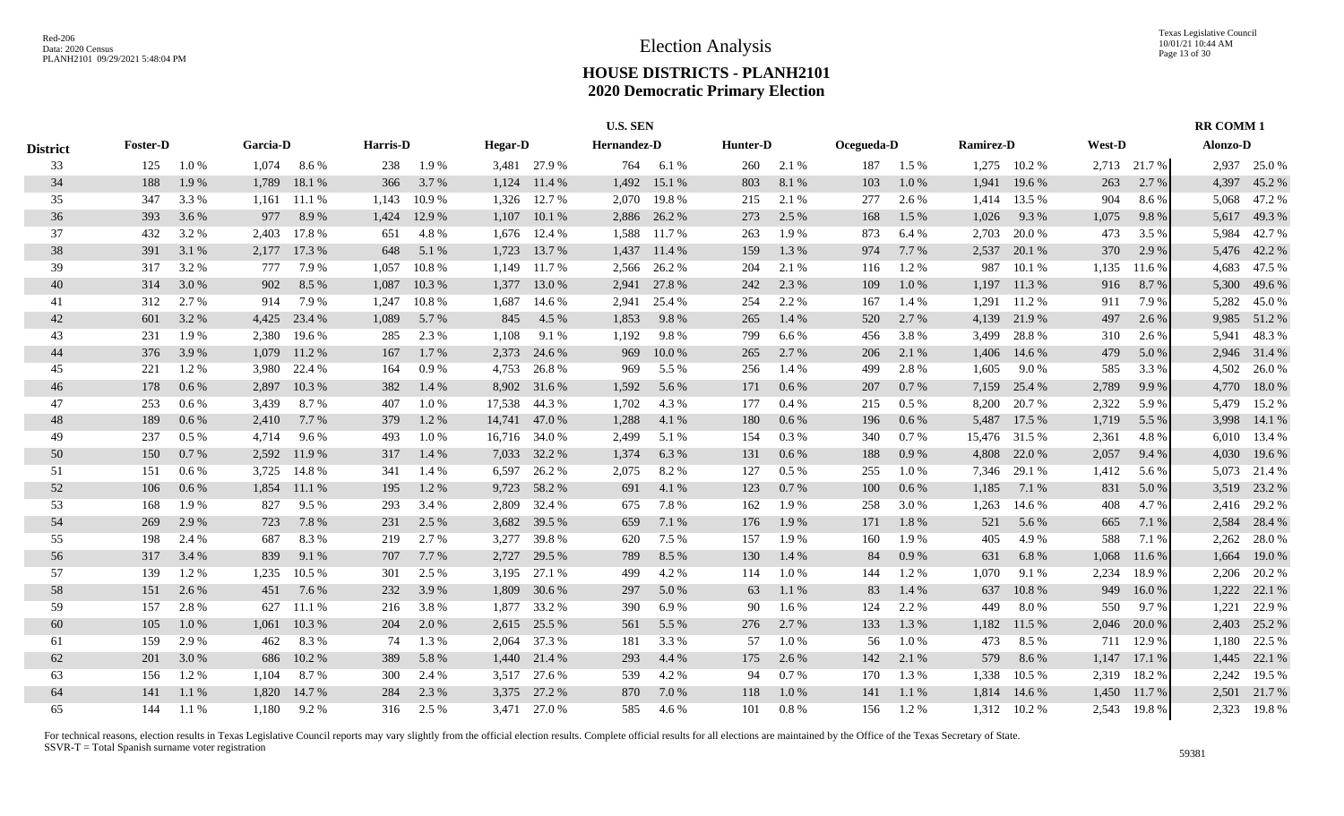# Election Analysis

## HOUSE DISTRICTS - PLANH2101
## 2020 Democratic Primary Election

| District | U.S. SEN | | | | | | | | | | | | | | | | | | RR COMM 1 | |
|---|---|---|---|---|---|---|---|---|---|---|---|---|---|---|---|---|---|---|---|---|
| | Foster-D | | Garcia-D | | Harris-D | | Hegar-D | | Hernandez-D | | Hunter-D | | Ocegueda-D | | Ramirez-D | | West-D | | Alonzo-D | |
| 33 | 125 | 1.0 % | 1,074 | 8.6 % | 238 | 1.9 % | 3,481 | 27.9 % | 764 | 6.1 % | 260 | 2.1 % | 187 | 1.5 % | 1,275 | 10.2 % | 2,713 | 21.7 % | 2,937 | 25.0 % |
| 34 | 188 | 1.9 % | 1,789 | 18.1 % | 366 | 3.7 % | 1,124 | 11.4 % | 1,492 | 15.1 % | 803 | 8.1 % | 103 | 1.0 % | 1,941 | 19.6 % | 263 | 2.7 % | 4,397 | 45.2 % |
| 35 | 347 | 3.3 % | 1,161 | 11.1 % | 1,143 | 10.9 % | 1,326 | 12.7 % | 2,070 | 19.8 % | 215 | 2.1 % | 277 | 2.6 % | 1,414 | 13.5 % | 904 | 8.6 % | 5,068 | 47.2 % |
| 36 | 393 | 3.6 % | 977 | 8.9 % | 1,424 | 12.9 % | 1,107 | 10.1 % | 2,886 | 26.2 % | 273 | 2.5 % | 168 | 1.5 % | 1,026 | 9.3 % | 1,075 | 9.8 % | 5,617 | 49.3 % |
| 37 | 432 | 3.2 % | 2,403 | 17.8 % | 651 | 4.8 % | 1,676 | 12.4 % | 1,588 | 11.7 % | 263 | 1.9 % | 873 | 6.4 % | 2,703 | 20.0 % | 473 | 3.5 % | 5,984 | 42.7 % |
| 38 | 391 | 3.1 % | 2,177 | 17.3 % | 648 | 5.1 % | 1,723 | 13.7 % | 1,437 | 11.4 % | 159 | 1.3 % | 974 | 7.7 % | 2,537 | 20.1 % | 370 | 2.9 % | 5,476 | 42.2 % |
| 39 | 317 | 3.2 % | 777 | 7.9 % | 1,057 | 10.8 % | 1,149 | 11.7 % | 2,566 | 26.2 % | 204 | 2.1 % | 116 | 1.2 % | 987 | 10.1 % | 1,135 | 11.6 % | 4,683 | 47.5 % |
| 40 | 314 | 3.0 % | 902 | 8.5 % | 1,087 | 10.3 % | 1,377 | 13.0 % | 2,941 | 27.8 % | 242 | 2.3 % | 109 | 1.0 % | 1,197 | 11.3 % | 916 | 8.7 % | 5,300 | 49.6 % |
| 41 | 312 | 2.7 % | 914 | 7.9 % | 1,247 | 10.8 % | 1,687 | 14.6 % | 2,941 | 25.4 % | 254 | 2.2 % | 167 | 1.4 % | 1,291 | 11.2 % | 911 | 7.9 % | 5,282 | 45.0 % |
| 42 | 601 | 3.2 % | 4,425 | 23.4 % | 1,089 | 5.7 % | 845 | 4.5 % | 1,853 | 9.8 % | 265 | 1.4 % | 520 | 2.7 % | 4,139 | 21.9 % | 497 | 2.6 % | 9,985 | 51.2 % |
| 43 | 231 | 1.9 % | 2,380 | 19.6 % | 285 | 2.3 % | 1,108 | 9.1 % | 1,192 | 9.8 % | 799 | 6.6 % | 456 | 3.8 % | 3,499 | 28.8 % | 310 | 2.6 % | 5,941 | 48.3 % |
| 44 | 376 | 3.9 % | 1,079 | 11.2 % | 167 | 1.7 % | 2,373 | 24.6 % | 969 | 10.0 % | 265 | 2.7 % | 206 | 2.1 % | 1,406 | 14.6 % | 479 | 5.0 % | 2,946 | 31.4 % |
| 45 | 221 | 1.2 % | 3,980 | 22.4 % | 164 | 0.9 % | 4,753 | 26.8 % | 969 | 5.5 % | 256 | 1.4 % | 499 | 2.8 % | 1,605 | 9.0 % | 585 | 3.3 % | 4,502 | 26.0 % |
| 46 | 178 | 0.6 % | 2,897 | 10.3 % | 382 | 1.4 % | 8,902 | 31.6 % | 1,592 | 5.6 % | 171 | 0.6 % | 207 | 0.7 % | 7,159 | 25.4 % | 2,789 | 9.9 % | 4,770 | 18.0 % |
| 47 | 253 | 0.6 % | 3,439 | 8.7 % | 407 | 1.0 % | 17,538 | 44.3 % | 1,702 | 4.3 % | 177 | 0.4 % | 215 | 0.5 % | 8,200 | 20.7 % | 2,322 | 5.9 % | 5,479 | 15.2 % |
| 48 | 189 | 0.6 % | 2,410 | 7.7 % | 379 | 1.2 % | 14,741 | 47.0 % | 1,288 | 4.1 % | 180 | 0.6 % | 196 | 0.6 % | 5,487 | 17.5 % | 1,719 | 5.5 % | 3,998 | 14.1 % |
| 49 | 237 | 0.5 % | 4,714 | 9.6 % | 493 | 1.0 % | 16,716 | 34.0 % | 2,499 | 5.1 % | 154 | 0.3 % | 340 | 0.7 % | 15,476 | 31.5 % | 2,361 | 4.8 % | 6,010 | 13.4 % |
| 50 | 150 | 0.7 % | 2,592 | 11.9 % | 317 | 1.4 % | 7,033 | 32.2 % | 1,374 | 6.3 % | 131 | 0.6 % | 188 | 0.9 % | 4,808 | 22.0 % | 2,057 | 9.4 % | 4,030 | 19.6 % |
| 51 | 151 | 0.6 % | 3,725 | 14.8 % | 341 | 1.4 % | 6,597 | 26.2 % | 2,075 | 8.2 % | 127 | 0.5 % | 255 | 1.0 % | 7,346 | 29.1 % | 1,412 | 5.6 % | 5,073 | 21.4 % |
| 52 | 106 | 0.6 % | 1,854 | 11.1 % | 195 | 1.2 % | 9,723 | 58.2 % | 691 | 4.1 % | 123 | 0.7 % | 100 | 0.6 % | 1,185 | 7.1 % | 831 | 5.0 % | 3,519 | 23.2 % |
| 53 | 168 | 1.9 % | 827 | 9.5 % | 293 | 3.4 % | 2,809 | 32.4 % | 675 | 7.8 % | 162 | 1.9 % | 258 | 3.0 % | 1,263 | 14.6 % | 408 | 4.7 % | 2,416 | 29.2 % |
| 54 | 269 | 2.9 % | 723 | 7.8 % | 231 | 2.5 % | 3,682 | 39.5 % | 659 | 7.1 % | 176 | 1.9 % | 171 | 1.8 % | 521 | 5.6 % | 665 | 7.1 % | 2,584 | 28.4 % |
| 55 | 198 | 2.4 % | 687 | 8.3 % | 219 | 2.7 % | 3,277 | 39.8 % | 620 | 7.5 % | 157 | 1.9 % | 160 | 1.9 % | 405 | 4.9 % | 588 | 7.1 % | 2,262 | 28.0 % |
| 56 | 317 | 3.4 % | 839 | 9.1 % | 707 | 7.7 % | 2,727 | 29.5 % | 789 | 8.5 % | 130 | 1.4 % | 84 | 0.9 % | 631 | 6.8 % | 1,068 | 11.6 % | 1,664 | 19.0 % |
| 57 | 139 | 1.2 % | 1,235 | 10.5 % | 301 | 2.5 % | 3,195 | 27.1 % | 499 | 4.2 % | 114 | 1.0 % | 144 | 1.2 % | 1,070 | 9.1 % | 2,234 | 18.9 % | 2,206 | 20.2 % |
| 58 | 151 | 2.6 % | 451 | 7.6 % | 232 | 3.9 % | 1,809 | 30.6 % | 297 | 5.0 % | 63 | 1.1 % | 83 | 1.4 % | 637 | 10.8 % | 949 | 16.0 % | 1,222 | 22.1 % |
| 59 | 157 | 2.8 % | 627 | 11.1 % | 216 | 3.8 % | 1,877 | 33.2 % | 390 | 6.9 % | 90 | 1.6 % | 124 | 2.2 % | 449 | 8.0 % | 550 | 9.7 % | 1,221 | 22.9 % |
| 60 | 105 | 1.0 % | 1,061 | 10.3 % | 204 | 2.0 % | 2,615 | 25.5 % | 561 | 5.5 % | 276 | 2.7 % | 133 | 1.3 % | 1,182 | 11.5 % | 2,046 | 20.0 % | 2,403 | 25.2 % |
| 61 | 159 | 2.9 % | 462 | 8.3 % | 74 | 1.3 % | 2,064 | 37.3 % | 181 | 3.3 % | 57 | 1.0 % | 56 | 1.0 % | 473 | 8.5 % | 711 | 12.9 % | 1,180 | 22.5 % |
| 62 | 201 | 3.0 % | 686 | 10.2 % | 389 | 5.8 % | 1,440 | 21.4 % | 293 | 4.4 % | 175 | 2.6 % | 142 | 2.1 % | 579 | 8.6 % | 1,147 | 17.1 % | 1,445 | 22.1 % |
| 63 | 156 | 1.2 % | 1,104 | 8.7 % | 300 | 2.4 % | 3,517 | 27.6 % | 539 | 4.2 % | 94 | 0.7 % | 170 | 1.3 % | 1,338 | 10.5 % | 2,319 | 18.2 % | 2,242 | 19.5 % |
| 64 | 141 | 1.1 % | 1,820 | 14.7 % | 284 | 2.3 % | 3,375 | 27.2 % | 870 | 7.0 % | 118 | 1.0 % | 141 | 1.1 % | 1,814 | 14.6 % | 1,450 | 11.7 % | 2,501 | 21.7 % |
| 65 | 144 | 1.1 % | 1,180 | 9.2 % | 316 | 2.5 % | 3,471 | 27.0 % | 585 | 4.6 % | 101 | 0.8 % | 156 | 1.2 % | 1,312 | 10.2 % | 2,543 | 19.8 % | 2,323 | 19.8 % |

For technical reasons, election results in Texas Legislative Council reports may vary slightly from the official election results. Complete official results for all elections are maintained by the Office of the Texas Secretary of State.
SSVR-T = Total Spanish surname voter registration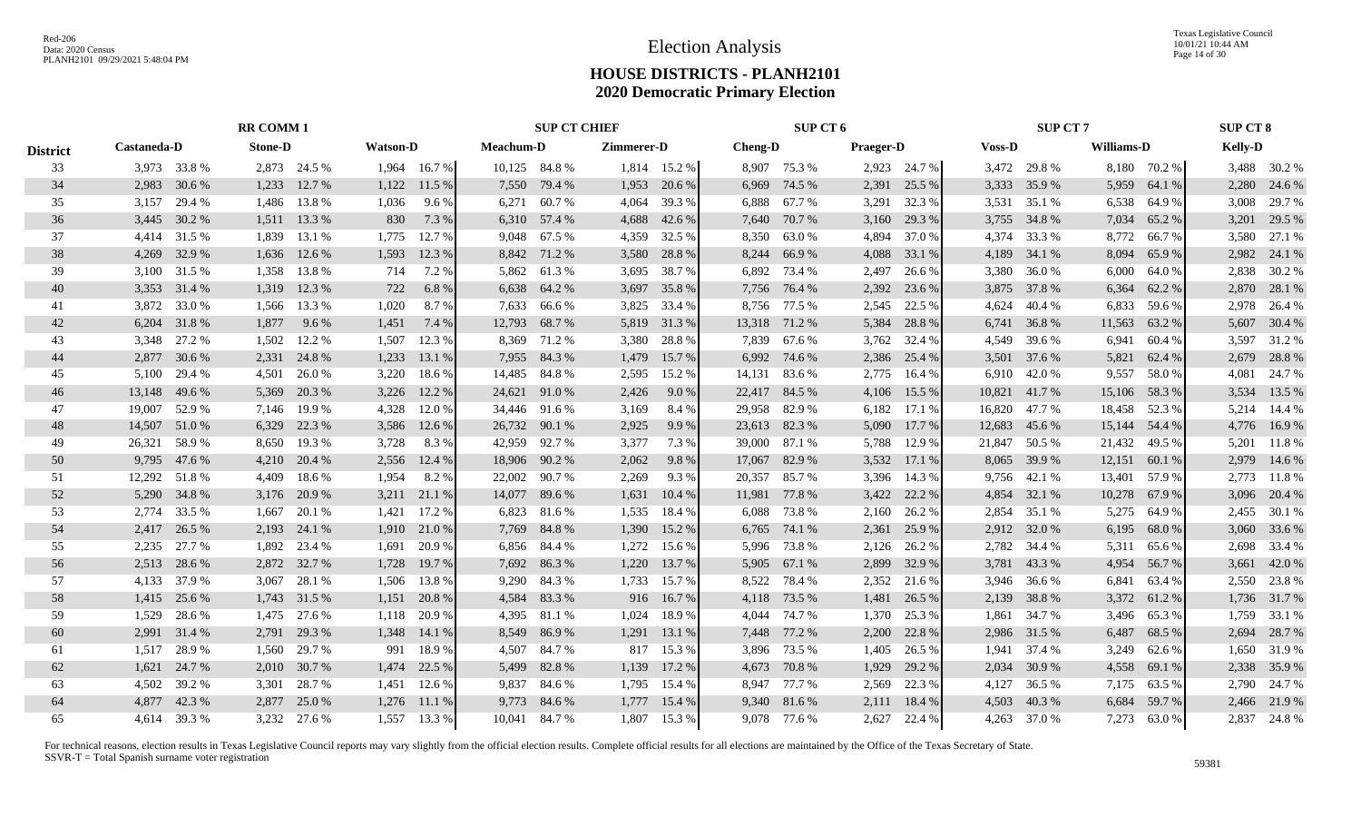# Election Analysis

## HOUSE DISTRICTS - PLANH2101
## 2020 Democratic Primary Election

| District | RR COMM 1 | | | | | | SUP CT CHIEF | | | | SUP CT 6 | | | | SUP CT 7 | | | | SUP CT 8 | |
|---|---|---|---|---|---|---|---|---|---|---|---|---|---|---|---|---|---|---|---|---|
| | Castaneda-D | | Stone-D | | Watson-D | | Meachum-D | | Zimmerer-D | | Cheng-D | | Praeger-D | | Voss-D | | Williams-D | | Kelly-D | |
| 33 | 3,973 | 33.8 % | 2,873 | 24.5 % | 1,964 | 16.7 % | 10,125 | 84.8 % | 1,814 | 15.2 % | 8,907 | 75.3 % | 2,923 | 24.7 % | 3,472 | 29.8 % | 8,180 | 70.2 % | 3,488 | 30.2 % |
| 34 | 2,983 | 30.6 % | 1,233 | 12.7 % | 1,122 | 11.5 % | 7,550 | 79.4 % | 1,953 | 20.6 % | 6,969 | 74.5 % | 2,391 | 25.5 % | 3,333 | 35.9 % | 5,959 | 64.1 % | 2,280 | 24.6 % |
| 35 | 3,157 | 29.4 % | 1,486 | 13.8 % | 1,036 | 9.6 % | 6,271 | 60.7 % | 4,064 | 39.3 % | 6,888 | 67.7 % | 3,291 | 32.3 % | 3,531 | 35.1 % | 6,538 | 64.9 % | 3,008 | 29.7 % |
| 36 | 3,445 | 30.2 % | 1,511 | 13.3 % | 830 | 7.3 % | 6,310 | 57.4 % | 4,688 | 42.6 % | 7,640 | 70.7 % | 3,160 | 29.3 % | 3,755 | 34.8 % | 7,034 | 65.2 % | 3,201 | 29.5 % |
| 37 | 4,414 | 31.5 % | 1,839 | 13.1 % | 1,775 | 12.7 % | 9,048 | 67.5 % | 4,359 | 32.5 % | 8,350 | 63.0 % | 4,894 | 37.0 % | 4,374 | 33.3 % | 8,772 | 66.7 % | 3,580 | 27.1 % |
| 38 | 4,269 | 32.9 % | 1,636 | 12.6 % | 1,593 | 12.3 % | 8,842 | 71.2 % | 3,580 | 28.8 % | 8,244 | 66.9 % | 4,088 | 33.1 % | 4,189 | 34.1 % | 8,094 | 65.9 % | 2,982 | 24.1 % |
| 39 | 3,100 | 31.5 % | 1,358 | 13.8 % | 714 | 7.2 % | 5,862 | 61.3 % | 3,695 | 38.7 % | 6,892 | 73.4 % | 2,497 | 26.6 % | 3,380 | 36.0 % | 6,000 | 64.0 % | 2,838 | 30.2 % |
| 40 | 3,353 | 31.4 % | 1,319 | 12.3 % | 722 | 6.8 % | 6,638 | 64.2 % | 3,697 | 35.8 % | 7,756 | 76.4 % | 2,392 | 23.6 % | 3,875 | 37.8 % | 6,364 | 62.2 % | 2,870 | 28.1 % |
| 41 | 3,872 | 33.0 % | 1,566 | 13.3 % | 1,020 | 8.7 % | 7,633 | 66.6 % | 3,825 | 33.4 % | 8,756 | 77.5 % | 2,545 | 22.5 % | 4,624 | 40.4 % | 6,833 | 59.6 % | 2,978 | 26.4 % |
| 42 | 6,204 | 31.8 % | 1,877 | 9.6 % | 1,451 | 7.4 % | 12,793 | 68.7 % | 5,819 | 31.3 % | 13,318 | 71.2 % | 5,384 | 28.8 % | 6,741 | 36.8 % | 11,563 | 63.2 % | 5,607 | 30.4 % |
| 43 | 3,348 | 27.2 % | 1,502 | 12.2 % | 1,507 | 12.3 % | 8,369 | 71.2 % | 3,380 | 28.8 % | 7,839 | 67.6 % | 3,762 | 32.4 % | 4,549 | 39.6 % | 6,941 | 60.4 % | 3,597 | 31.2 % |
| 44 | 2,877 | 30.6 % | 2,331 | 24.8 % | 1,233 | 13.1 % | 7,955 | 84.3 % | 1,479 | 15.7 % | 6,992 | 74.6 % | 2,386 | 25.4 % | 3,501 | 37.6 % | 5,821 | 62.4 % | 2,679 | 28.8 % |
| 45 | 5,100 | 29.4 % | 4,501 | 26.0 % | 3,220 | 18.6 % | 14,485 | 84.8 % | 2,595 | 15.2 % | 14,131 | 83.6 % | 2,775 | 16.4 % | 6,910 | 42.0 % | 9,557 | 58.0 % | 4,081 | 24.7 % |
| 46 | 13,148 | 49.6 % | 5,369 | 20.3 % | 3,226 | 12.2 % | 24,621 | 91.0 % | 2,426 | 9.0 % | 22,417 | 84.5 % | 4,106 | 15.5 % | 10,821 | 41.7 % | 15,106 | 58.3 % | 3,534 | 13.5 % |
| 47 | 19,007 | 52.9 % | 7,146 | 19.9 % | 4,328 | 12.0 % | 34,446 | 91.6 % | 3,169 | 8.4 % | 29,958 | 82.9 % | 6,182 | 17.1 % | 16,820 | 47.7 % | 18,458 | 52.3 % | 5,214 | 14.4 % |
| 48 | 14,507 | 51.0 % | 6,329 | 22.3 % | 3,586 | 12.6 % | 26,732 | 90.1 % | 2,925 | 9.9 % | 23,613 | 82.3 % | 5,090 | 17.7 % | 12,683 | 45.6 % | 15,144 | 54.4 % | 4,776 | 16.9 % |
| 49 | 26,321 | 58.9 % | 8,650 | 19.3 % | 3,728 | 8.3 % | 42,959 | 92.7 % | 3,377 | 7.3 % | 39,000 | 87.1 % | 5,788 | 12.9 % | 21,847 | 50.5 % | 21,432 | 49.5 % | 5,201 | 11.8 % |
| 50 | 9,795 | 47.6 % | 4,210 | 20.4 % | 2,556 | 12.4 % | 18,906 | 90.2 % | 2,062 | 9.8 % | 17,067 | 82.9 % | 3,532 | 17.1 % | 8,065 | 39.9 % | 12,151 | 60.1 % | 2,979 | 14.6 % |
| 51 | 12,292 | 51.8 % | 4,409 | 18.6 % | 1,954 | 8.2 % | 22,002 | 90.7 % | 2,269 | 9.3 % | 20,357 | 85.7 % | 3,396 | 14.3 % | 9,756 | 42.1 % | 13,401 | 57.9 % | 2,773 | 11.8 % |
| 52 | 5,290 | 34.8 % | 3,176 | 20.9 % | 3,211 | 21.1 % | 14,077 | 89.6 % | 1,631 | 10.4 % | 11,981 | 77.8 % | 3,422 | 22.2 % | 4,854 | 32.1 % | 10,278 | 67.9 % | 3,096 | 20.4 % |
| 53 | 2,774 | 33.5 % | 1,667 | 20.1 % | 1,421 | 17.2 % | 6,823 | 81.6 % | 1,535 | 18.4 % | 6,088 | 73.8 % | 2,160 | 26.2 % | 2,854 | 35.1 % | 5,275 | 64.9 % | 2,455 | 30.1 % |
| 54 | 2,417 | 26.5 % | 2,193 | 24.1 % | 1,910 | 21.0 % | 7,769 | 84.8 % | 1,390 | 15.2 % | 6,765 | 74.1 % | 2,361 | 25.9 % | 2,912 | 32.0 % | 6,195 | 68.0 % | 3,060 | 33.6 % |
| 55 | 2,235 | 27.7 % | 1,892 | 23.4 % | 1,691 | 20.9 % | 6,856 | 84.4 % | 1,272 | 15.6 % | 5,996 | 73.8 % | 2,126 | 26.2 % | 2,782 | 34.4 % | 5,311 | 65.6 % | 2,698 | 33.4 % |
| 56 | 2,513 | 28.6 % | 2,872 | 32.7 % | 1,728 | 19.7 % | 7,692 | 86.3 % | 1,220 | 13.7 % | 5,905 | 67.1 % | 2,899 | 32.9 % | 3,781 | 43.3 % | 4,954 | 56.7 % | 3,661 | 42.0 % |
| 57 | 4,133 | 37.9 % | 3,067 | 28.1 % | 1,506 | 13.8 % | 9,290 | 84.3 % | 1,733 | 15.7 % | 8,522 | 78.4 % | 2,352 | 21.6 % | 3,946 | 36.6 % | 6,841 | 63.4 % | 2,550 | 23.8 % |
| 58 | 1,415 | 25.6 % | 1,743 | 31.5 % | 1,151 | 20.8 % | 4,584 | 83.3 % | 916 | 16.7 % | 4,118 | 73.5 % | 1,481 | 26.5 % | 2,139 | 38.8 % | 3,372 | 61.2 % | 1,736 | 31.7 % |
| 59 | 1,529 | 28.6 % | 1,475 | 27.6 % | 1,118 | 20.9 % | 4,395 | 81.1 % | 1,024 | 18.9 % | 4,044 | 74.7 % | 1,370 | 25.3 % | 1,861 | 34.7 % | 3,496 | 65.3 % | 1,759 | 33.1 % |
| 60 | 2,991 | 31.4 % | 2,791 | 29.3 % | 1,348 | 14.1 % | 8,549 | 86.9 % | 1,291 | 13.1 % | 7,448 | 77.2 % | 2,200 | 22.8 % | 2,986 | 31.5 % | 6,487 | 68.5 % | 2,694 | 28.7 % |
| 61 | 1,517 | 28.9 % | 1,560 | 29.7 % | 991 | 18.9 % | 4,507 | 84.7 % | 817 | 15.3 % | 3,896 | 73.5 % | 1,405 | 26.5 % | 1,941 | 37.4 % | 3,249 | 62.6 % | 1,650 | 31.9 % |
| 62 | 1,621 | 24.7 % | 2,010 | 30.7 % | 1,474 | 22.5 % | 5,499 | 82.8 % | 1,139 | 17.2 % | 4,673 | 70.8 % | 1,929 | 29.2 % | 2,034 | 30.9 % | 4,558 | 69.1 % | 2,338 | 35.9 % |
| 63 | 4,502 | 39.2 % | 3,301 | 28.7 % | 1,451 | 12.6 % | 9,837 | 84.6 % | 1,795 | 15.4 % | 8,947 | 77.7 % | 2,569 | 22.3 % | 4,127 | 36.5 % | 7,175 | 63.5 % | 2,790 | 24.7 % |
| 64 | 4,877 | 42.3 % | 2,877 | 25.0 % | 1,276 | 11.1 % | 9,773 | 84.6 % | 1,777 | 15.4 % | 9,340 | 81.6 % | 2,111 | 18.4 % | 4,503 | 40.3 % | 6,684 | 59.7 % | 2,466 | 21.9 % |
| 65 | 4,614 | 39.3 % | 3,232 | 27.6 % | 1,557 | 13.3 % | 10,041 | 84.7 % | 1,807 | 15.3 % | 9,078 | 77.6 % | 2,627 | 22.4 % | 4,263 | 37.0 % | 7,273 | 63.0 % | 2,837 | 24.8 % |

For technical reasons, election results in Texas Legislative Council reports may vary slightly from the official election results. Complete official results for all elections are maintained by the Office of the Texas Secretary of State.
SSVR-T = Total Spanish surname voter registration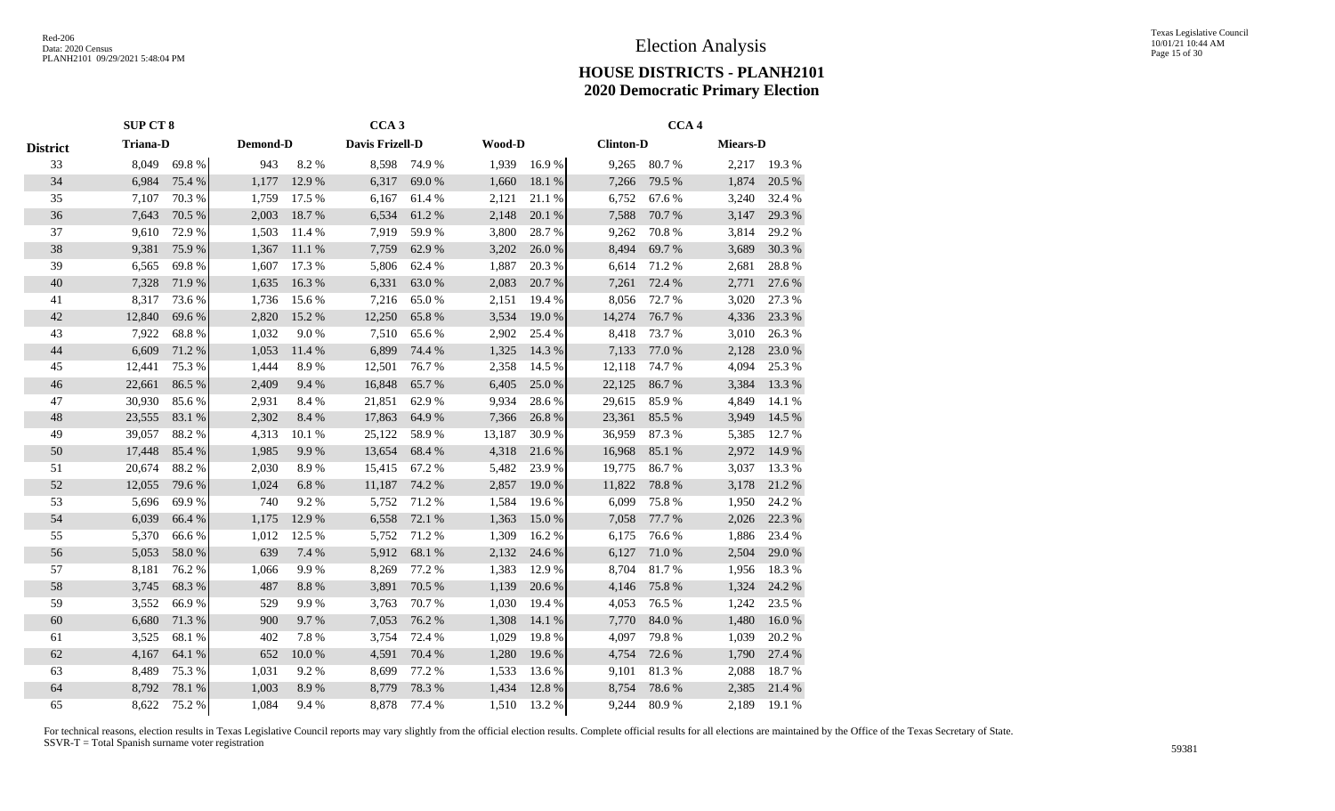# Election Analysis

## HOUSE DISTRICTS - PLANH2101
## 2020 Democratic Primary Election

| | SUP CT 8 | | | | CCA 3 | | | | CCA 4 | | | |
|---|---|---|---|---|---|---|---|---|---|---|---|---|
| **District** | **Triana-D** | | **Demond-D** | | **Davis Frizell-D** | | **Wood-D** | | **Clinton-D** | | **Miears-D** | |
| 33 | 8,049 | 69.8 % | 943 | 8.2 % | 8,598 | 74.9 % | 1,939 | 16.9 % | 9,265 | 80.7 % | 2,217 | 19.3 % |
| 34 | 6,984 | 75.4 % | 1,177 | 12.9 % | 6,317 | 69.0 % | 1,660 | 18.1 % | 7,266 | 79.5 % | 1,874 | 20.5 % |
| 35 | 7,107 | 70.3 % | 1,759 | 17.5 % | 6,167 | 61.4 % | 2,121 | 21.1 % | 6,752 | 67.6 % | 3,240 | 32.4 % |
| 36 | 7,643 | 70.5 % | 2,003 | 18.7 % | 6,534 | 61.2 % | 2,148 | 20.1 % | 7,588 | 70.7 % | 3,147 | 29.3 % |
| 37 | 9,610 | 72.9 % | 1,503 | 11.4 % | 7,919 | 59.9 % | 3,800 | 28.7 % | 9,262 | 70.8 % | 3,814 | 29.2 % |
| 38 | 9,381 | 75.9 % | 1,367 | 11.1 % | 7,759 | 62.9 % | 3,202 | 26.0 % | 8,494 | 69.7 % | 3,689 | 30.3 % |
| 39 | 6,565 | 69.8 % | 1,607 | 17.3 % | 5,806 | 62.4 % | 1,887 | 20.3 % | 6,614 | 71.2 % | 2,681 | 28.8 % |
| 40 | 7,328 | 71.9 % | 1,635 | 16.3 % | 6,331 | 63.0 % | 2,083 | 20.7 % | 7,261 | 72.4 % | 2,771 | 27.6 % |
| 41 | 8,317 | 73.6 % | 1,736 | 15.6 % | 7,216 | 65.0 % | 2,151 | 19.4 % | 8,056 | 72.7 % | 3,020 | 27.3 % |
| 42 | 12,840 | 69.6 % | 2,820 | 15.2 % | 12,250 | 65.8 % | 3,534 | 19.0 % | 14,274 | 76.7 % | 4,336 | 23.3 % |
| 43 | 7,922 | 68.8 % | 1,032 | 9.0 % | 7,510 | 65.6 % | 2,902 | 25.4 % | 8,418 | 73.7 % | 3,010 | 26.3 % |
| 44 | 6,609 | 71.2 % | 1,053 | 11.4 % | 6,899 | 74.4 % | 1,325 | 14.3 % | 7,133 | 77.0 % | 2,128 | 23.0 % |
| 45 | 12,441 | 75.3 % | 1,444 | 8.9 % | 12,501 | 76.7 % | 2,358 | 14.5 % | 12,118 | 74.7 % | 4,094 | 25.3 % |
| 46 | 22,661 | 86.5 % | 2,409 | 9.4 % | 16,848 | 65.7 % | 6,405 | 25.0 % | 22,125 | 86.7 % | 3,384 | 13.3 % |
| 47 | 30,930 | 85.6 % | 2,931 | 8.4 % | 21,851 | 62.9 % | 9,934 | 28.6 % | 29,615 | 85.9 % | 4,849 | 14.1 % |
| 48 | 23,555 | 83.1 % | 2,302 | 8.4 % | 17,863 | 64.9 % | 7,366 | 26.8 % | 23,361 | 85.5 % | 3,949 | 14.5 % |
| 49 | 39,057 | 88.2 % | 4,313 | 10.1 % | 25,122 | 58.9 % | 13,187 | 30.9 % | 36,959 | 87.3 % | 5,385 | 12.7 % |
| 50 | 17,448 | 85.4 % | 1,985 | 9.9 % | 13,654 | 68.4 % | 4,318 | 21.6 % | 16,968 | 85.1 % | 2,972 | 14.9 % |
| 51 | 20,674 | 88.2 % | 2,030 | 8.9 % | 15,415 | 67.2 % | 5,482 | 23.9 % | 19,775 | 86.7 % | 3,037 | 13.3 % |
| 52 | 12,055 | 79.6 % | 1,024 | 6.8 % | 11,187 | 74.2 % | 2,857 | 19.0 % | 11,822 | 78.8 % | 3,178 | 21.2 % |
| 53 | 5,696 | 69.9 % | 740 | 9.2 % | 5,752 | 71.2 % | 1,584 | 19.6 % | 6,099 | 75.8 % | 1,950 | 24.2 % |
| 54 | 6,039 | 66.4 % | 1,175 | 12.9 % | 6,558 | 72.1 % | 1,363 | 15.0 % | 7,058 | 77.7 % | 2,026 | 22.3 % |
| 55 | 5,370 | 66.6 % | 1,012 | 12.5 % | 5,752 | 71.2 % | 1,309 | 16.2 % | 6,175 | 76.6 % | 1,886 | 23.4 % |
| 56 | 5,053 | 58.0 % | 639 | 7.4 % | 5,912 | 68.1 % | 2,132 | 24.6 % | 6,127 | 71.0 % | 2,504 | 29.0 % |
| 57 | 8,181 | 76.2 % | 1,066 | 9.9 % | 8,269 | 77.2 % | 1,383 | 12.9 % | 8,704 | 81.7 % | 1,956 | 18.3 % |
| 58 | 3,745 | 68.3 % | 487 | 8.8 % | 3,891 | 70.5 % | 1,139 | 20.6 % | 4,146 | 75.8 % | 1,324 | 24.2 % |
| 59 | 3,552 | 66.9 % | 529 | 9.9 % | 3,763 | 70.7 % | 1,030 | 19.4 % | 4,053 | 76.5 % | 1,242 | 23.5 % |
| 60 | 6,680 | 71.3 % | 900 | 9.7 % | 7,053 | 76.2 % | 1,308 | 14.1 % | 7,770 | 84.0 % | 1,480 | 16.0 % |
| 61 | 3,525 | 68.1 % | 402 | 7.8 % | 3,754 | 72.4 % | 1,029 | 19.8 % | 4,097 | 79.8 % | 1,039 | 20.2 % |
| 62 | 4,167 | 64.1 % | 652 | 10.0 % | 4,591 | 70.4 % | 1,280 | 19.6 % | 4,754 | 72.6 % | 1,790 | 27.4 % |
| 63 | 8,489 | 75.3 % | 1,031 | 9.2 % | 8,699 | 77.2 % | 1,533 | 13.6 % | 9,101 | 81.3 % | 2,088 | 18.7 % |
| 64 | 8,792 | 78.1 % | 1,003 | 8.9 % | 8,779 | 78.3 % | 1,434 | 12.8 % | 8,754 | 78.6 % | 2,385 | 21.4 % |
| 65 | 8,622 | 75.2 % | 1,084 | 9.4 % | 8,878 | 77.4 % | 1,510 | 13.2 % | 9,244 | 80.9 % | 2,189 | 19.1 % |

For technical reasons, election results in Texas Legislative Council reports may vary slightly from the official election results. Complete official results for all elections are maintained by the Office of the Texas Secretary of State.
SSVR-T = Total Spanish surname voter registration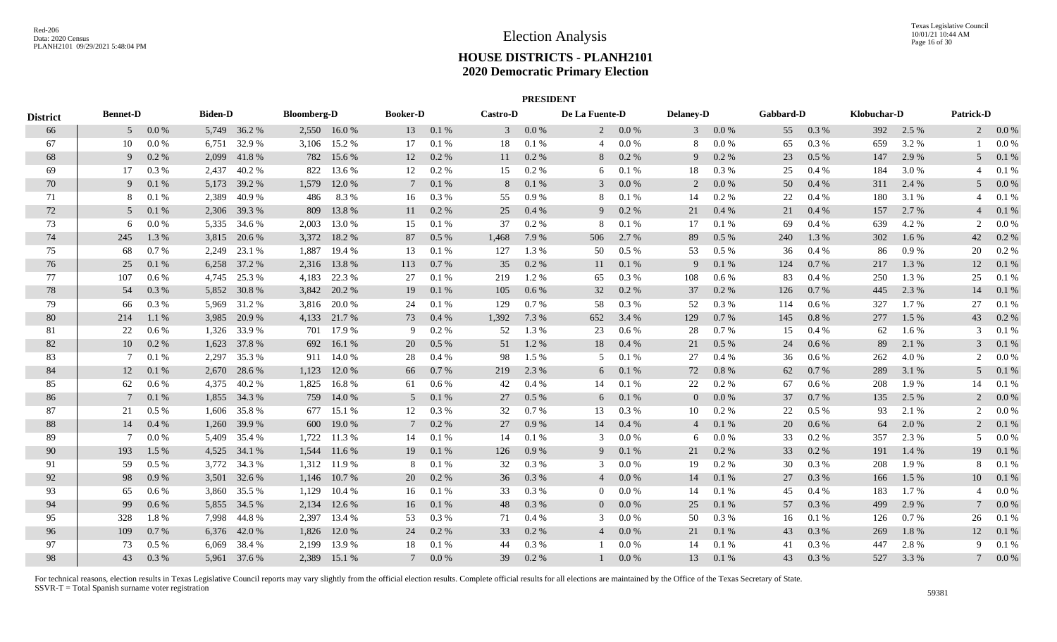# Election Analysis

## HOUSE DISTRICTS - PLANH2101
## 2020 Democratic Primary Election

### PRESIDENT

| District | Bennet-D | | Biden-D | | Bloomberg-D | | Booker-D | | Castro-D | | De La Fuente-D | | Delaney-D | | Gabbard-D | | Klobuchar-D | | Patrick-D | |
|---|---|---|---|---|---|---|---|---|---|---|---|---|---|---|---|---|---|---|---|---|
| 66 | 5 | 0.0 % | 5,749 | 36.2 % | 2,550 | 16.0 % | 13 | 0.1 % | 3 | 0.0 % | 2 | 0.0 % | 3 | 0.0 % | 55 | 0.3 % | 392 | 2.5 % | 2 | 0.0 % |
| 67 | 10 | 0.0 % | 6,751 | 32.9 % | 3,106 | 15.2 % | 17 | 0.1 % | 18 | 0.1 % | 4 | 0.0 % | 8 | 0.0 % | 65 | 0.3 % | 659 | 3.2 % | 1 | 0.0 % |
| 68 | 9 | 0.2 % | 2,099 | 41.8 % | 782 | 15.6 % | 12 | 0.2 % | 11 | 0.2 % | 8 | 0.2 % | 9 | 0.2 % | 23 | 0.5 % | 147 | 2.9 % | 5 | 0.1 % |
| 69 | 17 | 0.3 % | 2,437 | 40.2 % | 822 | 13.6 % | 12 | 0.2 % | 15 | 0.2 % | 6 | 0.1 % | 18 | 0.3 % | 25 | 0.4 % | 184 | 3.0 % | 4 | 0.1 % |
| 70 | 9 | 0.1 % | 5,173 | 39.2 % | 1,579 | 12.0 % | 7 | 0.1 % | 8 | 0.1 % | 3 | 0.0 % | 2 | 0.0 % | 50 | 0.4 % | 311 | 2.4 % | 5 | 0.0 % |
| 71 | 8 | 0.1 % | 2,389 | 40.9 % | 486 | 8.3 % | 16 | 0.3 % | 55 | 0.9 % | 8 | 0.1 % | 14 | 0.2 % | 22 | 0.4 % | 180 | 3.1 % | 4 | 0.1 % |
| 72 | 5 | 0.1 % | 2,306 | 39.3 % | 809 | 13.8 % | 11 | 0.2 % | 25 | 0.4 % | 9 | 0.2 % | 21 | 0.4 % | 21 | 0.4 % | 157 | 2.7 % | 4 | 0.1 % |
| 73 | 6 | 0.0 % | 5,335 | 34.6 % | 2,003 | 13.0 % | 15 | 0.1 % | 37 | 0.2 % | 8 | 0.1 % | 17 | 0.1 % | 69 | 0.4 % | 639 | 4.2 % | 2 | 0.0 % |
| 74 | 245 | 1.3 % | 3,815 | 20.6 % | 3,372 | 18.2 % | 87 | 0.5 % | 1,468 | 7.9 % | 506 | 2.7 % | 89 | 0.5 % | 240 | 1.3 % | 302 | 1.6 % | 42 | 0.2 % |
| 75 | 68 | 0.7 % | 2,249 | 23.1 % | 1,887 | 19.4 % | 13 | 0.1 % | 127 | 1.3 % | 50 | 0.5 % | 53 | 0.5 % | 36 | 0.4 % | 86 | 0.9 % | 20 | 0.2 % |
| 76 | 25 | 0.1 % | 6,258 | 37.2 % | 2,316 | 13.8 % | 113 | 0.7 % | 35 | 0.2 % | 11 | 0.1 % | 9 | 0.1 % | 124 | 0.7 % | 217 | 1.3 % | 12 | 0.1 % |
| 77 | 107 | 0.6 % | 4,745 | 25.3 % | 4,183 | 22.3 % | 27 | 0.1 % | 219 | 1.2 % | 65 | 0.3 % | 108 | 0.6 % | 83 | 0.4 % | 250 | 1.3 % | 25 | 0.1 % |
| 78 | 54 | 0.3 % | 5,852 | 30.8 % | 3,842 | 20.2 % | 19 | 0.1 % | 105 | 0.6 % | 32 | 0.2 % | 37 | 0.2 % | 126 | 0.7 % | 445 | 2.3 % | 14 | 0.1 % |
| 79 | 66 | 0.3 % | 5,969 | 31.2 % | 3,816 | 20.0 % | 24 | 0.1 % | 129 | 0.7 % | 58 | 0.3 % | 52 | 0.3 % | 114 | 0.6 % | 327 | 1.7 % | 27 | 0.1 % |
| 80 | 214 | 1.1 % | 3,985 | 20.9 % | 4,133 | 21.7 % | 73 | 0.4 % | 1,392 | 7.3 % | 652 | 3.4 % | 129 | 0.7 % | 145 | 0.8 % | 277 | 1.5 % | 43 | 0.2 % |
| 81 | 22 | 0.6 % | 1,326 | 33.9 % | 701 | 17.9 % | 9 | 0.2 % | 52 | 1.3 % | 23 | 0.6 % | 28 | 0.7 % | 15 | 0.4 % | 62 | 1.6 % | 3 | 0.1 % |
| 82 | 10 | 0.2 % | 1,623 | 37.8 % | 692 | 16.1 % | 20 | 0.5 % | 51 | 1.2 % | 18 | 0.4 % | 21 | 0.5 % | 24 | 0.6 % | 89 | 2.1 % | 3 | 0.1 % |
| 83 | 7 | 0.1 % | 2,297 | 35.3 % | 911 | 14.0 % | 28 | 0.4 % | 98 | 1.5 % | 5 | 0.1 % | 27 | 0.4 % | 36 | 0.6 % | 262 | 4.0 % | 2 | 0.0 % |
| 84 | 12 | 0.1 % | 2,670 | 28.6 % | 1,123 | 12.0 % | 66 | 0.7 % | 219 | 2.3 % | 6 | 0.1 % | 72 | 0.8 % | 62 | 0.7 % | 289 | 3.1 % | 5 | 0.1 % |
| 85 | 62 | 0.6 % | 4,375 | 40.2 % | 1,825 | 16.8 % | 61 | 0.6 % | 42 | 0.4 % | 14 | 0.1 % | 22 | 0.2 % | 67 | 0.6 % | 208 | 1.9 % | 14 | 0.1 % |
| 86 | 7 | 0.1 % | 1,855 | 34.3 % | 759 | 14.0 % | 5 | 0.1 % | 27 | 0.5 % | 6 | 0.1 % | 0 | 0.0 % | 37 | 0.7 % | 135 | 2.5 % | 2 | 0.0 % |
| 87 | 21 | 0.5 % | 1,606 | 35.8 % | 677 | 15.1 % | 12 | 0.3 % | 32 | 0.7 % | 13 | 0.3 % | 10 | 0.2 % | 22 | 0.5 % | 93 | 2.1 % | 2 | 0.0 % |
| 88 | 14 | 0.4 % | 1,260 | 39.9 % | 600 | 19.0 % | 7 | 0.2 % | 27 | 0.9 % | 14 | 0.4 % | 4 | 0.1 % | 20 | 0.6 % | 64 | 2.0 % | 2 | 0.1 % |
| 89 | 7 | 0.0 % | 5,409 | 35.4 % | 1,722 | 11.3 % | 14 | 0.1 % | 14 | 0.1 % | 3 | 0.0 % | 6 | 0.0 % | 33 | 0.2 % | 357 | 2.3 % | 5 | 0.0 % |
| 90 | 193 | 1.5 % | 4,525 | 34.1 % | 1,544 | 11.6 % | 19 | 0.1 % | 126 | 0.9 % | 9 | 0.1 % | 21 | 0.2 % | 33 | 0.2 % | 191 | 1.4 % | 19 | 0.1 % |
| 91 | 59 | 0.5 % | 3,772 | 34.3 % | 1,312 | 11.9 % | 8 | 0.1 % | 32 | 0.3 % | 3 | 0.0 % | 19 | 0.2 % | 30 | 0.3 % | 208 | 1.9 % | 8 | 0.1 % |
| 92 | 98 | 0.9 % | 3,501 | 32.6 % | 1,146 | 10.7 % | 20 | 0.2 % | 36 | 0.3 % | 4 | 0.0 % | 14 | 0.1 % | 27 | 0.3 % | 166 | 1.5 % | 10 | 0.1 % |
| 93 | 65 | 0.6 % | 3,860 | 35.5 % | 1,129 | 10.4 % | 16 | 0.1 % | 33 | 0.3 % | 0 | 0.0 % | 14 | 0.1 % | 45 | 0.4 % | 183 | 1.7 % | 4 | 0.0 % |
| 94 | 99 | 0.6 % | 5,855 | 34.5 % | 2,134 | 12.6 % | 16 | 0.1 % | 48 | 0.3 % | 0 | 0.0 % | 25 | 0.1 % | 57 | 0.3 % | 499 | 2.9 % | 7 | 0.0 % |
| 95 | 328 | 1.8 % | 7,998 | 44.8 % | 2,397 | 13.4 % | 53 | 0.3 % | 71 | 0.4 % | 3 | 0.0 % | 50 | 0.3 % | 16 | 0.1 % | 126 | 0.7 % | 26 | 0.1 % |
| 96 | 109 | 0.7 % | 6,376 | 42.0 % | 1,826 | 12.0 % | 24 | 0.2 % | 33 | 0.2 % | 4 | 0.0 % | 21 | 0.1 % | 43 | 0.3 % | 269 | 1.8 % | 12 | 0.1 % |
| 97 | 73 | 0.5 % | 6,069 | 38.4 % | 2,199 | 13.9 % | 18 | 0.1 % | 44 | 0.3 % | 1 | 0.0 % | 14 | 0.1 % | 41 | 0.3 % | 447 | 2.8 % | 9 | 0.1 % |
| 98 | 43 | 0.3 % | 5,961 | 37.6 % | 2,389 | 15.1 % | 7 | 0.0 % | 39 | 0.2 % | 1 | 0.0 % | 13 | 0.1 % | 43 | 0.3 % | 527 | 3.3 % | 7 | 0.0 % |

For technical reasons, election results in Texas Legislative Council reports may vary slightly from the official election results. Complete official results for all elections are maintained by the Office of the Texas Secretary of State.
SSVR-T = Total Spanish surname voter registration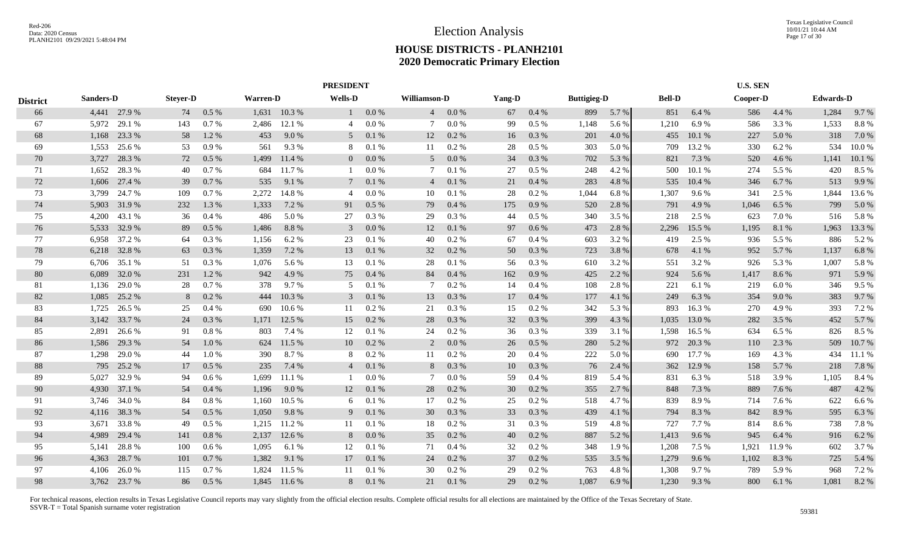# Election Analysis

## HOUSE DISTRICTS - PLANH2101
## 2020 Democratic Primary Election

| | PRESIDENT | | | | | | | | | | | | | | | | U.S. SEN | | | | | |
|---|---|---|---|---|---|---|---|---|---|---|---|---|---|---|---|---|---|---|---|---|---|---|
| District | Sanders-D | | Steyer-D | | Warren-D | | Wells-D | | Williamson-D | | Yang-D | | Buttigieg-D | | Bell-D | | Cooper-D | | Edwards-D | |
| 66 | 4,441 | 27.9 % | 74 | 0.5 % | 1,631 | 10.3 % | 1 | 0.0 % | 4 | 0.0 % | 67 | 0.4 % | 899 | 5.7 % | 851 | 6.4 % | 586 | 4.4 % | 1,284 | 9.7 % |
| 67 | 5,972 | 29.1 % | 143 | 0.7 % | 2,486 | 12.1 % | 4 | 0.0 % | 7 | 0.0 % | 99 | 0.5 % | 1,148 | 5.6 % | 1,210 | 6.9 % | 586 | 3.3 % | 1,533 | 8.8 % |
| 68 | 1,168 | 23.3 % | 58 | 1.2 % | 453 | 9.0 % | 5 | 0.1 % | 12 | 0.2 % | 16 | 0.3 % | 201 | 4.0 % | 455 | 10.1 % | 227 | 5.0 % | 318 | 7.0 % |
| 69 | 1,553 | 25.6 % | 53 | 0.9 % | 561 | 9.3 % | 8 | 0.1 % | 11 | 0.2 % | 28 | 0.5 % | 303 | 5.0 % | 709 | 13.2 % | 330 | 6.2 % | 534 | 10.0 % |
| 70 | 3,727 | 28.3 % | 72 | 0.5 % | 1,499 | 11.4 % | 0 | 0.0 % | 5 | 0.0 % | 34 | 0.3 % | 702 | 5.3 % | 821 | 7.3 % | 520 | 4.6 % | 1,141 | 10.1 % |
| 71 | 1,652 | 28.3 % | 40 | 0.7 % | 684 | 11.7 % | 1 | 0.0 % | 7 | 0.1 % | 27 | 0.5 % | 248 | 4.2 % | 500 | 10.1 % | 274 | 5.5 % | 420 | 8.5 % |
| 72 | 1,606 | 27.4 % | 39 | 0.7 % | 535 | 9.1 % | 7 | 0.1 % | 4 | 0.1 % | 21 | 0.4 % | 283 | 4.8 % | 535 | 10.4 % | 346 | 6.7 % | 513 | 9.9 % |
| 73 | 3,799 | 24.7 % | 109 | 0.7 % | 2,272 | 14.8 % | 4 | 0.0 % | 10 | 0.1 % | 28 | 0.2 % | 1,044 | 6.8 % | 1,307 | 9.6 % | 341 | 2.5 % | 1,844 | 13.6 % |
| 74 | 5,903 | 31.9 % | 232 | 1.3 % | 1,333 | 7.2 % | 91 | 0.5 % | 79 | 0.4 % | 175 | 0.9 % | 520 | 2.8 % | 791 | 4.9 % | 1,046 | 6.5 % | 799 | 5.0 % |
| 75 | 4,200 | 43.1 % | 36 | 0.4 % | 486 | 5.0 % | 27 | 0.3 % | 29 | 0.3 % | 44 | 0.5 % | 340 | 3.5 % | 218 | 2.5 % | 623 | 7.0 % | 516 | 5.8 % |
| 76 | 5,533 | 32.9 % | 89 | 0.5 % | 1,486 | 8.8 % | 3 | 0.0 % | 12 | 0.1 % | 97 | 0.6 % | 473 | 2.8 % | 2,296 | 15.5 % | 1,195 | 8.1 % | 1,963 | 13.3 % |
| 77 | 6,958 | 37.2 % | 64 | 0.3 % | 1,156 | 6.2 % | 23 | 0.1 % | 40 | 0.2 % | 67 | 0.4 % | 603 | 3.2 % | 419 | 2.5 % | 936 | 5.5 % | 886 | 5.2 % |
| 78 | 6,218 | 32.8 % | 63 | 0.3 % | 1,359 | 7.2 % | 13 | 0.1 % | 32 | 0.2 % | 50 | 0.3 % | 723 | 3.8 % | 678 | 4.1 % | 952 | 5.7 % | 1,137 | 6.8 % |
| 79 | 6,706 | 35.1 % | 51 | 0.3 % | 1,076 | 5.6 % | 13 | 0.1 % | 28 | 0.1 % | 56 | 0.3 % | 610 | 3.2 % | 551 | 3.2 % | 926 | 5.3 % | 1,007 | 5.8 % |
| 80 | 6,089 | 32.0 % | 231 | 1.2 % | 942 | 4.9 % | 75 | 0.4 % | 84 | 0.4 % | 162 | 0.9 % | 425 | 2.2 % | 924 | 5.6 % | 1,417 | 8.6 % | 971 | 5.9 % |
| 81 | 1,136 | 29.0 % | 28 | 0.7 % | 378 | 9.7 % | 5 | 0.1 % | 7 | 0.2 % | 14 | 0.4 % | 108 | 2.8 % | 221 | 6.1 % | 219 | 6.0 % | 346 | 9.5 % |
| 82 | 1,085 | 25.2 % | 8 | 0.2 % | 444 | 10.3 % | 3 | 0.1 % | 13 | 0.3 % | 17 | 0.4 % | 177 | 4.1 % | 249 | 6.3 % | 354 | 9.0 % | 383 | 9.7 % |
| 83 | 1,725 | 26.5 % | 25 | 0.4 % | 690 | 10.6 % | 11 | 0.2 % | 21 | 0.3 % | 15 | 0.2 % | 342 | 5.3 % | 893 | 16.3 % | 270 | 4.9 % | 393 | 7.2 % |
| 84 | 3,142 | 33.7 % | 24 | 0.3 % | 1,171 | 12.5 % | 15 | 0.2 % | 28 | 0.3 % | 32 | 0.3 % | 399 | 4.3 % | 1,035 | 13.0 % | 282 | 3.5 % | 452 | 5.7 % |
| 85 | 2,891 | 26.6 % | 91 | 0.8 % | 803 | 7.4 % | 12 | 0.1 % | 24 | 0.2 % | 36 | 0.3 % | 339 | 3.1 % | 1,598 | 16.5 % | 634 | 6.5 % | 826 | 8.5 % |
| 86 | 1,586 | 29.3 % | 54 | 1.0 % | 624 | 11.5 % | 10 | 0.2 % | 2 | 0.0 % | 26 | 0.5 % | 280 | 5.2 % | 972 | 20.3 % | 110 | 2.3 % | 509 | 10.7 % |
| 87 | 1,298 | 29.0 % | 44 | 1.0 % | 390 | 8.7 % | 8 | 0.2 % | 11 | 0.2 % | 20 | 0.4 % | 222 | 5.0 % | 690 | 17.7 % | 169 | 4.3 % | 434 | 11.1 % |
| 88 | 795 | 25.2 % | 17 | 0.5 % | 235 | 7.4 % | 4 | 0.1 % | 8 | 0.3 % | 10 | 0.3 % | 76 | 2.4 % | 362 | 12.9 % | 158 | 5.7 % | 218 | 7.8 % |
| 89 | 5,027 | 32.9 % | 94 | 0.6 % | 1,699 | 11.1 % | 1 | 0.0 % | 7 | 0.0 % | 59 | 0.4 % | 819 | 5.4 % | 831 | 6.3 % | 518 | 3.9 % | 1,105 | 8.4 % |
| 90 | 4,930 | 37.1 % | 54 | 0.4 % | 1,196 | 9.0 % | 12 | 0.1 % | 28 | 0.2 % | 30 | 0.2 % | 355 | 2.7 % | 848 | 7.3 % | 889 | 7.6 % | 487 | 4.2 % |
| 91 | 3,746 | 34.0 % | 84 | 0.8 % | 1,160 | 10.5 % | 6 | 0.1 % | 17 | 0.2 % | 25 | 0.2 % | 518 | 4.7 % | 839 | 8.9 % | 714 | 7.6 % | 622 | 6.6 % |
| 92 | 4,116 | 38.3 % | 54 | 0.5 % | 1,050 | 9.8 % | 9 | 0.1 % | 30 | 0.3 % | 33 | 0.3 % | 439 | 4.1 % | 794 | 8.3 % | 842 | 8.9 % | 595 | 6.3 % |
| 93 | 3,671 | 33.8 % | 49 | 0.5 % | 1,215 | 11.2 % | 11 | 0.1 % | 18 | 0.2 % | 31 | 0.3 % | 519 | 4.8 % | 727 | 7.7 % | 814 | 8.6 % | 738 | 7.8 % |
| 94 | 4,989 | 29.4 % | 141 | 0.8 % | 2,137 | 12.6 % | 8 | 0.0 % | 35 | 0.2 % | 40 | 0.2 % | 887 | 5.2 % | 1,413 | 9.6 % | 945 | 6.4 % | 916 | 6.2 % |
| 95 | 5,141 | 28.8 % | 100 | 0.6 % | 1,095 | 6.1 % | 12 | 0.1 % | 71 | 0.4 % | 32 | 0.2 % | 348 | 1.9 % | 1,208 | 7.5 % | 1,921 | 11.9 % | 602 | 3.7 % |
| 96 | 4,363 | 28.7 % | 101 | 0.7 % | 1,382 | 9.1 % | 17 | 0.1 % | 24 | 0.2 % | 37 | 0.2 % | 535 | 3.5 % | 1,279 | 9.6 % | 1,102 | 8.3 % | 725 | 5.4 % |
| 97 | 4,106 | 26.0 % | 115 | 0.7 % | 1,824 | 11.5 % | 11 | 0.1 % | 30 | 0.2 % | 29 | 0.2 % | 763 | 4.8 % | 1,308 | 9.7 % | 789 | 5.9 % | 968 | 7.2 % |
| 98 | 3,762 | 23.7 % | 86 | 0.5 % | 1,845 | 11.6 % | 8 | 0.1 % | 21 | 0.1 % | 29 | 0.2 % | 1,087 | 6.9 % | 1,230 | 9.3 % | 800 | 6.1 % | 1,081 | 8.2 % |

For technical reasons, election results in Texas Legislative Council reports may vary slightly from the official election results. Complete official results for all elections are maintained by the Office of the Texas Secretary of State.
SSVR-T = Total Spanish surname voter registration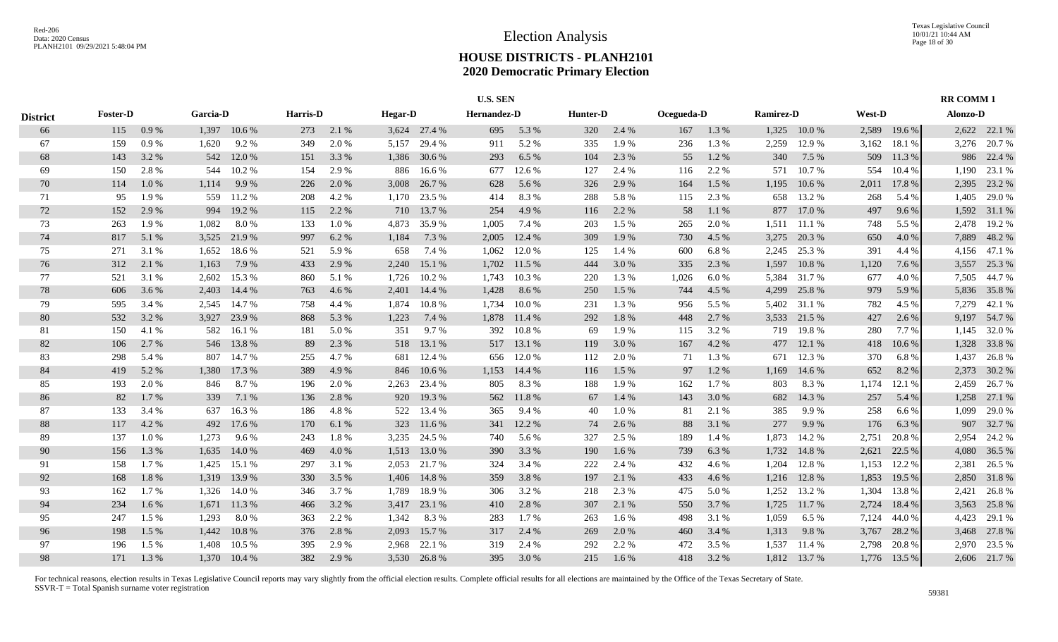# Election Analysis

## HOUSE DISTRICTS - PLANH2101
## 2020 Democratic Primary Election

| District | U.S. SEN | | | | | | | | | | | | | | | | | | RR COMM 1 | |
|---|---|---|---|---|---|---|---|---|---|---|---|---|---|---|---|---|---|---|---|---|
| | Foster-D | | Garcia-D | | Harris-D | | Hegar-D | | Hernandez-D | | Hunter-D | | Ocegueda-D | | Ramirez-D | | West-D | | Alonzo-D | |
| 66 | 115 | 0.9 % | 1,397 | 10.6 % | 273 | 2.1 % | 3,624 | 27.4 % | 695 | 5.3 % | 320 | 2.4 % | 167 | 1.3 % | 1,325 | 10.0 % | 2,589 | 19.6 % | 2,622 | 22.1 % |
| 67 | 159 | 0.9 % | 1,620 | 9.2 % | 349 | 2.0 % | 5,157 | 29.4 % | 911 | 5.2 % | 335 | 1.9 % | 236 | 1.3 % | 2,259 | 12.9 % | 3,162 | 18.1 % | 3,276 | 20.7 % |
| 68 | 143 | 3.2 % | 542 | 12.0 % | 151 | 3.3 % | 1,386 | 30.6 % | 293 | 6.5 % | 104 | 2.3 % | 55 | 1.2 % | 340 | 7.5 % | 509 | 11.3 % | 986 | 22.4 % |
| 69 | 150 | 2.8 % | 544 | 10.2 % | 154 | 2.9 % | 886 | 16.6 % | 677 | 12.6 % | 127 | 2.4 % | 116 | 2.2 % | 571 | 10.7 % | 554 | 10.4 % | 1,190 | 23.1 % |
| 70 | 114 | 1.0 % | 1,114 | 9.9 % | 226 | 2.0 % | 3,008 | 26.7 % | 628 | 5.6 % | 326 | 2.9 % | 164 | 1.5 % | 1,195 | 10.6 % | 2,011 | 17.8 % | 2,395 | 23.2 % |
| 71 | 95 | 1.9 % | 559 | 11.2 % | 208 | 4.2 % | 1,170 | 23.5 % | 414 | 8.3 % | 288 | 5.8 % | 115 | 2.3 % | 658 | 13.2 % | 268 | 5.4 % | 1,405 | 29.0 % |
| 72 | 152 | 2.9 % | 994 | 19.2 % | 115 | 2.2 % | 710 | 13.7 % | 254 | 4.9 % | 116 | 2.2 % | 58 | 1.1 % | 877 | 17.0 % | 497 | 9.6 % | 1,592 | 31.1 % |
| 73 | 263 | 1.9 % | 1,082 | 8.0 % | 133 | 1.0 % | 4,873 | 35.9 % | 1,005 | 7.4 % | 203 | 1.5 % | 265 | 2.0 % | 1,511 | 11.1 % | 748 | 5.5 % | 2,478 | 19.2 % |
| 74 | 817 | 5.1 % | 3,525 | 21.9 % | 997 | 6.2 % | 1,184 | 7.3 % | 2,005 | 12.4 % | 309 | 1.9 % | 730 | 4.5 % | 3,275 | 20.3 % | 650 | 4.0 % | 7,889 | 48.2 % |
| 75 | 271 | 3.1 % | 1,652 | 18.6 % | 521 | 5.9 % | 658 | 7.4 % | 1,062 | 12.0 % | 125 | 1.4 % | 600 | 6.8 % | 2,245 | 25.3 % | 391 | 4.4 % | 4,156 | 47.1 % |
| 76 | 312 | 2.1 % | 1,163 | 7.9 % | 433 | 2.9 % | 2,240 | 15.1 % | 1,702 | 11.5 % | 444 | 3.0 % | 335 | 2.3 % | 1,597 | 10.8 % | 1,120 | 7.6 % | 3,557 | 25.3 % |
| 77 | 521 | 3.1 % | 2,602 | 15.3 % | 860 | 5.1 % | 1,726 | 10.2 % | 1,743 | 10.3 % | 220 | 1.3 % | 1,026 | 6.0 % | 5,384 | 31.7 % | 677 | 4.0 % | 7,505 | 44.7 % |
| 78 | 606 | 3.6 % | 2,403 | 14.4 % | 763 | 4.6 % | 2,401 | 14.4 % | 1,428 | 8.6 % | 250 | 1.5 % | 744 | 4.5 % | 4,299 | 25.8 % | 979 | 5.9 % | 5,836 | 35.8 % |
| 79 | 595 | 3.4 % | 2,545 | 14.7 % | 758 | 4.4 % | 1,874 | 10.8 % | 1,734 | 10.0 % | 231 | 1.3 % | 956 | 5.5 % | 5,402 | 31.1 % | 782 | 4.5 % | 7,279 | 42.1 % |
| 80 | 532 | 3.2 % | 3,927 | 23.9 % | 868 | 5.3 % | 1,223 | 7.4 % | 1,878 | 11.4 % | 292 | 1.8 % | 448 | 2.7 % | 3,533 | 21.5 % | 427 | 2.6 % | 9,197 | 54.7 % |
| 81 | 150 | 4.1 % | 582 | 16.1 % | 181 | 5.0 % | 351 | 9.7 % | 392 | 10.8 % | 69 | 1.9 % | 115 | 3.2 % | 719 | 19.8 % | 280 | 7.7 % | 1,145 | 32.0 % |
| 82 | 106 | 2.7 % | 546 | 13.8 % | 89 | 2.3 % | 518 | 13.1 % | 517 | 13.1 % | 119 | 3.0 % | 167 | 4.2 % | 477 | 12.1 % | 418 | 10.6 % | 1,328 | 33.8 % |
| 83 | 298 | 5.4 % | 807 | 14.7 % | 255 | 4.7 % | 681 | 12.4 % | 656 | 12.0 % | 112 | 2.0 % | 71 | 1.3 % | 671 | 12.3 % | 370 | 6.8 % | 1,437 | 26.8 % |
| 84 | 419 | 5.2 % | 1,380 | 17.3 % | 389 | 4.9 % | 846 | 10.6 % | 1,153 | 14.4 % | 116 | 1.5 % | 97 | 1.2 % | 1,169 | 14.6 % | 652 | 8.2 % | 2,373 | 30.2 % |
| 85 | 193 | 2.0 % | 846 | 8.7 % | 196 | 2.0 % | 2,263 | 23.4 % | 805 | 8.3 % | 188 | 1.9 % | 162 | 1.7 % | 803 | 8.3 % | 1,174 | 12.1 % | 2,459 | 26.7 % |
| 86 | 82 | 1.7 % | 339 | 7.1 % | 136 | 2.8 % | 920 | 19.3 % | 562 | 11.8 % | 67 | 1.4 % | 143 | 3.0 % | 682 | 14.3 % | 257 | 5.4 % | 1,258 | 27.1 % |
| 87 | 133 | 3.4 % | 637 | 16.3 % | 186 | 4.8 % | 522 | 13.4 % | 365 | 9.4 % | 40 | 1.0 % | 81 | 2.1 % | 385 | 9.9 % | 258 | 6.6 % | 1,099 | 29.0 % |
| 88 | 117 | 4.2 % | 492 | 17.6 % | 170 | 6.1 % | 323 | 11.6 % | 341 | 12.2 % | 74 | 2.6 % | 88 | 3.1 % | 277 | 9.9 % | 176 | 6.3 % | 907 | 32.7 % |
| 89 | 137 | 1.0 % | 1,273 | 9.6 % | 243 | 1.8 % | 3,235 | 24.5 % | 740 | 5.6 % | 327 | 2.5 % | 189 | 1.4 % | 1,873 | 14.2 % | 2,751 | 20.8 % | 2,954 | 24.2 % |
| 90 | 156 | 1.3 % | 1,635 | 14.0 % | 469 | 4.0 % | 1,513 | 13.0 % | 390 | 3.3 % | 190 | 1.6 % | 739 | 6.3 % | 1,732 | 14.8 % | 2,621 | 22.5 % | 4,080 | 36.5 % |
| 91 | 158 | 1.7 % | 1,425 | 15.1 % | 297 | 3.1 % | 2,053 | 21.7 % | 324 | 3.4 % | 222 | 2.4 % | 432 | 4.6 % | 1,204 | 12.8 % | 1,153 | 12.2 % | 2,381 | 26.5 % |
| 92 | 168 | 1.8 % | 1,319 | 13.9 % | 330 | 3.5 % | 1,406 | 14.8 % | 359 | 3.8 % | 197 | 2.1 % | 433 | 4.6 % | 1,216 | 12.8 % | 1,853 | 19.5 % | 2,850 | 31.8 % |
| 93 | 162 | 1.7 % | 1,326 | 14.0 % | 346 | 3.7 % | 1,789 | 18.9 % | 306 | 3.2 % | 218 | 2.3 % | 475 | 5.0 % | 1,252 | 13.2 % | 1,304 | 13.8 % | 2,421 | 26.8 % |
| 94 | 234 | 1.6 % | 1,671 | 11.3 % | 466 | 3.2 % | 3,417 | 23.1 % | 410 | 2.8 % | 307 | 2.1 % | 550 | 3.7 % | 1,725 | 11.7 % | 2,724 | 18.4 % | 3,563 | 25.8 % |
| 95 | 247 | 1.5 % | 1,293 | 8.0 % | 363 | 2.2 % | 1,342 | 8.3 % | 283 | 1.7 % | 263 | 1.6 % | 498 | 3.1 % | 1,059 | 6.5 % | 7,124 | 44.0 % | 4,423 | 29.1 % |
| 96 | 198 | 1.5 % | 1,442 | 10.8 % | 376 | 2.8 % | 2,093 | 15.7 % | 317 | 2.4 % | 269 | 2.0 % | 460 | 3.4 % | 1,313 | 9.8 % | 3,767 | 28.2 % | 3,468 | 27.8 % |
| 97 | 196 | 1.5 % | 1,408 | 10.5 % | 395 | 2.9 % | 2,968 | 22.1 % | 319 | 2.4 % | 292 | 2.2 % | 472 | 3.5 % | 1,537 | 11.4 % | 2,798 | 20.8 % | 2,970 | 23.5 % |
| 98 | 171 | 1.3 % | 1,370 | 10.4 % | 382 | 2.9 % | 3,530 | 26.8 % | 395 | 3.0 % | 215 | 1.6 % | 418 | 3.2 % | 1,812 | 13.7 % | 1,776 | 13.5 % | 2,606 | 21.7 % |

For technical reasons, election results in Texas Legislative Council reports may vary slightly from the official election results. Complete official results for all elections are maintained by the Office of the Texas Secretary of State.
SSVR-T = Total Spanish surname voter registration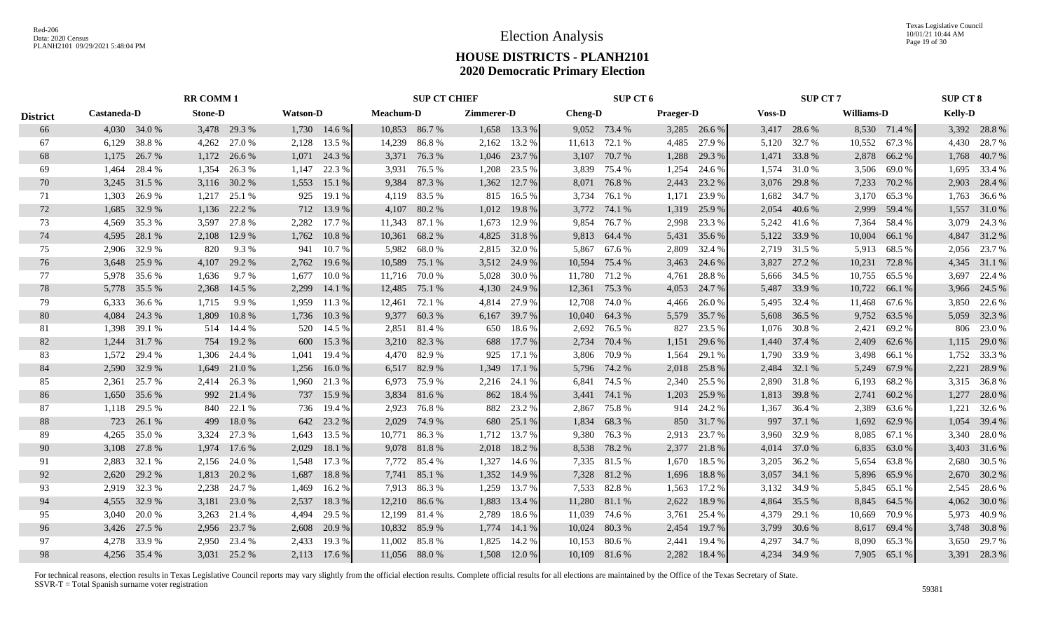# Election Analysis

## HOUSE DISTRICTS - PLANH2101
## 2020 Democratic Primary Election

| | RR COMM 1 | | | | | | SUP CT CHIEF | | | | SUP CT 6 | | | | SUP CT 7 | | | | SUP CT 8 | |
|---|---|---|---|---|---|---|---|---|---|---|---|---|---|---|---|---|---|---|---|---|
| District | Castaneda-D | | Stone-D | | Watson-D | | Meachum-D | | Zimmerer-D | | Cheng-D | | Praeger-D | | Voss-D | | Williams-D | | Kelly-D | |
| 66 | 4,030 | 34.0 % | 3,478 | 29.3 % | 1,730 | 14.6 % | 10,853 | 86.7 % | 1,658 | 13.3 % | 9,052 | 73.4 % | 3,285 | 26.6 % | 3,417 | 28.6 % | 8,530 | 71.4 % | 3,392 | 28.8 % |
| 67 | 6,129 | 38.8 % | 4,262 | 27.0 % | 2,128 | 13.5 % | 14,239 | 86.8 % | 2,162 | 13.2 % | 11,613 | 72.1 % | 4,485 | 27.9 % | 5,120 | 32.7 % | 10,552 | 67.3 % | 4,430 | 28.7 % |
| 68 | 1,175 | 26.7 % | 1,172 | 26.6 % | 1,071 | 24.3 % | 3,371 | 76.3 % | 1,046 | 23.7 % | 3,107 | 70.7 % | 1,288 | 29.3 % | 1,471 | 33.8 % | 2,878 | 66.2 % | 1,768 | 40.7 % |
| 69 | 1,464 | 28.4 % | 1,354 | 26.3 % | 1,147 | 22.3 % | 3,931 | 76.5 % | 1,208 | 23.5 % | 3,839 | 75.4 % | 1,254 | 24.6 % | 1,574 | 31.0 % | 3,506 | 69.0 % | 1,695 | 33.4 % |
| 70 | 3,245 | 31.5 % | 3,116 | 30.2 % | 1,553 | 15.1 % | 9,384 | 87.3 % | 1,362 | 12.7 % | 8,071 | 76.8 % | 2,443 | 23.2 % | 3,076 | 29.8 % | 7,233 | 70.2 % | 2,903 | 28.4 % |
| 71 | 1,303 | 26.9 % | 1,217 | 25.1 % | 925 | 19.1 % | 4,119 | 83.5 % | 815 | 16.5 % | 3,734 | 76.1 % | 1,171 | 23.9 % | 1,682 | 34.7 % | 3,170 | 65.3 % | 1,763 | 36.6 % |
| 72 | 1,685 | 32.9 % | 1,136 | 22.2 % | 712 | 13.9 % | 4,107 | 80.2 % | 1,012 | 19.8 % | 3,772 | 74.1 % | 1,319 | 25.9 % | 2,054 | 40.6 % | 2,999 | 59.4 % | 1,557 | 31.0 % |
| 73 | 4,569 | 35.3 % | 3,597 | 27.8 % | 2,282 | 17.7 % | 11,343 | 87.1 % | 1,673 | 12.9 % | 9,854 | 76.7 % | 2,998 | 23.3 % | 5,242 | 41.6 % | 7,364 | 58.4 % | 3,079 | 24.3 % |
| 74 | 4,595 | 28.1 % | 2,108 | 12.9 % | 1,762 | 10.8 % | 10,361 | 68.2 % | 4,825 | 31.8 % | 9,813 | 64.4 % | 5,431 | 35.6 % | 5,122 | 33.9 % | 10,004 | 66.1 % | 4,847 | 31.2 % |
| 75 | 2,906 | 32.9 % | 820 | 9.3 % | 941 | 10.7 % | 5,982 | 68.0 % | 2,815 | 32.0 % | 5,867 | 67.6 % | 2,809 | 32.4 % | 2,719 | 31.5 % | 5,913 | 68.5 % | 2,056 | 23.7 % |
| 76 | 3,648 | 25.9 % | 4,107 | 29.2 % | 2,762 | 19.6 % | 10,589 | 75.1 % | 3,512 | 24.9 % | 10,594 | 75.4 % | 3,463 | 24.6 % | 3,827 | 27.2 % | 10,231 | 72.8 % | 4,345 | 31.1 % |
| 77 | 5,978 | 35.6 % | 1,636 | 9.7 % | 1,677 | 10.0 % | 11,716 | 70.0 % | 5,028 | 30.0 % | 11,780 | 71.2 % | 4,761 | 28.8 % | 5,666 | 34.5 % | 10,755 | 65.5 % | 3,697 | 22.4 % |
| 78 | 5,778 | 35.5 % | 2,368 | 14.5 % | 2,299 | 14.1 % | 12,485 | 75.1 % | 4,130 | 24.9 % | 12,361 | 75.3 % | 4,053 | 24.7 % | 5,487 | 33.9 % | 10,722 | 66.1 % | 3,966 | 24.5 % |
| 79 | 6,333 | 36.6 % | 1,715 | 9.9 % | 1,959 | 11.3 % | 12,461 | 72.1 % | 4,814 | 27.9 % | 12,708 | 74.0 % | 4,466 | 26.0 % | 5,495 | 32.4 % | 11,468 | 67.6 % | 3,850 | 22.6 % |
| 80 | 4,084 | 24.3 % | 1,809 | 10.8 % | 1,736 | 10.3 % | 9,377 | 60.3 % | 6,167 | 39.7 % | 10,040 | 64.3 % | 5,579 | 35.7 % | 5,608 | 36.5 % | 9,752 | 63.5 % | 5,059 | 32.3 % |
| 81 | 1,398 | 39.1 % | 514 | 14.4 % | 520 | 14.5 % | 2,851 | 81.4 % | 650 | 18.6 % | 2,692 | 76.5 % | 827 | 23.5 % | 1,076 | 30.8 % | 2,421 | 69.2 % | 806 | 23.0 % |
| 82 | 1,244 | 31.7 % | 754 | 19.2 % | 600 | 15.3 % | 3,210 | 82.3 % | 688 | 17.7 % | 2,734 | 70.4 % | 1,151 | 29.6 % | 1,440 | 37.4 % | 2,409 | 62.6 % | 1,115 | 29.0 % |
| 83 | 1,572 | 29.4 % | 1,306 | 24.4 % | 1,041 | 19.4 % | 4,470 | 82.9 % | 925 | 17.1 % | 3,806 | 70.9 % | 1,564 | 29.1 % | 1,790 | 33.9 % | 3,498 | 66.1 % | 1,752 | 33.3 % |
| 84 | 2,590 | 32.9 % | 1,649 | 21.0 % | 1,256 | 16.0 % | 6,517 | 82.9 % | 1,349 | 17.1 % | 5,796 | 74.2 % | 2,018 | 25.8 % | 2,484 | 32.1 % | 5,249 | 67.9 % | 2,221 | 28.9 % |
| 85 | 2,361 | 25.7 % | 2,414 | 26.3 % | 1,960 | 21.3 % | 6,973 | 75.9 % | 2,216 | 24.1 % | 6,841 | 74.5 % | 2,340 | 25.5 % | 2,890 | 31.8 % | 6,193 | 68.2 % | 3,315 | 36.8 % |
| 86 | 1,650 | 35.6 % | 992 | 21.4 % | 737 | 15.9 % | 3,834 | 81.6 % | 862 | 18.4 % | 3,441 | 74.1 % | 1,203 | 25.9 % | 1,813 | 39.8 % | 2,741 | 60.2 % | 1,277 | 28.0 % |
| 87 | 1,118 | 29.5 % | 840 | 22.1 % | 736 | 19.4 % | 2,923 | 76.8 % | 882 | 23.2 % | 2,867 | 75.8 % | 914 | 24.2 % | 1,367 | 36.4 % | 2,389 | 63.6 % | 1,221 | 32.6 % |
| 88 | 723 | 26.1 % | 499 | 18.0 % | 642 | 23.2 % | 2,029 | 74.9 % | 680 | 25.1 % | 1,834 | 68.3 % | 850 | 31.7 % | 997 | 37.1 % | 1,692 | 62.9 % | 1,054 | 39.4 % |
| 89 | 4,265 | 35.0 % | 3,324 | 27.3 % | 1,643 | 13.5 % | 10,771 | 86.3 % | 1,712 | 13.7 % | 9,380 | 76.3 % | 2,913 | 23.7 % | 3,960 | 32.9 % | 8,085 | 67.1 % | 3,340 | 28.0 % |
| 90 | 3,108 | 27.8 % | 1,974 | 17.6 % | 2,029 | 18.1 % | 9,078 | 81.8 % | 2,018 | 18.2 % | 8,538 | 78.2 % | 2,377 | 21.8 % | 4,014 | 37.0 % | 6,835 | 63.0 % | 3,403 | 31.6 % |
| 91 | 2,883 | 32.1 % | 2,156 | 24.0 % | 1,548 | 17.3 % | 7,772 | 85.4 % | 1,327 | 14.6 % | 7,335 | 81.5 % | 1,670 | 18.5 % | 3,205 | 36.2 % | 5,654 | 63.8 % | 2,680 | 30.5 % |
| 92 | 2,620 | 29.2 % | 1,813 | 20.2 % | 1,687 | 18.8 % | 7,741 | 85.1 % | 1,352 | 14.9 % | 7,328 | 81.2 % | 1,696 | 18.8 % | 3,057 | 34.1 % | 5,896 | 65.9 % | 2,670 | 30.2 % |
| 93 | 2,919 | 32.3 % | 2,238 | 24.7 % | 1,469 | 16.2 % | 7,913 | 86.3 % | 1,259 | 13.7 % | 7,533 | 82.8 % | 1,563 | 17.2 % | 3,132 | 34.9 % | 5,845 | 65.1 % | 2,545 | 28.6 % |
| 94 | 4,555 | 32.9 % | 3,181 | 23.0 % | 2,537 | 18.3 % | 12,210 | 86.6 % | 1,883 | 13.4 % | 11,280 | 81.1 % | 2,622 | 18.9 % | 4,864 | 35.5 % | 8,845 | 64.5 % | 4,062 | 30.0 % |
| 95 | 3,040 | 20.0 % | 3,263 | 21.4 % | 4,494 | 29.5 % | 12,199 | 81.4 % | 2,789 | 18.6 % | 11,039 | 74.6 % | 3,761 | 25.4 % | 4,379 | 29.1 % | 10,669 | 70.9 % | 5,973 | 40.9 % |
| 96 | 3,426 | 27.5 % | 2,956 | 23.7 % | 2,608 | 20.9 % | 10,832 | 85.9 % | 1,774 | 14.1 % | 10,024 | 80.3 % | 2,454 | 19.7 % | 3,799 | 30.6 % | 8,617 | 69.4 % | 3,748 | 30.8 % |
| 97 | 4,278 | 33.9 % | 2,950 | 23.4 % | 2,433 | 19.3 % | 11,002 | 85.8 % | 1,825 | 14.2 % | 10,153 | 80.6 % | 2,441 | 19.4 % | 4,297 | 34.7 % | 8,090 | 65.3 % | 3,650 | 29.7 % |
| 98 | 4,256 | 35.4 % | 3,031 | 25.2 % | 2,113 | 17.6 % | 11,056 | 88.0 % | 1,508 | 12.0 % | 10,109 | 81.6 % | 2,282 | 18.4 % | 4,234 | 34.9 % | 7,905 | 65.1 % | 3,391 | 28.3 % |

For technical reasons, election results in Texas Legislative Council reports may vary slightly from the official election results. Complete official results for all elections are maintained by the Office of the Texas Secretary of State.
SSVR-T = Total Spanish surname voter registration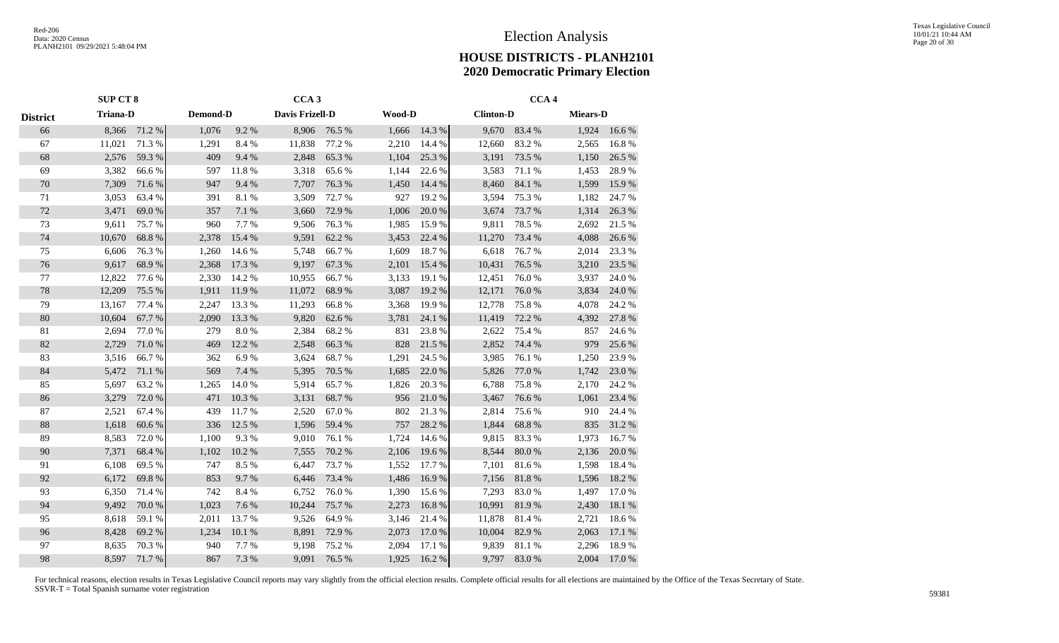# Election Analysis

## HOUSE DISTRICTS - PLANH2101
## 2020 Democratic Primary Election

| | SUP CT 8 | | | | CCA 3 | | | | CCA 4 | | | |
|---|---|---|---|---|---|---|---|---|---|---|---|---|
| District | Triana-D | | Demond-D | | Davis Frizell-D | | Wood-D | | Clinton-D | | Miears-D | |
| 66 | 8,366 | 71.2 % | 1,076 | 9.2 % | 8,906 | 76.5 % | 1,666 | 14.3 % | 9,670 | 83.4 % | 1,924 | 16.6 % |
| 67 | 11,021 | 71.3 % | 1,291 | 8.4 % | 11,838 | 77.2 % | 2,210 | 14.4 % | 12,660 | 83.2 % | 2,565 | 16.8 % |
| 68 | 2,576 | 59.3 % | 409 | 9.4 % | 2,848 | 65.3 % | 1,104 | 25.3 % | 3,191 | 73.5 % | 1,150 | 26.5 % |
| 69 | 3,382 | 66.6 % | 597 | 11.8 % | 3,318 | 65.6 % | 1,144 | 22.6 % | 3,583 | 71.1 % | 1,453 | 28.9 % |
| 70 | 7,309 | 71.6 % | 947 | 9.4 % | 7,707 | 76.3 % | 1,450 | 14.4 % | 8,460 | 84.1 % | 1,599 | 15.9 % |
| 71 | 3,053 | 63.4 % | 391 | 8.1 % | 3,509 | 72.7 % | 927 | 19.2 % | 3,594 | 75.3 % | 1,182 | 24.7 % |
| 72 | 3,471 | 69.0 % | 357 | 7.1 % | 3,660 | 72.9 % | 1,006 | 20.0 % | 3,674 | 73.7 % | 1,314 | 26.3 % |
| 73 | 9,611 | 75.7 % | 960 | 7.7 % | 9,506 | 76.3 % | 1,985 | 15.9 % | 9,811 | 78.5 % | 2,692 | 21.5 % |
| 74 | 10,670 | 68.8 % | 2,378 | 15.4 % | 9,591 | 62.2 % | 3,453 | 22.4 % | 11,270 | 73.4 % | 4,088 | 26.6 % |
| 75 | 6,606 | 76.3 % | 1,260 | 14.6 % | 5,748 | 66.7 % | 1,609 | 18.7 % | 6,618 | 76.7 % | 2,014 | 23.3 % |
| 76 | 9,617 | 68.9 % | 2,368 | 17.3 % | 9,197 | 67.3 % | 2,101 | 15.4 % | 10,431 | 76.5 % | 3,210 | 23.5 % |
| 77 | 12,822 | 77.6 % | 2,330 | 14.2 % | 10,955 | 66.7 % | 3,133 | 19.1 % | 12,451 | 76.0 % | 3,937 | 24.0 % |
| 78 | 12,209 | 75.5 % | 1,911 | 11.9 % | 11,072 | 68.9 % | 3,087 | 19.2 % | 12,171 | 76.0 % | 3,834 | 24.0 % |
| 79 | 13,167 | 77.4 % | 2,247 | 13.3 % | 11,293 | 66.8 % | 3,368 | 19.9 % | 12,778 | 75.8 % | 4,078 | 24.2 % |
| 80 | 10,604 | 67.7 % | 2,090 | 13.3 % | 9,820 | 62.6 % | 3,781 | 24.1 % | 11,419 | 72.2 % | 4,392 | 27.8 % |
| 81 | 2,694 | 77.0 % | 279 | 8.0 % | 2,384 | 68.2 % | 831 | 23.8 % | 2,622 | 75.4 % | 857 | 24.6 % |
| 82 | 2,729 | 71.0 % | 469 | 12.2 % | 2,548 | 66.3 % | 828 | 21.5 % | 2,852 | 74.4 % | 979 | 25.6 % |
| 83 | 3,516 | 66.7 % | 362 | 6.9 % | 3,624 | 68.7 % | 1,291 | 24.5 % | 3,985 | 76.1 % | 1,250 | 23.9 % |
| 84 | 5,472 | 71.1 % | 569 | 7.4 % | 5,395 | 70.5 % | 1,685 | 22.0 % | 5,826 | 77.0 % | 1,742 | 23.0 % |
| 85 | 5,697 | 63.2 % | 1,265 | 14.0 % | 5,914 | 65.7 % | 1,826 | 20.3 % | 6,788 | 75.8 % | 2,170 | 24.2 % |
| 86 | 3,279 | 72.0 % | 471 | 10.3 % | 3,131 | 68.7 % | 956 | 21.0 % | 3,467 | 76.6 % | 1,061 | 23.4 % |
| 87 | 2,521 | 67.4 % | 439 | 11.7 % | 2,520 | 67.0 % | 802 | 21.3 % | 2,814 | 75.6 % | 910 | 24.4 % |
| 88 | 1,618 | 60.6 % | 336 | 12.5 % | 1,596 | 59.4 % | 757 | 28.2 % | 1,844 | 68.8 % | 835 | 31.2 % |
| 89 | 8,583 | 72.0 % | 1,100 | 9.3 % | 9,010 | 76.1 % | 1,724 | 14.6 % | 9,815 | 83.3 % | 1,973 | 16.7 % |
| 90 | 7,371 | 68.4 % | 1,102 | 10.2 % | 7,555 | 70.2 % | 2,106 | 19.6 % | 8,544 | 80.0 % | 2,136 | 20.0 % |
| 91 | 6,108 | 69.5 % | 747 | 8.5 % | 6,447 | 73.7 % | 1,552 | 17.7 % | 7,101 | 81.6 % | 1,598 | 18.4 % |
| 92 | 6,172 | 69.8 % | 853 | 9.7 % | 6,446 | 73.4 % | 1,486 | 16.9 % | 7,156 | 81.8 % | 1,596 | 18.2 % |
| 93 | 6,350 | 71.4 % | 742 | 8.4 % | 6,752 | 76.0 % | 1,390 | 15.6 % | 7,293 | 83.0 % | 1,497 | 17.0 % |
| 94 | 9,492 | 70.0 % | 1,023 | 7.6 % | 10,244 | 75.7 % | 2,273 | 16.8 % | 10,991 | 81.9 % | 2,430 | 18.1 % |
| 95 | 8,618 | 59.1 % | 2,011 | 13.7 % | 9,526 | 64.9 % | 3,146 | 21.4 % | 11,878 | 81.4 % | 2,721 | 18.6 % |
| 96 | 8,428 | 69.2 % | 1,234 | 10.1 % | 8,891 | 72.9 % | 2,073 | 17.0 % | 10,004 | 82.9 % | 2,063 | 17.1 % |
| 97 | 8,635 | 70.3 % | 940 | 7.7 % | 9,198 | 75.2 % | 2,094 | 17.1 % | 9,839 | 81.1 % | 2,296 | 18.9 % |
| 98 | 8,597 | 71.7 % | 867 | 7.3 % | 9,091 | 76.5 % | 1,925 | 16.2 % | 9,797 | 83.0 % | 2,004 | 17.0 % |

For technical reasons, election results in Texas Legislative Council reports may vary slightly from the official election results. Complete official results for all elections are maintained by the Office of the Texas Secretary of State.
SSVR-T = Total Spanish surname voter registration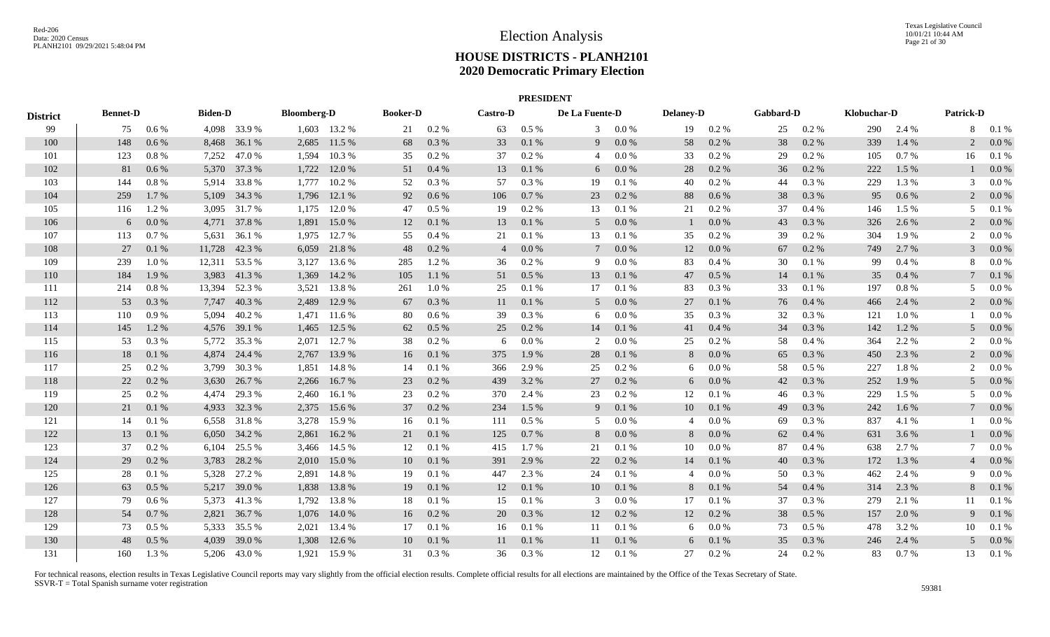# Election Analysis

## HOUSE DISTRICTS - PLANH2101
## 2020 Democratic Primary Election

### PRESIDENT

| District | Bennet-D | | Biden-D | | Bloomberg-D | | Booker-D | | Castro-D | | De La Fuente-D | | Delaney-D | | Gabbard-D | | Klobuchar-D | | Patrick-D | |
|---|---|---|---|---|---|---|---|---|---|---|---|---|---|---|---|---|---|---|---|---|
| 99 | 75 | 0.6 % | 4,098 | 33.9 % | 1,603 | 13.2 % | 21 | 0.2 % | 63 | 0.5 % | 3 | 0.0 % | 19 | 0.2 % | 25 | 0.2 % | 290 | 2.4 % | 8 | 0.1 % |
| 100 | 148 | 0.6 % | 8,468 | 36.1 % | 2,685 | 11.5 % | 68 | 0.3 % | 33 | 0.1 % | 9 | 0.0 % | 58 | 0.2 % | 38 | 0.2 % | 339 | 1.4 % | 2 | 0.0 % |
| 101 | 123 | 0.8 % | 7,252 | 47.0 % | 1,594 | 10.3 % | 35 | 0.2 % | 37 | 0.2 % | 4 | 0.0 % | 33 | 0.2 % | 29 | 0.2 % | 105 | 0.7 % | 16 | 0.1 % |
| 102 | 81 | 0.6 % | 5,370 | 37.3 % | 1,722 | 12.0 % | 51 | 0.4 % | 13 | 0.1 % | 6 | 0.0 % | 28 | 0.2 % | 36 | 0.2 % | 222 | 1.5 % | 1 | 0.0 % |
| 103 | 144 | 0.8 % | 5,914 | 33.8 % | 1,777 | 10.2 % | 52 | 0.3 % | 57 | 0.3 % | 19 | 0.1 % | 40 | 0.2 % | 44 | 0.3 % | 229 | 1.3 % | 3 | 0.0 % |
| 104 | 259 | 1.7 % | 5,109 | 34.3 % | 1,796 | 12.1 % | 92 | 0.6 % | 106 | 0.7 % | 23 | 0.2 % | 88 | 0.6 % | 38 | 0.3 % | 95 | 0.6 % | 2 | 0.0 % |
| 105 | 116 | 1.2 % | 3,095 | 31.7 % | 1,175 | 12.0 % | 47 | 0.5 % | 19 | 0.2 % | 13 | 0.1 % | 21 | 0.2 % | 37 | 0.4 % | 146 | 1.5 % | 5 | 0.1 % |
| 106 | 6 | 0.0 % | 4,771 | 37.8 % | 1,891 | 15.0 % | 12 | 0.1 % | 13 | 0.1 % | 5 | 0.0 % | 1 | 0.0 % | 43 | 0.3 % | 326 | 2.6 % | 2 | 0.0 % |
| 107 | 113 | 0.7 % | 5,631 | 36.1 % | 1,975 | 12.7 % | 55 | 0.4 % | 21 | 0.1 % | 13 | 0.1 % | 35 | 0.2 % | 39 | 0.2 % | 304 | 1.9 % | 2 | 0.0 % |
| 108 | 27 | 0.1 % | 11,728 | 42.3 % | 6,059 | 21.8 % | 48 | 0.2 % | 4 | 0.0 % | 7 | 0.0 % | 12 | 0.0 % | 67 | 0.2 % | 749 | 2.7 % | 3 | 0.0 % |
| 109 | 239 | 1.0 % | 12,311 | 53.5 % | 3,127 | 13.6 % | 285 | 1.2 % | 36 | 0.2 % | 9 | 0.0 % | 83 | 0.4 % | 30 | 0.1 % | 99 | 0.4 % | 8 | 0.0 % |
| 110 | 184 | 1.9 % | 3,983 | 41.3 % | 1,369 | 14.2 % | 105 | 1.1 % | 51 | 0.5 % | 13 | 0.1 % | 47 | 0.5 % | 14 | 0.1 % | 35 | 0.4 % | 7 | 0.1 % |
| 111 | 214 | 0.8 % | 13,394 | 52.3 % | 3,521 | 13.8 % | 261 | 1.0 % | 25 | 0.1 % | 17 | 0.1 % | 83 | 0.3 % | 33 | 0.1 % | 197 | 0.8 % | 5 | 0.0 % |
| 112 | 53 | 0.3 % | 7,747 | 40.3 % | 2,489 | 12.9 % | 67 | 0.3 % | 11 | 0.1 % | 5 | 0.0 % | 27 | 0.1 % | 76 | 0.4 % | 466 | 2.4 % | 2 | 0.0 % |
| 113 | 110 | 0.9 % | 5,094 | 40.2 % | 1,471 | 11.6 % | 80 | 0.6 % | 39 | 0.3 % | 6 | 0.0 % | 35 | 0.3 % | 32 | 0.3 % | 121 | 1.0 % | 1 | 0.0 % |
| 114 | 145 | 1.2 % | 4,576 | 39.1 % | 1,465 | 12.5 % | 62 | 0.5 % | 25 | 0.2 % | 14 | 0.1 % | 41 | 0.4 % | 34 | 0.3 % | 142 | 1.2 % | 5 | 0.0 % |
| 115 | 53 | 0.3 % | 5,772 | 35.3 % | 2,071 | 12.7 % | 38 | 0.2 % | 6 | 0.0 % | 2 | 0.0 % | 25 | 0.2 % | 58 | 0.4 % | 364 | 2.2 % | 2 | 0.0 % |
| 116 | 18 | 0.1 % | 4,874 | 24.4 % | 2,767 | 13.9 % | 16 | 0.1 % | 375 | 1.9 % | 28 | 0.1 % | 8 | 0.0 % | 65 | 0.3 % | 450 | 2.3 % | 2 | 0.0 % |
| 117 | 25 | 0.2 % | 3,799 | 30.3 % | 1,851 | 14.8 % | 14 | 0.1 % | 366 | 2.9 % | 25 | 0.2 % | 6 | 0.0 % | 58 | 0.5 % | 227 | 1.8 % | 2 | 0.0 % |
| 118 | 22 | 0.2 % | 3,630 | 26.7 % | 2,266 | 16.7 % | 23 | 0.2 % | 439 | 3.2 % | 27 | 0.2 % | 6 | 0.0 % | 42 | 0.3 % | 252 | 1.9 % | 5 | 0.0 % |
| 119 | 25 | 0.2 % | 4,474 | 29.3 % | 2,460 | 16.1 % | 23 | 0.2 % | 370 | 2.4 % | 23 | 0.2 % | 12 | 0.1 % | 46 | 0.3 % | 229 | 1.5 % | 5 | 0.0 % |
| 120 | 21 | 0.1 % | 4,933 | 32.3 % | 2,375 | 15.6 % | 37 | 0.2 % | 234 | 1.5 % | 9 | 0.1 % | 10 | 0.1 % | 49 | 0.3 % | 242 | 1.6 % | 7 | 0.0 % |
| 121 | 14 | 0.1 % | 6,558 | 31.8 % | 3,278 | 15.9 % | 16 | 0.1 % | 111 | 0.5 % | 5 | 0.0 % | 4 | 0.0 % | 69 | 0.3 % | 837 | 4.1 % | 1 | 0.0 % |
| 122 | 13 | 0.1 % | 6,050 | 34.2 % | 2,861 | 16.2 % | 21 | 0.1 % | 125 | 0.7 % | 8 | 0.0 % | 8 | 0.0 % | 62 | 0.4 % | 631 | 3.6 % | 1 | 0.0 % |
| 123 | 37 | 0.2 % | 6,104 | 25.5 % | 3,466 | 14.5 % | 12 | 0.1 % | 415 | 1.7 % | 21 | 0.1 % | 10 | 0.0 % | 87 | 0.4 % | 638 | 2.7 % | 7 | 0.0 % |
| 124 | 29 | 0.2 % | 3,783 | 28.2 % | 2,010 | 15.0 % | 10 | 0.1 % | 391 | 2.9 % | 22 | 0.2 % | 14 | 0.1 % | 40 | 0.3 % | 172 | 1.3 % | 4 | 0.0 % |
| 125 | 28 | 0.1 % | 5,328 | 27.2 % | 2,891 | 14.8 % | 19 | 0.1 % | 447 | 2.3 % | 24 | 0.1 % | 4 | 0.0 % | 50 | 0.3 % | 462 | 2.4 % | 9 | 0.0 % |
| 126 | 63 | 0.5 % | 5,217 | 39.0 % | 1,838 | 13.8 % | 19 | 0.1 % | 12 | 0.1 % | 10 | 0.1 % | 8 | 0.1 % | 54 | 0.4 % | 314 | 2.3 % | 8 | 0.1 % |
| 127 | 79 | 0.6 % | 5,373 | 41.3 % | 1,792 | 13.8 % | 18 | 0.1 % | 15 | 0.1 % | 3 | 0.0 % | 17 | 0.1 % | 37 | 0.3 % | 279 | 2.1 % | 11 | 0.1 % |
| 128 | 54 | 0.7 % | 2,821 | 36.7 % | 1,076 | 14.0 % | 16 | 0.2 % | 20 | 0.3 % | 12 | 0.2 % | 12 | 0.2 % | 38 | 0.5 % | 157 | 2.0 % | 9 | 0.1 % |
| 129 | 73 | 0.5 % | 5,333 | 35.5 % | 2,021 | 13.4 % | 17 | 0.1 % | 16 | 0.1 % | 11 | 0.1 % | 6 | 0.0 % | 73 | 0.5 % | 478 | 3.2 % | 10 | 0.1 % |
| 130 | 48 | 0.5 % | 4,039 | 39.0 % | 1,308 | 12.6 % | 10 | 0.1 % | 11 | 0.1 % | 11 | 0.1 % | 6 | 0.1 % | 35 | 0.3 % | 246 | 2.4 % | 5 | 0.0 % |
| 131 | 160 | 1.3 % | 5,206 | 43.0 % | 1,921 | 15.9 % | 31 | 0.3 % | 36 | 0.3 % | 12 | 0.1 % | 27 | 0.2 % | 24 | 0.2 % | 83 | 0.7 % | 13 | 0.1 % |

For technical reasons, election results in Texas Legislative Council reports may vary slightly from the official election results. Complete official results for all elections are maintained by the Office of the Texas Secretary of State.
SSVR-T = Total Spanish surname voter registration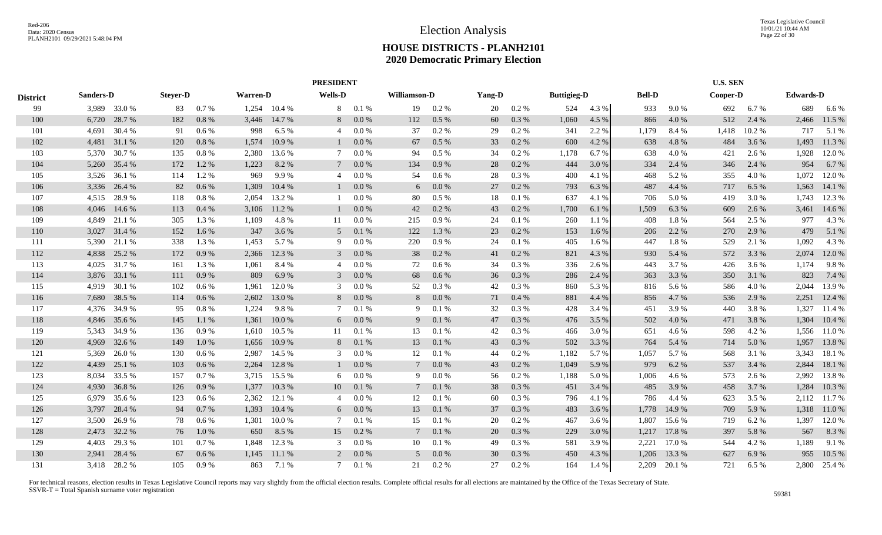# Election Analysis

## HOUSE DISTRICTS - PLANH2101
## 2020 Democratic Primary Election

| District | PRESIDENT | | | | | | | | | | | | | | | | U.S. SEN | | | |
|---|---|---|---|---|---|---|---|---|---|---|---|---|---|---|---|---|---|---|---|---|
| | Sanders-D | | Steyer-D | | Warren-D | | Wells-D | | Williamson-D | | Yang-D | | Buttigieg-D | | Bell-D | | Cooper-D | | Edwards-D | |
| 99 | 3,989 | 33.0 % | 83 | 0.7 % | 1,254 | 10.4 % | 8 | 0.1 % | 19 | 0.2 % | 20 | 0.2 % | 524 | 4.3 % | 933 | 9.0 % | 692 | 6.7 % | 689 | 6.6 % |
| 100 | 6,720 | 28.7 % | 182 | 0.8 % | 3,446 | 14.7 % | 8 | 0.0 % | 112 | 0.5 % | 60 | 0.3 % | 1,060 | 4.5 % | 866 | 4.0 % | 512 | 2.4 % | 2,466 | 11.5 % |
| 101 | 4,691 | 30.4 % | 91 | 0.6 % | 998 | 6.5 % | 4 | 0.0 % | 37 | 0.2 % | 29 | 0.2 % | 341 | 2.2 % | 1,179 | 8.4 % | 1,418 | 10.2 % | 717 | 5.1 % |
| 102 | 4,481 | 31.1 % | 120 | 0.8 % | 1,574 | 10.9 % | 1 | 0.0 % | 67 | 0.5 % | 33 | 0.2 % | 600 | 4.2 % | 638 | 4.8 % | 484 | 3.6 % | 1,493 | 11.3 % |
| 103 | 5,370 | 30.7 % | 135 | 0.8 % | 2,380 | 13.6 % | 7 | 0.0 % | 94 | 0.5 % | 34 | 0.2 % | 1,178 | 6.7 % | 638 | 4.0 % | 421 | 2.6 % | 1,928 | 12.0 % |
| 104 | 5,260 | 35.4 % | 172 | 1.2 % | 1,223 | 8.2 % | 7 | 0.0 % | 134 | 0.9 % | 28 | 0.2 % | 444 | 3.0 % | 334 | 2.4 % | 346 | 2.4 % | 954 | 6.7 % |
| 105 | 3,526 | 36.1 % | 114 | 1.2 % | 969 | 9.9 % | 4 | 0.0 % | 54 | 0.6 % | 28 | 0.3 % | 400 | 4.1 % | 468 | 5.2 % | 355 | 4.0 % | 1,072 | 12.0 % |
| 106 | 3,336 | 26.4 % | 82 | 0.6 % | 1,309 | 10.4 % | 1 | 0.0 % | 6 | 0.0 % | 27 | 0.2 % | 793 | 6.3 % | 487 | 4.4 % | 717 | 6.5 % | 1,563 | 14.1 % |
| 107 | 4,515 | 28.9 % | 118 | 0.8 % | 2,054 | 13.2 % | 1 | 0.0 % | 80 | 0.5 % | 18 | 0.1 % | 637 | 4.1 % | 706 | 5.0 % | 419 | 3.0 % | 1,743 | 12.3 % |
| 108 | 4,046 | 14.6 % | 113 | 0.4 % | 3,106 | 11.2 % | 1 | 0.0 % | 42 | 0.2 % | 43 | 0.2 % | 1,700 | 6.1 % | 1,509 | 6.3 % | 609 | 2.6 % | 3,461 | 14.6 % |
| 109 | 4,849 | 21.1 % | 305 | 1.3 % | 1,109 | 4.8 % | 11 | 0.0 % | 215 | 0.9 % | 24 | 0.1 % | 260 | 1.1 % | 408 | 1.8 % | 564 | 2.5 % | 977 | 4.3 % |
| 110 | 3,027 | 31.4 % | 152 | 1.6 % | 347 | 3.6 % | 5 | 0.1 % | 122 | 1.3 % | 23 | 0.2 % | 153 | 1.6 % | 206 | 2.2 % | 270 | 2.9 % | 479 | 5.1 % |
| 111 | 5,390 | 21.1 % | 338 | 1.3 % | 1,453 | 5.7 % | 9 | 0.0 % | 220 | 0.9 % | 24 | 0.1 % | 405 | 1.6 % | 447 | 1.8 % | 529 | 2.1 % | 1,092 | 4.3 % |
| 112 | 4,838 | 25.2 % | 172 | 0.9 % | 2,366 | 12.3 % | 3 | 0.0 % | 38 | 0.2 % | 41 | 0.2 % | 821 | 4.3 % | 930 | 5.4 % | 572 | 3.3 % | 2,074 | 12.0 % |
| 113 | 4,025 | 31.7 % | 161 | 1.3 % | 1,061 | 8.4 % | 4 | 0.0 % | 72 | 0.6 % | 34 | 0.3 % | 336 | 2.6 % | 443 | 3.7 % | 426 | 3.6 % | 1,174 | 9.8 % |
| 114 | 3,876 | 33.1 % | 111 | 0.9 % | 809 | 6.9 % | 3 | 0.0 % | 68 | 0.6 % | 36 | 0.3 % | 286 | 2.4 % | 363 | 3.3 % | 350 | 3.1 % | 823 | 7.4 % |
| 115 | 4,919 | 30.1 % | 102 | 0.6 % | 1,961 | 12.0 % | 3 | 0.0 % | 52 | 0.3 % | 42 | 0.3 % | 860 | 5.3 % | 816 | 5.6 % | 586 | 4.0 % | 2,044 | 13.9 % |
| 116 | 7,680 | 38.5 % | 114 | 0.6 % | 2,602 | 13.0 % | 8 | 0.0 % | 8 | 0.0 % | 71 | 0.4 % | 881 | 4.4 % | 856 | 4.7 % | 536 | 2.9 % | 2,251 | 12.4 % |
| 117 | 4,376 | 34.9 % | 95 | 0.8 % | 1,224 | 9.8 % | 7 | 0.1 % | 9 | 0.1 % | 32 | 0.3 % | 428 | 3.4 % | 451 | 3.9 % | 440 | 3.8 % | 1,327 | 11.4 % |
| 118 | 4,846 | 35.6 % | 145 | 1.1 % | 1,361 | 10.0 % | 6 | 0.0 % | 9 | 0.1 % | 47 | 0.3 % | 476 | 3.5 % | 502 | 4.0 % | 471 | 3.8 % | 1,304 | 10.4 % |
| 119 | 5,343 | 34.9 % | 136 | 0.9 % | 1,610 | 10.5 % | 11 | 0.1 % | 13 | 0.1 % | 42 | 0.3 % | 466 | 3.0 % | 651 | 4.6 % | 598 | 4.2 % | 1,556 | 11.0 % |
| 120 | 4,969 | 32.6 % | 149 | 1.0 % | 1,656 | 10.9 % | 8 | 0.1 % | 13 | 0.1 % | 43 | 0.3 % | 502 | 3.3 % | 764 | 5.4 % | 714 | 5.0 % | 1,957 | 13.8 % |
| 121 | 5,369 | 26.0 % | 130 | 0.6 % | 2,987 | 14.5 % | 3 | 0.0 % | 12 | 0.1 % | 44 | 0.2 % | 1,182 | 5.7 % | 1,057 | 5.7 % | 568 | 3.1 % | 3,343 | 18.1 % |
| 122 | 4,439 | 25.1 % | 103 | 0.6 % | 2,264 | 12.8 % | 1 | 0.0 % | 7 | 0.0 % | 43 | 0.2 % | 1,049 | 5.9 % | 979 | 6.2 % | 537 | 3.4 % | 2,844 | 18.1 % |
| 123 | 8,034 | 33.5 % | 157 | 0.7 % | 3,715 | 15.5 % | 6 | 0.0 % | 9 | 0.0 % | 56 | 0.2 % | 1,188 | 5.0 % | 1,006 | 4.6 % | 573 | 2.6 % | 2,992 | 13.8 % |
| 124 | 4,930 | 36.8 % | 126 | 0.9 % | 1,377 | 10.3 % | 10 | 0.1 % | 7 | 0.1 % | 38 | 0.3 % | 451 | 3.4 % | 485 | 3.9 % | 458 | 3.7 % | 1,284 | 10.3 % |
| 125 | 6,979 | 35.6 % | 123 | 0.6 % | 2,362 | 12.1 % | 4 | 0.0 % | 12 | 0.1 % | 60 | 0.3 % | 796 | 4.1 % | 786 | 4.4 % | 623 | 3.5 % | 2,112 | 11.7 % |
| 126 | 3,797 | 28.4 % | 94 | 0.7 % | 1,393 | 10.4 % | 6 | 0.0 % | 13 | 0.1 % | 37 | 0.3 % | 483 | 3.6 % | 1,778 | 14.9 % | 709 | 5.9 % | 1,318 | 11.0 % |
| 127 | 3,500 | 26.9 % | 78 | 0.6 % | 1,301 | 10.0 % | 7 | 0.1 % | 15 | 0.1 % | 20 | 0.2 % | 467 | 3.6 % | 1,807 | 15.6 % | 719 | 6.2 % | 1,397 | 12.0 % |
| 128 | 2,473 | 32.2 % | 76 | 1.0 % | 650 | 8.5 % | 15 | 0.2 % | 7 | 0.1 % | 20 | 0.3 % | 229 | 3.0 % | 1,217 | 17.8 % | 397 | 5.8 % | 567 | 8.3 % |
| 129 | 4,403 | 29.3 % | 101 | 0.7 % | 1,848 | 12.3 % | 3 | 0.0 % | 10 | 0.1 % | 49 | 0.3 % | 581 | 3.9 % | 2,221 | 17.0 % | 544 | 4.2 % | 1,189 | 9.1 % |
| 130 | 2,941 | 28.4 % | 67 | 0.6 % | 1,145 | 11.1 % | 2 | 0.0 % | 5 | 0.0 % | 30 | 0.3 % | 450 | 4.3 % | 1,206 | 13.3 % | 627 | 6.9 % | 955 | 10.5 % |
| 131 | 3,418 | 28.2 % | 105 | 0.9 % | 863 | 7.1 % | 7 | 0.1 % | 21 | 0.2 % | 27 | 0.2 % | 164 | 1.4 % | 2,209 | 20.1 % | 721 | 6.5 % | 2,800 | 25.4 % |

For technical reasons, election results in Texas Legislative Council reports may vary slightly from the official election results. Complete official results for all elections are maintained by the Office of the Texas Secretary of State.
SSVR-T = Total Spanish surname voter registration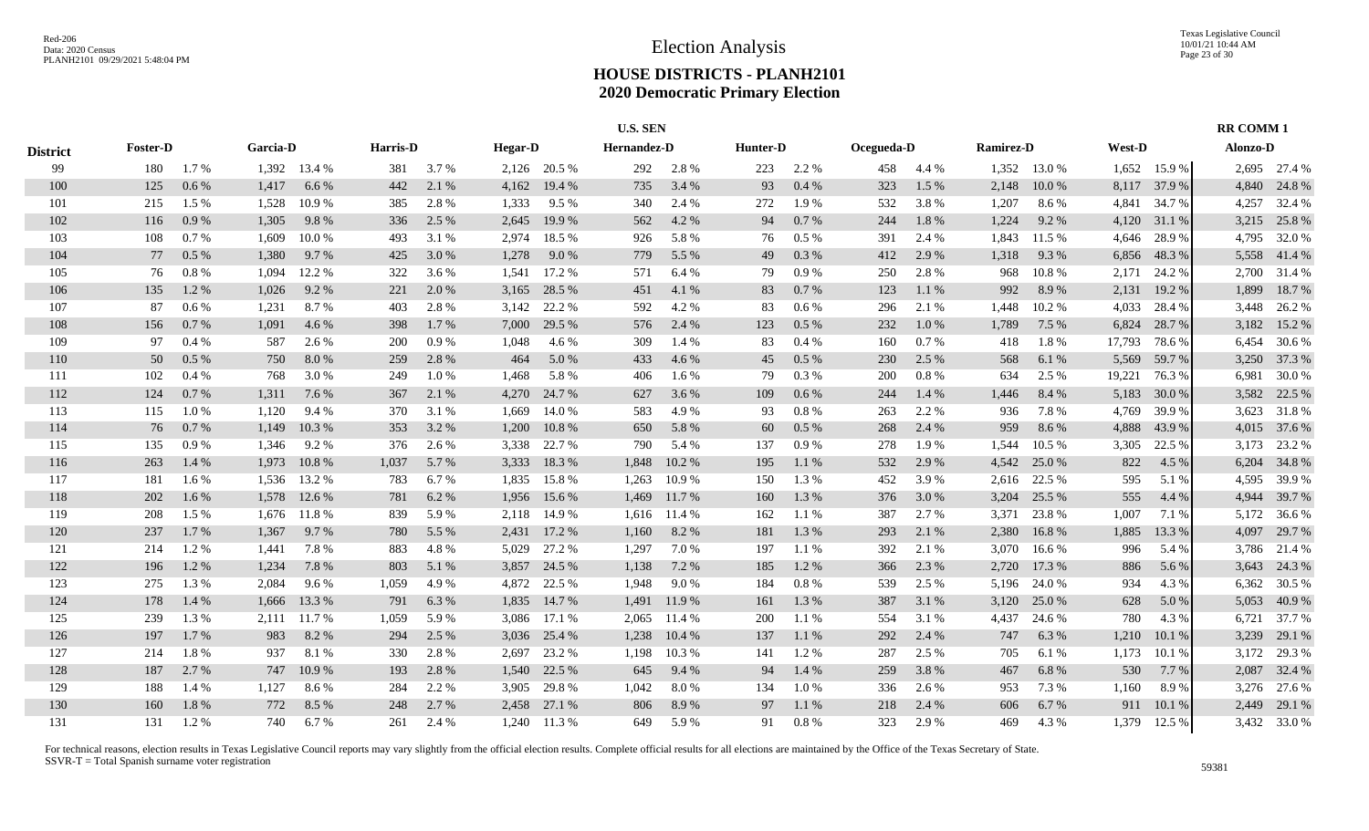# Election Analysis

## HOUSE DISTRICTS - PLANH2101
## 2020 Democratic Primary Election

| District | U.S. SEN | | | | | | | | | | | | | | | | | | RR COMM 1 | |
|---|---|---|---|---|---|---|---|---|---|---|---|---|---|---|---|---|---|---|---|---|
| | Foster-D | | Garcia-D | | Harris-D | | Hegar-D | | Hernandez-D | | Hunter-D | | Ocegueda-D | | Ramirez-D | | West-D | | Alonzo-D | |
| 99 | 180 | 1.7 % | 1,392 | 13.4 % | 381 | 3.7 % | 2,126 | 20.5 % | 292 | 2.8 % | 223 | 2.2 % | 458 | 4.4 % | 1,352 | 13.0 % | 1,652 | 15.9 % | 2,695 | 27.4 % |
| 100 | 125 | 0.6 % | 1,417 | 6.6 % | 442 | 2.1 % | 4,162 | 19.4 % | 735 | 3.4 % | 93 | 0.4 % | 323 | 1.5 % | 2,148 | 10.0 % | 8,117 | 37.9 % | 4,840 | 24.8 % |
| 101 | 215 | 1.5 % | 1,528 | 10.9 % | 385 | 2.8 % | 1,333 | 9.5 % | 340 | 2.4 % | 272 | 1.9 % | 532 | 3.8 % | 1,207 | 8.6 % | 4,841 | 34.7 % | 4,257 | 32.4 % |
| 102 | 116 | 0.9 % | 1,305 | 9.8 % | 336 | 2.5 % | 2,645 | 19.9 % | 562 | 4.2 % | 94 | 0.7 % | 244 | 1.8 % | 1,224 | 9.2 % | 4,120 | 31.1 % | 3,215 | 25.8 % |
| 103 | 108 | 0.7 % | 1,609 | 10.0 % | 493 | 3.1 % | 2,974 | 18.5 % | 926 | 5.8 % | 76 | 0.5 % | 391 | 2.4 % | 1,843 | 11.5 % | 4,646 | 28.9 % | 4,795 | 32.0 % |
| 104 | 77 | 0.5 % | 1,380 | 9.7 % | 425 | 3.0 % | 1,278 | 9.0 % | 779 | 5.5 % | 49 | 0.3 % | 412 | 2.9 % | 1,318 | 9.3 % | 6,856 | 48.3 % | 5,558 | 41.4 % |
| 105 | 76 | 0.8 % | 1,094 | 12.2 % | 322 | 3.6 % | 1,541 | 17.2 % | 571 | 6.4 % | 79 | 0.9 % | 250 | 2.8 % | 968 | 10.8 % | 2,171 | 24.2 % | 2,700 | 31.4 % |
| 106 | 135 | 1.2 % | 1,026 | 9.2 % | 221 | 2.0 % | 3,165 | 28.5 % | 451 | 4.1 % | 83 | 0.7 % | 123 | 1.1 % | 992 | 8.9 % | 2,131 | 19.2 % | 1,899 | 18.7 % |
| 107 | 87 | 0.6 % | 1,231 | 8.7 % | 403 | 2.8 % | 3,142 | 22.2 % | 592 | 4.2 % | 83 | 0.6 % | 296 | 2.1 % | 1,448 | 10.2 % | 4,033 | 28.4 % | 3,448 | 26.2 % |
| 108 | 156 | 0.7 % | 1,091 | 4.6 % | 398 | 1.7 % | 7,000 | 29.5 % | 576 | 2.4 % | 123 | 0.5 % | 232 | 1.0 % | 1,789 | 7.5 % | 6,824 | 28.7 % | 3,182 | 15.2 % |
| 109 | 97 | 0.4 % | 587 | 2.6 % | 200 | 0.9 % | 1,048 | 4.6 % | 309 | 1.4 % | 83 | 0.4 % | 160 | 0.7 % | 418 | 1.8 % | 17,793 | 78.6 % | 6,454 | 30.6 % |
| 110 | 50 | 0.5 % | 750 | 8.0 % | 259 | 2.8 % | 464 | 5.0 % | 433 | 4.6 % | 45 | 0.5 % | 230 | 2.5 % | 568 | 6.1 % | 5,569 | 59.7 % | 3,250 | 37.3 % |
| 111 | 102 | 0.4 % | 768 | 3.0 % | 249 | 1.0 % | 1,468 | 5.8 % | 406 | 1.6 % | 79 | 0.3 % | 200 | 0.8 % | 634 | 2.5 % | 19,221 | 76.3 % | 6,981 | 30.0 % |
| 112 | 124 | 0.7 % | 1,311 | 7.6 % | 367 | 2.1 % | 4,270 | 24.7 % | 627 | 3.6 % | 109 | 0.6 % | 244 | 1.4 % | 1,446 | 8.4 % | 5,183 | 30.0 % | 3,582 | 22.5 % |
| 113 | 115 | 1.0 % | 1,120 | 9.4 % | 370 | 3.1 % | 1,669 | 14.0 % | 583 | 4.9 % | 93 | 0.8 % | 263 | 2.2 % | 936 | 7.8 % | 4,769 | 39.9 % | 3,623 | 31.8 % |
| 114 | 76 | 0.7 % | 1,149 | 10.3 % | 353 | 3.2 % | 1,200 | 10.8 % | 650 | 5.8 % | 60 | 0.5 % | 268 | 2.4 % | 959 | 8.6 % | 4,888 | 43.9 % | 4,015 | 37.6 % |
| 115 | 135 | 0.9 % | 1,346 | 9.2 % | 376 | 2.6 % | 3,338 | 22.7 % | 790 | 5.4 % | 137 | 0.9 % | 278 | 1.9 % | 1,544 | 10.5 % | 3,305 | 22.5 % | 3,173 | 23.2 % |
| 116 | 263 | 1.4 % | 1,973 | 10.8 % | 1,037 | 5.7 % | 3,333 | 18.3 % | 1,848 | 10.2 % | 195 | 1.1 % | 532 | 2.9 % | 4,542 | 25.0 % | 822 | 4.5 % | 6,204 | 34.8 % |
| 117 | 181 | 1.6 % | 1,536 | 13.2 % | 783 | 6.7 % | 1,835 | 15.8 % | 1,263 | 10.9 % | 150 | 1.3 % | 452 | 3.9 % | 2,616 | 22.5 % | 595 | 5.1 % | 4,595 | 39.9 % |
| 118 | 202 | 1.6 % | 1,578 | 12.6 % | 781 | 6.2 % | 1,956 | 15.6 % | 1,469 | 11.7 % | 160 | 1.3 % | 376 | 3.0 % | 3,204 | 25.5 % | 555 | 4.4 % | 4,944 | 39.7 % |
| 119 | 208 | 1.5 % | 1,676 | 11.8 % | 839 | 5.9 % | 2,118 | 14.9 % | 1,616 | 11.4 % | 162 | 1.1 % | 387 | 2.7 % | 3,371 | 23.8 % | 1,007 | 7.1 % | 5,172 | 36.6 % |
| 120 | 237 | 1.7 % | 1,367 | 9.7 % | 780 | 5.5 % | 2,431 | 17.2 % | 1,160 | 8.2 % | 181 | 1.3 % | 293 | 2.1 % | 2,380 | 16.8 % | 1,885 | 13.3 % | 4,097 | 29.7 % |
| 121 | 214 | 1.2 % | 1,441 | 7.8 % | 883 | 4.8 % | 5,029 | 27.2 % | 1,297 | 7.0 % | 197 | 1.1 % | 392 | 2.1 % | 3,070 | 16.6 % | 996 | 5.4 % | 3,786 | 21.4 % |
| 122 | 196 | 1.2 % | 1,234 | 7.8 % | 803 | 5.1 % | 3,857 | 24.5 % | 1,138 | 7.2 % | 185 | 1.2 % | 366 | 2.3 % | 2,720 | 17.3 % | 886 | 5.6 % | 3,643 | 24.3 % |
| 123 | 275 | 1.3 % | 2,084 | 9.6 % | 1,059 | 4.9 % | 4,872 | 22.5 % | 1,948 | 9.0 % | 184 | 0.8 % | 539 | 2.5 % | 5,196 | 24.0 % | 934 | 4.3 % | 6,362 | 30.5 % |
| 124 | 178 | 1.4 % | 1,666 | 13.3 % | 791 | 6.3 % | 1,835 | 14.7 % | 1,491 | 11.9 % | 161 | 1.3 % | 387 | 3.1 % | 3,120 | 25.0 % | 628 | 5.0 % | 5,053 | 40.9 % |
| 125 | 239 | 1.3 % | 2,111 | 11.7 % | 1,059 | 5.9 % | 3,086 | 17.1 % | 2,065 | 11.4 % | 200 | 1.1 % | 554 | 3.1 % | 4,437 | 24.6 % | 780 | 4.3 % | 6,721 | 37.7 % |
| 126 | 197 | 1.7 % | 983 | 8.2 % | 294 | 2.5 % | 3,036 | 25.4 % | 1,238 | 10.4 % | 137 | 1.1 % | 292 | 2.4 % | 747 | 6.3 % | 1,210 | 10.1 % | 3,239 | 29.1 % |
| 127 | 214 | 1.8 % | 937 | 8.1 % | 330 | 2.8 % | 2,697 | 23.2 % | 1,198 | 10.3 % | 141 | 1.2 % | 287 | 2.5 % | 705 | 6.1 % | 1,173 | 10.1 % | 3,172 | 29.3 % |
| 128 | 187 | 2.7 % | 747 | 10.9 % | 193 | 2.8 % | 1,540 | 22.5 % | 645 | 9.4 % | 94 | 1.4 % | 259 | 3.8 % | 467 | 6.8 % | 530 | 7.7 % | 2,087 | 32.4 % |
| 129 | 188 | 1.4 % | 1,127 | 8.6 % | 284 | 2.2 % | 3,905 | 29.8 % | 1,042 | 8.0 % | 134 | 1.0 % | 336 | 2.6 % | 953 | 7.3 % | 1,160 | 8.9 % | 3,276 | 27.6 % |
| 130 | 160 | 1.8 % | 772 | 8.5 % | 248 | 2.7 % | 2,458 | 27.1 % | 806 | 8.9 % | 97 | 1.1 % | 218 | 2.4 % | 606 | 6.7 % | 911 | 10.1 % | 2,449 | 29.1 % |
| 131 | 131 | 1.2 % | 740 | 6.7 % | 261 | 2.4 % | 1,240 | 11.3 % | 649 | 5.9 % | 91 | 0.8 % | 323 | 2.9 % | 469 | 4.3 % | 1,379 | 12.5 % | 3,432 | 33.0 % |

For technical reasons, election results in Texas Legislative Council reports may vary slightly from the official election results. Complete official results for all elections are maintained by the Office of the Texas Secretary of State.
SSVR-T = Total Spanish surname voter registration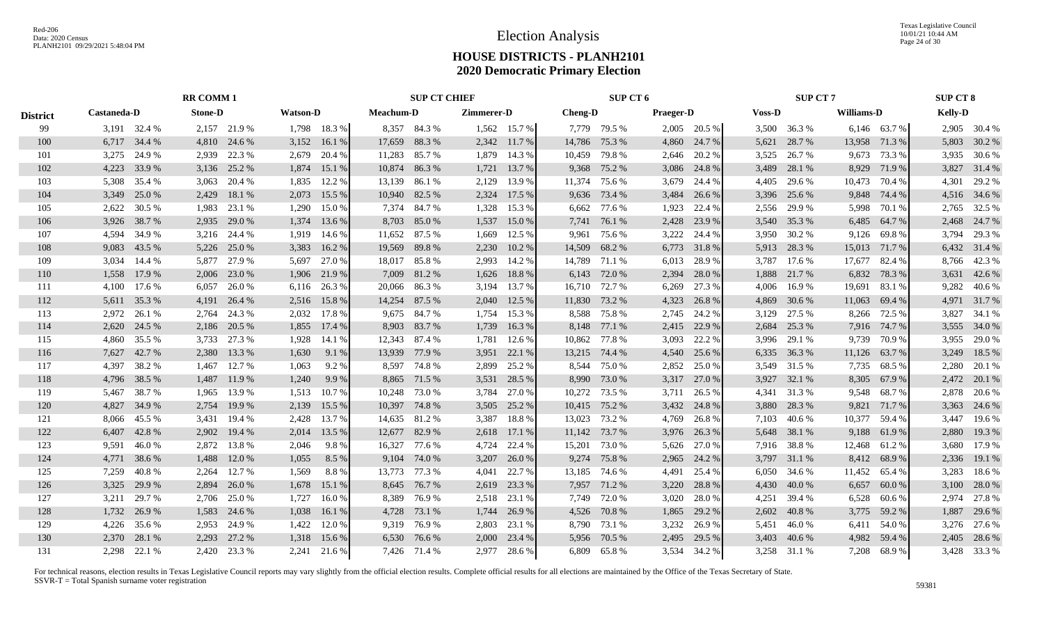# Election Analysis

## HOUSE DISTRICTS - PLANH2101
## 2020 Democratic Primary Election

| District | RR COMM 1 | | | | | | SUP CT CHIEF | | | | SUP CT 6 | | | | SUP CT 7 | | | | SUP CT 8 | |
|---|---|---|---|---|---|---|---|---|---|---|---|---|---|---|---|---|---|---|---|---|
| | Castaneda-D | | Stone-D | | Watson-D | | Meachum-D | | Zimmerer-D | | Cheng-D | | Praeger-D | | Voss-D | | Williams-D | | Kelly-D | |
| 99 | 3,191 | 32.4 % | 2,157 | 21.9 % | 1,798 | 18.3 % | 8,357 | 84.3 % | 1,562 | 15.7 % | 7,779 | 79.5 % | 2,005 | 20.5 % | 3,500 | 36.3 % | 6,146 | 63.7 % | 2,905 | 30.4 % |
| 100 | 6,717 | 34.4 % | 4,810 | 24.6 % | 3,152 | 16.1 % | 17,659 | 88.3 % | 2,342 | 11.7 % | 14,786 | 75.3 % | 4,860 | 24.7 % | 5,621 | 28.7 % | 13,958 | 71.3 % | 5,803 | 30.2 % |
| 101 | 3,275 | 24.9 % | 2,939 | 22.3 % | 2,679 | 20.4 % | 11,283 | 85.7 % | 1,879 | 14.3 % | 10,459 | 79.8 % | 2,646 | 20.2 % | 3,525 | 26.7 % | 9,673 | 73.3 % | 3,935 | 30.6 % |
| 102 | 4,223 | 33.9 % | 3,136 | 25.2 % | 1,874 | 15.1 % | 10,874 | 86.3 % | 1,721 | 13.7 % | 9,368 | 75.2 % | 3,086 | 24.8 % | 3,489 | 28.1 % | 8,929 | 71.9 % | 3,827 | 31.4 % |
| 103 | 5,308 | 35.4 % | 3,063 | 20.4 % | 1,835 | 12.2 % | 13,139 | 86.1 % | 2,129 | 13.9 % | 11,374 | 75.6 % | 3,679 | 24.4 % | 4,405 | 29.6 % | 10,473 | 70.4 % | 4,301 | 29.2 % |
| 104 | 3,349 | 25.0 % | 2,429 | 18.1 % | 2,073 | 15.5 % | 10,940 | 82.5 % | 2,324 | 17.5 % | 9,636 | 73.4 % | 3,484 | 26.6 % | 3,396 | 25.6 % | 9,848 | 74.4 % | 4,516 | 34.6 % |
| 105 | 2,622 | 30.5 % | 1,983 | 23.1 % | 1,290 | 15.0 % | 7,374 | 84.7 % | 1,328 | 15.3 % | 6,662 | 77.6 % | 1,923 | 22.4 % | 2,556 | 29.9 % | 5,998 | 70.1 % | 2,765 | 32.5 % |
| 106 | 3,926 | 38.7 % | 2,935 | 29.0 % | 1,374 | 13.6 % | 8,703 | 85.0 % | 1,537 | 15.0 % | 7,741 | 76.1 % | 2,428 | 23.9 % | 3,540 | 35.3 % | 6,485 | 64.7 % | 2,468 | 24.7 % |
| 107 | 4,594 | 34.9 % | 3,216 | 24.4 % | 1,919 | 14.6 % | 11,652 | 87.5 % | 1,669 | 12.5 % | 9,961 | 75.6 % | 3,222 | 24.4 % | 3,950 | 30.2 % | 9,126 | 69.8 % | 3,794 | 29.3 % |
| 108 | 9,083 | 43.5 % | 5,226 | 25.0 % | 3,383 | 16.2 % | 19,569 | 89.8 % | 2,230 | 10.2 % | 14,509 | 68.2 % | 6,773 | 31.8 % | 5,913 | 28.3 % | 15,013 | 71.7 % | 6,432 | 31.4 % |
| 109 | 3,034 | 14.4 % | 5,877 | 27.9 % | 5,697 | 27.0 % | 18,017 | 85.8 % | 2,993 | 14.2 % | 14,789 | 71.1 % | 6,013 | 28.9 % | 3,787 | 17.6 % | 17,677 | 82.4 % | 8,766 | 42.3 % |
| 110 | 1,558 | 17.9 % | 2,006 | 23.0 % | 1,906 | 21.9 % | 7,009 | 81.2 % | 1,626 | 18.8 % | 6,143 | 72.0 % | 2,394 | 28.0 % | 1,888 | 21.7 % | 6,832 | 78.3 % | 3,631 | 42.6 % |
| 111 | 4,100 | 17.6 % | 6,057 | 26.0 % | 6,116 | 26.3 % | 20,066 | 86.3 % | 3,194 | 13.7 % | 16,710 | 72.7 % | 6,269 | 27.3 % | 4,006 | 16.9 % | 19,691 | 83.1 % | 9,282 | 40.6 % |
| 112 | 5,611 | 35.3 % | 4,191 | 26.4 % | 2,516 | 15.8 % | 14,254 | 87.5 % | 2,040 | 12.5 % | 11,830 | 73.2 % | 4,323 | 26.8 % | 4,869 | 30.6 % | 11,063 | 69.4 % | 4,971 | 31.7 % |
| 113 | 2,972 | 26.1 % | 2,764 | 24.3 % | 2,032 | 17.8 % | 9,675 | 84.7 % | 1,754 | 15.3 % | 8,588 | 75.8 % | 2,745 | 24.2 % | 3,129 | 27.5 % | 8,266 | 72.5 % | 3,827 | 34.1 % |
| 114 | 2,620 | 24.5 % | 2,186 | 20.5 % | 1,855 | 17.4 % | 8,903 | 83.7 % | 1,739 | 16.3 % | 8,148 | 77.1 % | 2,415 | 22.9 % | 2,684 | 25.3 % | 7,916 | 74.7 % | 3,555 | 34.0 % |
| 115 | 4,860 | 35.5 % | 3,733 | 27.3 % | 1,928 | 14.1 % | 12,343 | 87.4 % | 1,781 | 12.6 % | 10,862 | 77.8 % | 3,093 | 22.2 % | 3,996 | 29.1 % | 9,739 | 70.9 % | 3,955 | 29.0 % |
| 116 | 7,627 | 42.7 % | 2,380 | 13.3 % | 1,630 | 9.1 % | 13,939 | 77.9 % | 3,951 | 22.1 % | 13,215 | 74.4 % | 4,540 | 25.6 % | 6,335 | 36.3 % | 11,126 | 63.7 % | 3,249 | 18.5 % |
| 117 | 4,397 | 38.2 % | 1,467 | 12.7 % | 1,063 | 9.2 % | 8,597 | 74.8 % | 2,899 | 25.2 % | 8,544 | 75.0 % | 2,852 | 25.0 % | 3,549 | 31.5 % | 7,735 | 68.5 % | 2,280 | 20.1 % |
| 118 | 4,796 | 38.5 % | 1,487 | 11.9 % | 1,240 | 9.9 % | 8,865 | 71.5 % | 3,531 | 28.5 % | 8,990 | 73.0 % | 3,317 | 27.0 % | 3,927 | 32.1 % | 8,305 | 67.9 % | 2,472 | 20.1 % |
| 119 | 5,467 | 38.7 % | 1,965 | 13.9 % | 1,513 | 10.7 % | 10,248 | 73.0 % | 3,784 | 27.0 % | 10,272 | 73.5 % | 3,711 | 26.5 % | 4,341 | 31.3 % | 9,548 | 68.7 % | 2,878 | 20.6 % |
| 120 | 4,827 | 34.9 % | 2,754 | 19.9 % | 2,139 | 15.5 % | 10,397 | 74.8 % | 3,505 | 25.2 % | 10,415 | 75.2 % | 3,432 | 24.8 % | 3,880 | 28.3 % | 9,821 | 71.7 % | 3,363 | 24.6 % |
| 121 | 8,066 | 45.5 % | 3,431 | 19.4 % | 2,428 | 13.7 % | 14,635 | 81.2 % | 3,387 | 18.8 % | 13,023 | 73.2 % | 4,769 | 26.8 % | 7,103 | 40.6 % | 10,377 | 59.4 % | 3,447 | 19.6 % |
| 122 | 6,407 | 42.8 % | 2,902 | 19.4 % | 2,014 | 13.5 % | 12,677 | 82.9 % | 2,618 | 17.1 % | 11,142 | 73.7 % | 3,976 | 26.3 % | 5,648 | 38.1 % | 9,188 | 61.9 % | 2,880 | 19.3 % |
| 123 | 9,591 | 46.0 % | 2,872 | 13.8 % | 2,046 | 9.8 % | 16,327 | 77.6 % | 4,724 | 22.4 % | 15,201 | 73.0 % | 5,626 | 27.0 % | 7,916 | 38.8 % | 12,468 | 61.2 % | 3,680 | 17.9 % |
| 124 | 4,771 | 38.6 % | 1,488 | 12.0 % | 1,055 | 8.5 % | 9,104 | 74.0 % | 3,207 | 26.0 % | 9,274 | 75.8 % | 2,965 | 24.2 % | 3,797 | 31.1 % | 8,412 | 68.9 % | 2,336 | 19.1 % |
| 125 | 7,259 | 40.8 % | 2,264 | 12.7 % | 1,569 | 8.8 % | 13,773 | 77.3 % | 4,041 | 22.7 % | 13,185 | 74.6 % | 4,491 | 25.4 % | 6,050 | 34.6 % | 11,452 | 65.4 % | 3,283 | 18.6 % |
| 126 | 3,325 | 29.9 % | 2,894 | 26.0 % | 1,678 | 15.1 % | 8,645 | 76.7 % | 2,619 | 23.3 % | 7,957 | 71.2 % | 3,220 | 28.8 % | 4,430 | 40.0 % | 6,657 | 60.0 % | 3,100 | 28.0 % |
| 127 | 3,211 | 29.7 % | 2,706 | 25.0 % | 1,727 | 16.0 % | 8,389 | 76.9 % | 2,518 | 23.1 % | 7,749 | 72.0 % | 3,020 | 28.0 % | 4,251 | 39.4 % | 6,528 | 60.6 % | 2,974 | 27.8 % |
| 128 | 1,732 | 26.9 % | 1,583 | 24.6 % | 1,038 | 16.1 % | 4,728 | 73.1 % | 1,744 | 26.9 % | 4,526 | 70.8 % | 1,865 | 29.2 % | 2,602 | 40.8 % | 3,775 | 59.2 % | 1,887 | 29.6 % |
| 129 | 4,226 | 35.6 % | 2,953 | 24.9 % | 1,422 | 12.0 % | 9,319 | 76.9 % | 2,803 | 23.1 % | 8,790 | 73.1 % | 3,232 | 26.9 % | 5,451 | 46.0 % | 6,411 | 54.0 % | 3,276 | 27.6 % |
| 130 | 2,370 | 28.1 % | 2,293 | 27.2 % | 1,318 | 15.6 % | 6,530 | 76.6 % | 2,000 | 23.4 % | 5,956 | 70.5 % | 2,495 | 29.5 % | 3,403 | 40.6 % | 4,982 | 59.4 % | 2,405 | 28.6 % |
| 131 | 2,298 | 22.1 % | 2,420 | 23.3 % | 2,241 | 21.6 % | 7,426 | 71.4 % | 2,977 | 28.6 % | 6,809 | 65.8 % | 3,534 | 34.2 % | 3,258 | 31.1 % | 7,208 | 68.9 % | 3,428 | 33.3 % |

For technical reasons, election results in Texas Legislative Council reports may vary slightly from the official election results. Complete official results for all elections are maintained by the Office of the Texas Secretary of State.
SSVR-T = Total Spanish surname voter registration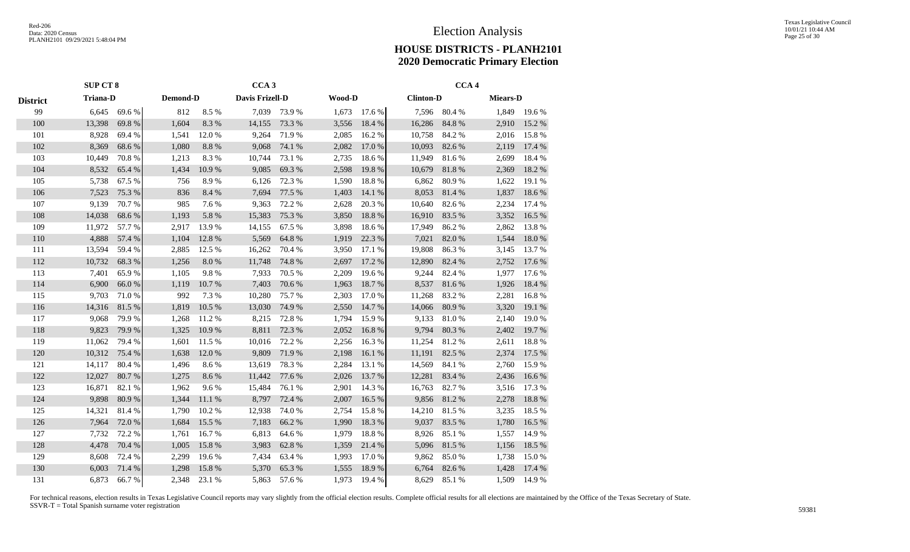# Election Analysis

## HOUSE DISTRICTS - PLANH2101
## 2020 Democratic Primary Election

| | SUP CT 8 | | | | CCA 3 | | | | CCA 4 | | | |
|---|---|---|---|---|---|---|---|---|---|---|---|---|
| **District** | **Triana-D** | | **Demond-D** | | **Davis Frizell-D** | | **Wood-D** | | **Clinton-D** | | **Miears-D** | |
| 99 | 6,645 | 69.6 % | 812 | 8.5 % | 7,039 | 73.9 % | 1,673 | 17.6 % | 7,596 | 80.4 % | 1,849 | 19.6 % |
| 100 | 13,398 | 69.8 % | 1,604 | 8.3 % | 14,155 | 73.3 % | 3,556 | 18.4 % | 16,286 | 84.8 % | 2,910 | 15.2 % |
| 101 | 8,928 | 69.4 % | 1,541 | 12.0 % | 9,264 | 71.9 % | 2,085 | 16.2 % | 10,758 | 84.2 % | 2,016 | 15.8 % |
| 102 | 8,369 | 68.6 % | 1,080 | 8.8 % | 9,068 | 74.1 % | 2,082 | 17.0 % | 10,093 | 82.6 % | 2,119 | 17.4 % |
| 103 | 10,449 | 70.8 % | 1,213 | 8.3 % | 10,744 | 73.1 % | 2,735 | 18.6 % | 11,949 | 81.6 % | 2,699 | 18.4 % |
| 104 | 8,532 | 65.4 % | 1,434 | 10.9 % | 9,085 | 69.3 % | 2,598 | 19.8 % | 10,679 | 81.8 % | 2,369 | 18.2 % |
| 105 | 5,738 | 67.5 % | 756 | 8.9 % | 6,126 | 72.3 % | 1,590 | 18.8 % | 6,862 | 80.9 % | 1,622 | 19.1 % |
| 106 | 7,523 | 75.3 % | 836 | 8.4 % | 7,694 | 77.5 % | 1,403 | 14.1 % | 8,053 | 81.4 % | 1,837 | 18.6 % |
| 107 | 9,139 | 70.7 % | 985 | 7.6 % | 9,363 | 72.2 % | 2,628 | 20.3 % | 10,640 | 82.6 % | 2,234 | 17.4 % |
| 108 | 14,038 | 68.6 % | 1,193 | 5.8 % | 15,383 | 75.3 % | 3,850 | 18.8 % | 16,910 | 83.5 % | 3,352 | 16.5 % |
| 109 | 11,972 | 57.7 % | 2,917 | 13.9 % | 14,155 | 67.5 % | 3,898 | 18.6 % | 17,949 | 86.2 % | 2,862 | 13.8 % |
| 110 | 4,888 | 57.4 % | 1,104 | 12.8 % | 5,569 | 64.8 % | 1,919 | 22.3 % | 7,021 | 82.0 % | 1,544 | 18.0 % |
| 111 | 13,594 | 59.4 % | 2,885 | 12.5 % | 16,262 | 70.4 % | 3,950 | 17.1 % | 19,808 | 86.3 % | 3,145 | 13.7 % |
| 112 | 10,732 | 68.3 % | 1,256 | 8.0 % | 11,748 | 74.8 % | 2,697 | 17.2 % | 12,890 | 82.4 % | 2,752 | 17.6 % |
| 113 | 7,401 | 65.9 % | 1,105 | 9.8 % | 7,933 | 70.5 % | 2,209 | 19.6 % | 9,244 | 82.4 % | 1,977 | 17.6 % |
| 114 | 6,900 | 66.0 % | 1,119 | 10.7 % | 7,403 | 70.6 % | 1,963 | 18.7 % | 8,537 | 81.6 % | 1,926 | 18.4 % |
| 115 | 9,703 | 71.0 % | 992 | 7.3 % | 10,280 | 75.7 % | 2,303 | 17.0 % | 11,268 | 83.2 % | 2,281 | 16.8 % |
| 116 | 14,316 | 81.5 % | 1,819 | 10.5 % | 13,030 | 74.9 % | 2,550 | 14.7 % | 14,066 | 80.9 % | 3,320 | 19.1 % |
| 117 | 9,068 | 79.9 % | 1,268 | 11.2 % | 8,215 | 72.8 % | 1,794 | 15.9 % | 9,133 | 81.0 % | 2,140 | 19.0 % |
| 118 | 9,823 | 79.9 % | 1,325 | 10.9 % | 8,811 | 72.3 % | 2,052 | 16.8 % | 9,794 | 80.3 % | 2,402 | 19.7 % |
| 119 | 11,062 | 79.4 % | 1,601 | 11.5 % | 10,016 | 72.2 % | 2,256 | 16.3 % | 11,254 | 81.2 % | 2,611 | 18.8 % |
| 120 | 10,312 | 75.4 % | 1,638 | 12.0 % | 9,809 | 71.9 % | 2,198 | 16.1 % | 11,191 | 82.5 % | 2,374 | 17.5 % |
| 121 | 14,117 | 80.4 % | 1,496 | 8.6 % | 13,619 | 78.3 % | 2,284 | 13.1 % | 14,569 | 84.1 % | 2,760 | 15.9 % |
| 122 | 12,027 | 80.7 % | 1,275 | 8.6 % | 11,442 | 77.6 % | 2,026 | 13.7 % | 12,281 | 83.4 % | 2,436 | 16.6 % |
| 123 | 16,871 | 82.1 % | 1,962 | 9.6 % | 15,484 | 76.1 % | 2,901 | 14.3 % | 16,763 | 82.7 % | 3,516 | 17.3 % |
| 124 | 9,898 | 80.9 % | 1,344 | 11.1 % | 8,797 | 72.4 % | 2,007 | 16.5 % | 9,856 | 81.2 % | 2,278 | 18.8 % |
| 125 | 14,321 | 81.4 % | 1,790 | 10.2 % | 12,938 | 74.0 % | 2,754 | 15.8 % | 14,210 | 81.5 % | 3,235 | 18.5 % |
| 126 | 7,964 | 72.0 % | 1,684 | 15.5 % | 7,183 | 66.2 % | 1,990 | 18.3 % | 9,037 | 83.5 % | 1,780 | 16.5 % |
| 127 | 7,732 | 72.2 % | 1,761 | 16.7 % | 6,813 | 64.6 % | 1,979 | 18.8 % | 8,926 | 85.1 % | 1,557 | 14.9 % |
| 128 | 4,478 | 70.4 % | 1,005 | 15.8 % | 3,983 | 62.8 % | 1,359 | 21.4 % | 5,096 | 81.5 % | 1,156 | 18.5 % |
| 129 | 8,608 | 72.4 % | 2,299 | 19.6 % | 7,434 | 63.4 % | 1,993 | 17.0 % | 9,862 | 85.0 % | 1,738 | 15.0 % |
| 130 | 6,003 | 71.4 % | 1,298 | 15.8 % | 5,370 | 65.3 % | 1,555 | 18.9 % | 6,764 | 82.6 % | 1,428 | 17.4 % |
| 131 | 6,873 | 66.7 % | 2,348 | 23.1 % | 5,863 | 57.6 % | 1,973 | 19.4 % | 8,629 | 85.1 % | 1,509 | 14.9 % |

For technical reasons, election results in Texas Legislative Council reports may vary slightly from the official election results. Complete official results for all elections are maintained by the Office of the Texas Secretary of State.
SSVR-T = Total Spanish surname voter registration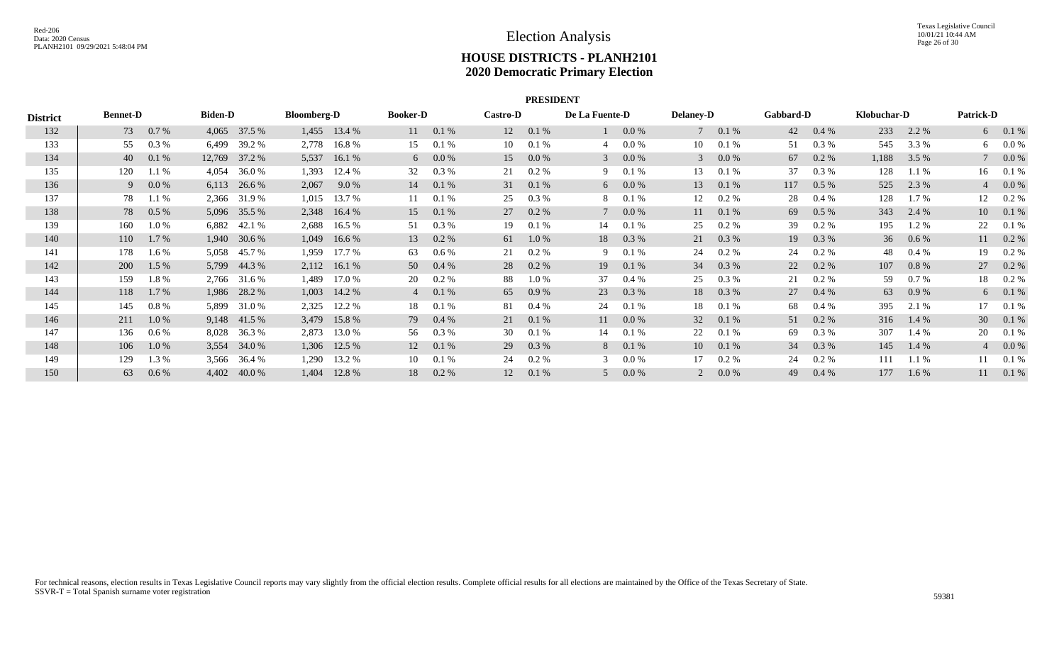# Election Analysis

## HOUSE DISTRICTS - PLANH2101
## 2020 Democratic Primary Election

### PRESIDENT

| District | Bennet-D | | Biden-D | | Bloomberg-D | | Booker-D | | Castro-D | | De La Fuente-D | | Delaney-D | | Gabbard-D | | Klobuchar-D | | Patrick-D | |
|---|---|---|---|---|---|---|---|---|---|---|---|---|---|---|---|---|---|---|---|---|
| 132 | 73 | 0.7 % | 4,065 | 37.5 % | 1,455 | 13.4 % | 11 | 0.1 % | 12 | 0.1 % | 1 | 0.0 % | 7 | 0.1 % | 42 | 0.4 % | 233 | 2.2 % | 6 | 0.1 % |
| 133 | 55 | 0.3 % | 6,499 | 39.2 % | 2,778 | 16.8 % | 15 | 0.1 % | 10 | 0.1 % | 4 | 0.0 % | 10 | 0.1 % | 51 | 0.3 % | 545 | 3.3 % | 6 | 0.0 % |
| 134 | 40 | 0.1 % | 12,769 | 37.2 % | 5,537 | 16.1 % | 6 | 0.0 % | 15 | 0.0 % | 3 | 0.0 % | 3 | 0.0 % | 67 | 0.2 % | 1,188 | 3.5 % | 7 | 0.0 % |
| 135 | 120 | 1.1 % | 4,054 | 36.0 % | 1,393 | 12.4 % | 32 | 0.3 % | 21 | 0.2 % | 9 | 0.1 % | 13 | 0.1 % | 37 | 0.3 % | 128 | 1.1 % | 16 | 0.1 % |
| 136 | 9 | 0.0 % | 6,113 | 26.6 % | 2,067 | 9.0 % | 14 | 0.1 % | 31 | 0.1 % | 6 | 0.0 % | 13 | 0.1 % | 117 | 0.5 % | 525 | 2.3 % | 4 | 0.0 % |
| 137 | 78 | 1.1 % | 2,366 | 31.9 % | 1,015 | 13.7 % | 11 | 0.1 % | 25 | 0.3 % | 8 | 0.1 % | 12 | 0.2 % | 28 | 0.4 % | 128 | 1.7 % | 12 | 0.2 % |
| 138 | 78 | 0.5 % | 5,096 | 35.5 % | 2,348 | 16.4 % | 15 | 0.1 % | 27 | 0.2 % | 7 | 0.0 % | 11 | 0.1 % | 69 | 0.5 % | 343 | 2.4 % | 10 | 0.1 % |
| 139 | 160 | 1.0 % | 6,882 | 42.1 % | 2,688 | 16.5 % | 51 | 0.3 % | 19 | 0.1 % | 14 | 0.1 % | 25 | 0.2 % | 39 | 0.2 % | 195 | 1.2 % | 22 | 0.1 % |
| 140 | 110 | 1.7 % | 1,940 | 30.6 % | 1,049 | 16.6 % | 13 | 0.2 % | 61 | 1.0 % | 18 | 0.3 % | 21 | 0.3 % | 19 | 0.3 % | 36 | 0.6 % | 11 | 0.2 % |
| 141 | 178 | 1.6 % | 5,058 | 45.7 % | 1,959 | 17.7 % | 63 | 0.6 % | 21 | 0.2 % | 9 | 0.1 % | 24 | 0.2 % | 24 | 0.2 % | 48 | 0.4 % | 19 | 0.2 % |
| 142 | 200 | 1.5 % | 5,799 | 44.3 % | 2,112 | 16.1 % | 50 | 0.4 % | 28 | 0.2 % | 19 | 0.1 % | 34 | 0.3 % | 22 | 0.2 % | 107 | 0.8 % | 27 | 0.2 % |
| 143 | 159 | 1.8 % | 2,766 | 31.6 % | 1,489 | 17.0 % | 20 | 0.2 % | 88 | 1.0 % | 37 | 0.4 % | 25 | 0.3 % | 21 | 0.2 % | 59 | 0.7 % | 18 | 0.2 % |
| 144 | 118 | 1.7 % | 1,986 | 28.2 % | 1,003 | 14.2 % | 4 | 0.1 % | 65 | 0.9 % | 23 | 0.3 % | 18 | 0.3 % | 27 | 0.4 % | 63 | 0.9 % | 6 | 0.1 % |
| 145 | 145 | 0.8 % | 5,899 | 31.0 % | 2,325 | 12.2 % | 18 | 0.1 % | 81 | 0.4 % | 24 | 0.1 % | 18 | 0.1 % | 68 | 0.4 % | 395 | 2.1 % | 17 | 0.1 % |
| 146 | 211 | 1.0 % | 9,148 | 41.5 % | 3,479 | 15.8 % | 79 | 0.4 % | 21 | 0.1 % | 11 | 0.0 % | 32 | 0.1 % | 51 | 0.2 % | 316 | 1.4 % | 30 | 0.1 % |
| 147 | 136 | 0.6 % | 8,028 | 36.3 % | 2,873 | 13.0 % | 56 | 0.3 % | 30 | 0.1 % | 14 | 0.1 % | 22 | 0.1 % | 69 | 0.3 % | 307 | 1.4 % | 20 | 0.1 % |
| 148 | 106 | 1.0 % | 3,554 | 34.0 % | 1,306 | 12.5 % | 12 | 0.1 % | 29 | 0.3 % | 8 | 0.1 % | 10 | 0.1 % | 34 | 0.3 % | 145 | 1.4 % | 4 | 0.0 % |
| 149 | 129 | 1.3 % | 3,566 | 36.4 % | 1,290 | 13.2 % | 10 | 0.1 % | 24 | 0.2 % | 3 | 0.0 % | 17 | 0.2 % | 24 | 0.2 % | 111 | 1.1 % | 11 | 0.1 % |
| 150 | 63 | 0.6 % | 4,402 | 40.0 % | 1,404 | 12.8 % | 18 | 0.2 % | 12 | 0.1 % | 5 | 0.0 % | 2 | 0.0 % | 49 | 0.4 % | 177 | 1.6 % | 11 | 0.1 % |

For technical reasons, election results in Texas Legislative Council reports may vary slightly from the official election results. Complete official results for all elections are maintained by the Office of the Texas Secretary of State.
SSVR-T = Total Spanish surname voter registration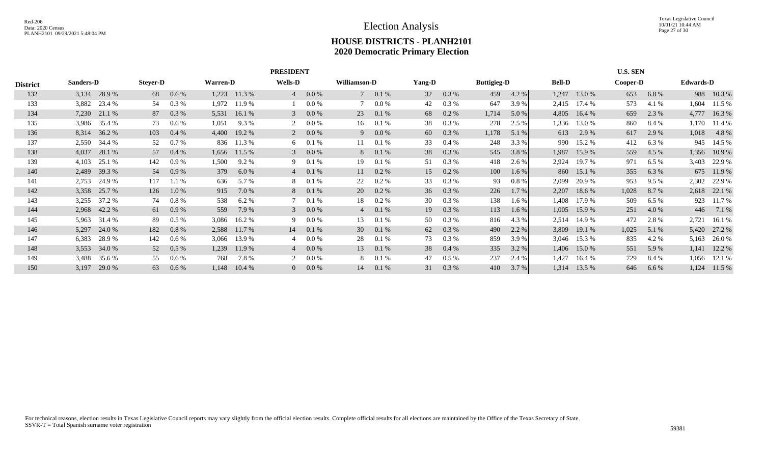# Election Analysis

## HOUSE DISTRICTS - PLANH2101
## 2020 Democratic Primary Election

| | PRESIDENT | | | | | | | | | | | | | | | | U.S. SEN | | | | | |
|---|---|---|---|---|---|---|---|---|---|---|---|---|---|---|---|---|---|---|---|---|---|---|
| District | Sanders-D | | Steyer-D | | Warren-D | | Wells-D | | Williamson-D | | Yang-D | | Buttigieg-D | | | | Bell-D | | Cooper-D | | Edwards-D | |
| 132 | 3,134 | 28.9 % | 68 | 0.6 % | 1,223 | 11.3 % | 4 | 0.0 % | 7 | 0.1 % | 32 | 0.3 % | 459 | 4.2 % | | | 1,247 | 13.0 % | 653 | 6.8 % | 988 | 10.3 % |
| 133 | 3,882 | 23.4 % | 54 | 0.3 % | 1,972 | 11.9 % | 1 | 0.0 % | 7 | 0.0 % | 42 | 0.3 % | 647 | 3.9 % | | | 2,415 | 17.4 % | 573 | 4.1 % | 1,604 | 11.5 % |
| 134 | 7,230 | 21.1 % | 87 | 0.3 % | 5,531 | 16.1 % | 3 | 0.0 % | 23 | 0.1 % | 68 | 0.2 % | 1,714 | 5.0 % | | | 4,805 | 16.4 % | 659 | 2.3 % | 4,777 | 16.3 % |
| 135 | 3,986 | 35.4 % | 73 | 0.6 % | 1,051 | 9.3 % | 2 | 0.0 % | 16 | 0.1 % | 38 | 0.3 % | 278 | 2.5 % | | | 1,336 | 13.0 % | 860 | 8.4 % | 1,170 | 11.4 % |
| 136 | 8,314 | 36.2 % | 103 | 0.4 % | 4,400 | 19.2 % | 2 | 0.0 % | 9 | 0.0 % | 60 | 0.3 % | 1,178 | 5.1 % | | | 613 | 2.9 % | 617 | 2.9 % | 1,018 | 4.8 % |
| 137 | 2,550 | 34.4 % | 52 | 0.7 % | 836 | 11.3 % | 6 | 0.1 % | 11 | 0.1 % | 33 | 0.4 % | 248 | 3.3 % | | | 990 | 15.2 % | 412 | 6.3 % | 945 | 14.5 % |
| 138 | 4,037 | 28.1 % | 57 | 0.4 % | 1,656 | 11.5 % | 3 | 0.0 % | 8 | 0.1 % | 38 | 0.3 % | 545 | 3.8 % | | | 1,987 | 15.9 % | 559 | 4.5 % | 1,356 | 10.9 % |
| 139 | 4,103 | 25.1 % | 142 | 0.9 % | 1,500 | 9.2 % | 9 | 0.1 % | 19 | 0.1 % | 51 | 0.3 % | 418 | 2.6 % | | | 2,924 | 19.7 % | 971 | 6.5 % | 3,403 | 22.9 % |
| 140 | 2,489 | 39.3 % | 54 | 0.9 % | 379 | 6.0 % | 4 | 0.1 % | 11 | 0.2 % | 15 | 0.2 % | 100 | 1.6 % | | | 860 | 15.1 % | 355 | 6.3 % | 675 | 11.9 % |
| 141 | 2,753 | 24.9 % | 117 | 1.1 % | 636 | 5.7 % | 8 | 0.1 % | 22 | 0.2 % | 33 | 0.3 % | 93 | 0.8 % | | | 2,099 | 20.9 % | 953 | 9.5 % | 2,302 | 22.9 % |
| 142 | 3,358 | 25.7 % | 126 | 1.0 % | 915 | 7.0 % | 8 | 0.1 % | 20 | 0.2 % | 36 | 0.3 % | 226 | 1.7 % | | | 2,207 | 18.6 % | 1,028 | 8.7 % | 2,618 | 22.1 % |
| 143 | 3,255 | 37.2 % | 74 | 0.8 % | 538 | 6.2 % | 7 | 0.1 % | 18 | 0.2 % | 30 | 0.3 % | 138 | 1.6 % | | | 1,408 | 17.9 % | 509 | 6.5 % | 923 | 11.7 % |
| 144 | 2,968 | 42.2 % | 61 | 0.9 % | 559 | 7.9 % | 3 | 0.0 % | 4 | 0.1 % | 19 | 0.3 % | 113 | 1.6 % | | | 1,005 | 15.9 % | 251 | 4.0 % | 446 | 7.1 % |
| 145 | 5,963 | 31.4 % | 89 | 0.5 % | 3,086 | 16.2 % | 9 | 0.0 % | 13 | 0.1 % | 50 | 0.3 % | 816 | 4.3 % | | | 2,514 | 14.9 % | 472 | 2.8 % | 2,721 | 16.1 % |
| 146 | 5,297 | 24.0 % | 182 | 0.8 % | 2,588 | 11.7 % | 14 | 0.1 % | 30 | 0.1 % | 62 | 0.3 % | 490 | 2.2 % | | | 3,809 | 19.1 % | 1,025 | 5.1 % | 5,420 | 27.2 % |
| 147 | 6,383 | 28.9 % | 142 | 0.6 % | 3,066 | 13.9 % | 4 | 0.0 % | 28 | 0.1 % | 73 | 0.3 % | 859 | 3.9 % | | | 3,046 | 15.3 % | 835 | 4.2 % | 5,163 | 26.0 % |
| 148 | 3,553 | 34.0 % | 52 | 0.5 % | 1,239 | 11.9 % | 4 | 0.0 % | 13 | 0.1 % | 38 | 0.4 % | 335 | 3.2 % | | | 1,406 | 15.0 % | 551 | 5.9 % | 1,141 | 12.2 % |
| 149 | 3,488 | 35.6 % | 55 | 0.6 % | 768 | 7.8 % | 2 | 0.0 % | 8 | 0.1 % | 47 | 0.5 % | 237 | 2.4 % | | | 1,427 | 16.4 % | 729 | 8.4 % | 1,056 | 12.1 % |
| 150 | 3,197 | 29.0 % | 63 | 0.6 % | 1,148 | 10.4 % | 0 | 0.0 % | 14 | 0.1 % | 31 | 0.3 % | 410 | 3.7 % | | | 1,314 | 13.5 % | 646 | 6.6 % | 1,124 | 11.5 % |

For technical reasons, election results in Texas Legislative Council reports may vary slightly from the official election results. Complete official results for all elections are maintained by the Office of the Texas Secretary of State.
SSVR-T = Total Spanish surname voter registration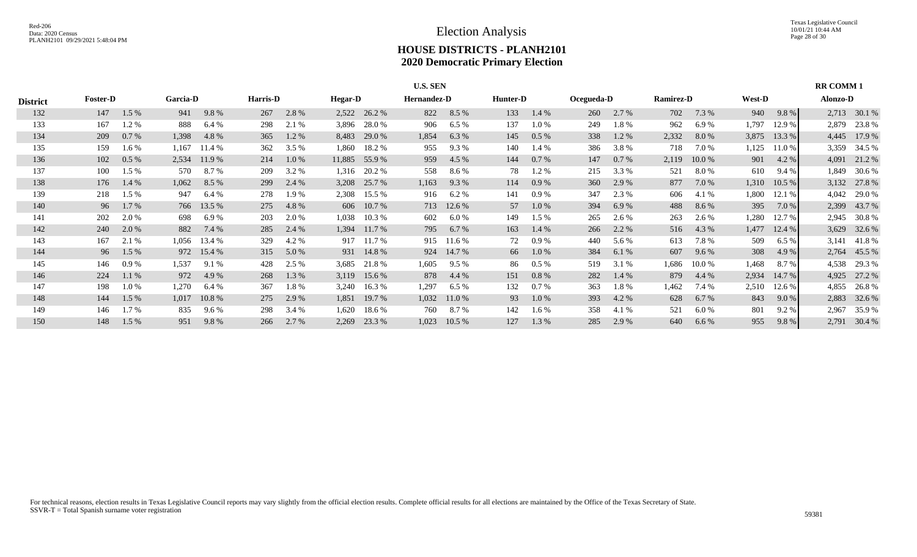# Election Analysis

## HOUSE DISTRICTS - PLANH2101
## 2020 Democratic Primary Election

| | U.S. SEN | | | | | | | | | | | | | | | | | | RR COMM 1 | |
|---|---|---|---|---|---|---|---|---|---|---|---|---|---|---|---|---|---|---|---|---|
| District | Foster-D | | Garcia-D | | Harris-D | | Hegar-D | | Hernandez-D | | Hunter-D | | Ocegueda-D | | Ramirez-D | | West-D | | Alonzo-D | |
| 132 | 147 | 1.5 % | 941 | 9.8 % | 267 | 2.8 % | 2,522 | 26.2 % | 822 | 8.5 % | 133 | 1.4 % | 260 | 2.7 % | 702 | 7.3 % | 940 | 9.8 % | 2,713 | 30.1 % |
| 133 | 167 | 1.2 % | 888 | 6.4 % | 298 | 2.1 % | 3,896 | 28.0 % | 906 | 6.5 % | 137 | 1.0 % | 249 | 1.8 % | 962 | 6.9 % | 1,797 | 12.9 % | 2,879 | 23.8 % |
| 134 | 209 | 0.7 % | 1,398 | 4.8 % | 365 | 1.2 % | 8,483 | 29.0 % | 1,854 | 6.3 % | 145 | 0.5 % | 338 | 1.2 % | 2,332 | 8.0 % | 3,875 | 13.3 % | 4,445 | 17.9 % |
| 135 | 159 | 1.6 % | 1,167 | 11.4 % | 362 | 3.5 % | 1,860 | 18.2 % | 955 | 9.3 % | 140 | 1.4 % | 386 | 3.8 % | 718 | 7.0 % | 1,125 | 11.0 % | 3,359 | 34.5 % |
| 136 | 102 | 0.5 % | 2,534 | 11.9 % | 214 | 1.0 % | 11,885 | 55.9 % | 959 | 4.5 % | 144 | 0.7 % | 147 | 0.7 % | 2,119 | 10.0 % | 901 | 4.2 % | 4,091 | 21.2 % |
| 137 | 100 | 1.5 % | 570 | 8.7 % | 209 | 3.2 % | 1,316 | 20.2 % | 558 | 8.6 % | 78 | 1.2 % | 215 | 3.3 % | 521 | 8.0 % | 610 | 9.4 % | 1,849 | 30.6 % |
| 138 | 176 | 1.4 % | 1,062 | 8.5 % | 299 | 2.4 % | 3,208 | 25.7 % | 1,163 | 9.3 % | 114 | 0.9 % | 360 | 2.9 % | 877 | 7.0 % | 1,310 | 10.5 % | 3,132 | 27.8 % |
| 139 | 218 | 1.5 % | 947 | 6.4 % | 278 | 1.9 % | 2,308 | 15.5 % | 916 | 6.2 % | 141 | 0.9 % | 347 | 2.3 % | 606 | 4.1 % | 1,800 | 12.1 % | 4,042 | 29.0 % |
| 140 | 96 | 1.7 % | 766 | 13.5 % | 275 | 4.8 % | 606 | 10.7 % | 713 | 12.6 % | 57 | 1.0 % | 394 | 6.9 % | 488 | 8.6 % | 395 | 7.0 % | 2,399 | 43.7 % |
| 141 | 202 | 2.0 % | 698 | 6.9 % | 203 | 2.0 % | 1,038 | 10.3 % | 602 | 6.0 % | 149 | 1.5 % | 265 | 2.6 % | 263 | 2.6 % | 1,280 | 12.7 % | 2,945 | 30.8 % |
| 142 | 240 | 2.0 % | 882 | 7.4 % | 285 | 2.4 % | 1,394 | 11.7 % | 795 | 6.7 % | 163 | 1.4 % | 266 | 2.2 % | 516 | 4.3 % | 1,477 | 12.4 % | 3,629 | 32.6 % |
| 143 | 167 | 2.1 % | 1,056 | 13.4 % | 329 | 4.2 % | 917 | 11.7 % | 915 | 11.6 % | 72 | 0.9 % | 440 | 5.6 % | 613 | 7.8 % | 509 | 6.5 % | 3,141 | 41.8 % |
| 144 | 96 | 1.5 % | 972 | 15.4 % | 315 | 5.0 % | 931 | 14.8 % | 924 | 14.7 % | 66 | 1.0 % | 384 | 6.1 % | 607 | 9.6 % | 308 | 4.9 % | 2,764 | 45.5 % |
| 145 | 146 | 0.9 % | 1,537 | 9.1 % | 428 | 2.5 % | 3,685 | 21.8 % | 1,605 | 9.5 % | 86 | 0.5 % | 519 | 3.1 % | 1,686 | 10.0 % | 1,468 | 8.7 % | 4,538 | 29.3 % |
| 146 | 224 | 1.1 % | 972 | 4.9 % | 268 | 1.3 % | 3,119 | 15.6 % | 878 | 4.4 % | 151 | 0.8 % | 282 | 1.4 % | 879 | 4.4 % | 2,934 | 14.7 % | 4,925 | 27.2 % |
| 147 | 198 | 1.0 % | 1,270 | 6.4 % | 367 | 1.8 % | 3,240 | 16.3 % | 1,297 | 6.5 % | 132 | 0.7 % | 363 | 1.8 % | 1,462 | 7.4 % | 2,510 | 12.6 % | 4,855 | 26.8 % |
| 148 | 144 | 1.5 % | 1,017 | 10.8 % | 275 | 2.9 % | 1,851 | 19.7 % | 1,032 | 11.0 % | 93 | 1.0 % | 393 | 4.2 % | 628 | 6.7 % | 843 | 9.0 % | 2,883 | 32.6 % |
| 149 | 146 | 1.7 % | 835 | 9.6 % | 298 | 3.4 % | 1,620 | 18.6 % | 760 | 8.7 % | 142 | 1.6 % | 358 | 4.1 % | 521 | 6.0 % | 801 | 9.2 % | 2,967 | 35.9 % |
| 150 | 148 | 1.5 % | 951 | 9.8 % | 266 | 2.7 % | 2,269 | 23.3 % | 1,023 | 10.5 % | 127 | 1.3 % | 285 | 2.9 % | 640 | 6.6 % | 955 | 9.8 % | 2,791 | 30.4 % |

For technical reasons, election results in Texas Legislative Council reports may vary slightly from the official election results. Complete official results for all elections are maintained by the Office of the Texas Secretary of State.
SSVR-T = Total Spanish surname voter registration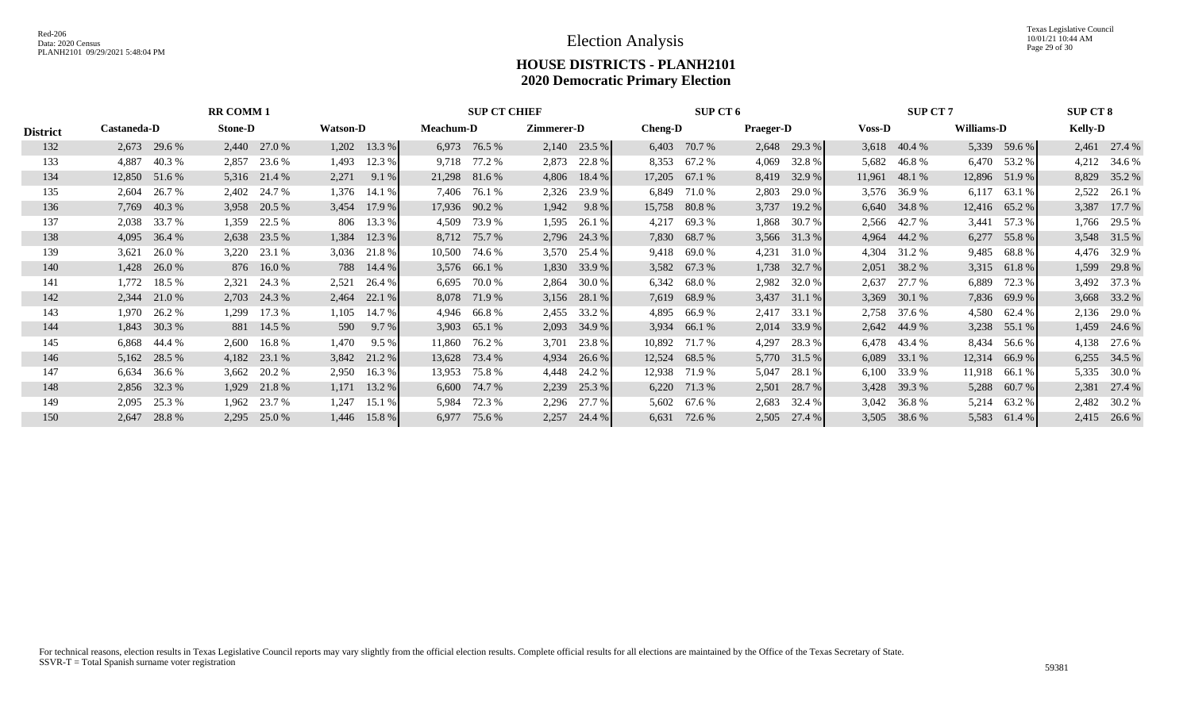# Election Analysis

## HOUSE DISTRICTS - PLANH2101
## 2020 Democratic Primary Election

| District | RR COMM 1 | | | | | | SUP CT CHIEF | | | | SUP CT 6 | | | | SUP CT 7 | | | | SUP CT 8 | |
|---|---|---|---|---|---|---|---|---|---|---|---|---|---|---|---|---|---|---|---|---|
| | Castaneda-D | | Stone-D | | Watson-D | | Meachum-D | | Zimmerer-D | | Cheng-D | | Praeger-D | | Voss-D | | Williams-D | | Kelly-D | |
| 132 | 2,673 | 29.6 % | 2,440 | 27.0 % | 1,202 | 13.3 % | 6,973 | 76.5 % | 2,140 | 23.5 % | 6,403 | 70.7 % | 2,648 | 29.3 % | 3,618 | 40.4 % | 5,339 | 59.6 % | 2,461 | 27.4 % |
| 133 | 4,887 | 40.3 % | 2,857 | 23.6 % | 1,493 | 12.3 % | 9,718 | 77.2 % | 2,873 | 22.8 % | 8,353 | 67.2 % | 4,069 | 32.8 % | 5,682 | 46.8 % | 6,470 | 53.2 % | 4,212 | 34.6 % |
| 134 | 12,850 | 51.6 % | 5,316 | 21.4 % | 2,271 | 9.1 % | 21,298 | 81.6 % | 4,806 | 18.4 % | 17,205 | 67.1 % | 8,419 | 32.9 % | 11,961 | 48.1 % | 12,896 | 51.9 % | 8,829 | 35.2 % |
| 135 | 2,604 | 26.7 % | 2,402 | 24.7 % | 1,376 | 14.1 % | 7,406 | 76.1 % | 2,326 | 23.9 % | 6,849 | 71.0 % | 2,803 | 29.0 % | 3,576 | 36.9 % | 6,117 | 63.1 % | 2,522 | 26.1 % |
| 136 | 7,769 | 40.3 % | 3,958 | 20.5 % | 3,454 | 17.9 % | 17,936 | 90.2 % | 1,942 | 9.8 % | 15,758 | 80.8 % | 3,737 | 19.2 % | 6,640 | 34.8 % | 12,416 | 65.2 % | 3,387 | 17.7 % |
| 137 | 2,038 | 33.7 % | 1,359 | 22.5 % | 806 | 13.3 % | 4,509 | 73.9 % | 1,595 | 26.1 % | 4,217 | 69.3 % | 1,868 | 30.7 % | 2,566 | 42.7 % | 3,441 | 57.3 % | 1,766 | 29.5 % |
| 138 | 4,095 | 36.4 % | 2,638 | 23.5 % | 1,384 | 12.3 % | 8,712 | 75.7 % | 2,796 | 24.3 % | 7,830 | 68.7 % | 3,566 | 31.3 % | 4,964 | 44.2 % | 6,277 | 55.8 % | 3,548 | 31.5 % |
| 139 | 3,621 | 26.0 % | 3,220 | 23.1 % | 3,036 | 21.8 % | 10,500 | 74.6 % | 3,570 | 25.4 % | 9,418 | 69.0 % | 4,231 | 31.0 % | 4,304 | 31.2 % | 9,485 | 68.8 % | 4,476 | 32.9 % |
| 140 | 1,428 | 26.0 % | 876 | 16.0 % | 788 | 14.4 % | 3,576 | 66.1 % | 1,830 | 33.9 % | 3,582 | 67.3 % | 1,738 | 32.7 % | 2,051 | 38.2 % | 3,315 | 61.8 % | 1,599 | 29.8 % |
| 141 | 1,772 | 18.5 % | 2,321 | 24.3 % | 2,521 | 26.4 % | 6,695 | 70.0 % | 2,864 | 30.0 % | 6,342 | 68.0 % | 2,982 | 32.0 % | 2,637 | 27.7 % | 6,889 | 72.3 % | 3,492 | 37.3 % |
| 142 | 2,344 | 21.0 % | 2,703 | 24.3 % | 2,464 | 22.1 % | 8,078 | 71.9 % | 3,156 | 28.1 % | 7,619 | 68.9 % | 3,437 | 31.1 % | 3,369 | 30.1 % | 7,836 | 69.9 % | 3,668 | 33.2 % |
| 143 | 1,970 | 26.2 % | 1,299 | 17.3 % | 1,105 | 14.7 % | 4,946 | 66.8 % | 2,455 | 33.2 % | 4,895 | 66.9 % | 2,417 | 33.1 % | 2,758 | 37.6 % | 4,580 | 62.4 % | 2,136 | 29.0 % |
| 144 | 1,843 | 30.3 % | 881 | 14.5 % | 590 | 9.7 % | 3,903 | 65.1 % | 2,093 | 34.9 % | 3,934 | 66.1 % | 2,014 | 33.9 % | 2,642 | 44.9 % | 3,238 | 55.1 % | 1,459 | 24.6 % |
| 145 | 6,868 | 44.4 % | 2,600 | 16.8 % | 1,470 | 9.5 % | 11,860 | 76.2 % | 3,701 | 23.8 % | 10,892 | 71.7 % | 4,297 | 28.3 % | 6,478 | 43.4 % | 8,434 | 56.6 % | 4,138 | 27.6 % |
| 146 | 5,162 | 28.5 % | 4,182 | 23.1 % | 3,842 | 21.2 % | 13,628 | 73.4 % | 4,934 | 26.6 % | 12,524 | 68.5 % | 5,770 | 31.5 % | 6,089 | 33.1 % | 12,314 | 66.9 % | 6,255 | 34.5 % |
| 147 | 6,634 | 36.6 % | 3,662 | 20.2 % | 2,950 | 16.3 % | 13,953 | 75.8 % | 4,448 | 24.2 % | 12,938 | 71.9 % | 5,047 | 28.1 % | 6,100 | 33.9 % | 11,918 | 66.1 % | 5,335 | 30.0 % |
| 148 | 2,856 | 32.3 % | 1,929 | 21.8 % | 1,171 | 13.2 % | 6,600 | 74.7 % | 2,239 | 25.3 % | 6,220 | 71.3 % | 2,501 | 28.7 % | 3,428 | 39.3 % | 5,288 | 60.7 % | 2,381 | 27.4 % |
| 149 | 2,095 | 25.3 % | 1,962 | 23.7 % | 1,247 | 15.1 % | 5,984 | 72.3 % | 2,296 | 27.7 % | 5,602 | 67.6 % | 2,683 | 32.4 % | 3,042 | 36.8 % | 5,214 | 63.2 % | 2,482 | 30.2 % |
| 150 | 2,647 | 28.8 % | 2,295 | 25.0 % | 1,446 | 15.8 % | 6,977 | 75.6 % | 2,257 | 24.4 % | 6,631 | 72.6 % | 2,505 | 27.4 % | 3,505 | 38.6 % | 5,583 | 61.4 % | 2,415 | 26.6 % |

For technical reasons, election results in Texas Legislative Council reports may vary slightly from the official election results. Complete official results for all elections are maintained by the Office of the Texas Secretary of State.
SSVR-T = Total Spanish surname voter registration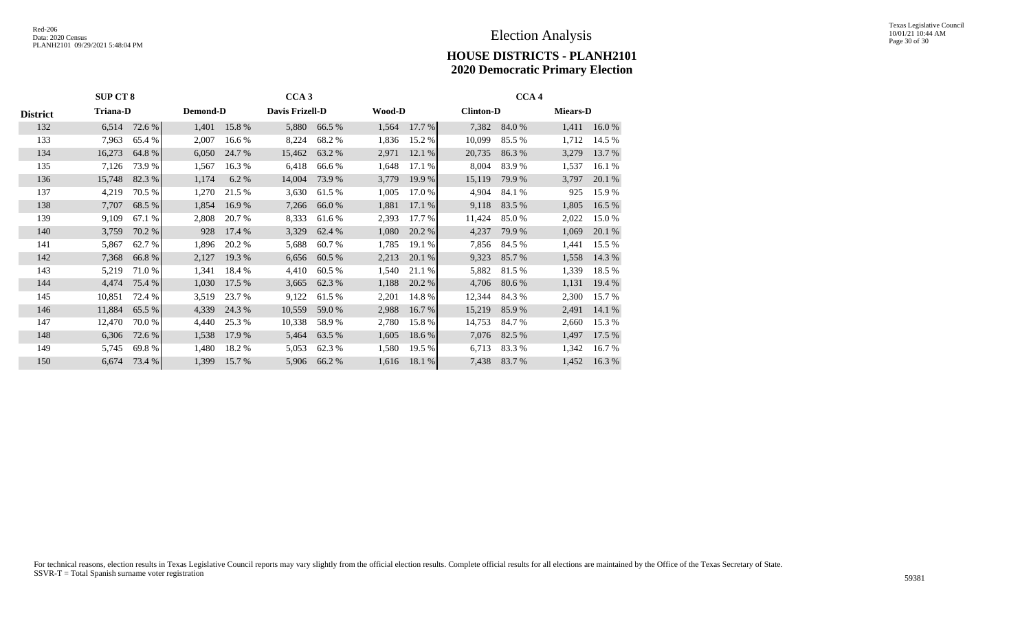# Election Analysis

## HOUSE DISTRICTS - PLANH2101
## 2020 Democratic Primary Election

| | SUP CT 8 | | | | CCA 3 | | | | CCA 4 | | | |
|---|---|---|---|---|---|---|---|---|---|---|---|---|
| **District** | **Triana-D** | | **Demond-D** | | **Davis Frizell-D** | | **Wood-D** | | **Clinton-D** | | **Miears-D** | |
| 132 | 6,514 | 72.6 % | 1,401 | 15.8 % | 5,880 | 66.5 % | 1,564 | 17.7 % | 7,382 | 84.0 % | 1,411 | 16.0 % |
| 133 | 7,963 | 65.4 % | 2,007 | 16.6 % | 8,224 | 68.2 % | 1,836 | 15.2 % | 10,099 | 85.5 % | 1,712 | 14.5 % |
| 134 | 16,273 | 64.8 % | 6,050 | 24.7 % | 15,462 | 63.2 % | 2,971 | 12.1 % | 20,735 | 86.3 % | 3,279 | 13.7 % |
| 135 | 7,126 | 73.9 % | 1,567 | 16.3 % | 6,418 | 66.6 % | 1,648 | 17.1 % | 8,004 | 83.9 % | 1,537 | 16.1 % |
| 136 | 15,748 | 82.3 % | 1,174 | 6.2 % | 14,004 | 73.9 % | 3,779 | 19.9 % | 15,119 | 79.9 % | 3,797 | 20.1 % |
| 137 | 4,219 | 70.5 % | 1,270 | 21.5 % | 3,630 | 61.5 % | 1,005 | 17.0 % | 4,904 | 84.1 % | 925 | 15.9 % |
| 138 | 7,707 | 68.5 % | 1,854 | 16.9 % | 7,266 | 66.0 % | 1,881 | 17.1 % | 9,118 | 83.5 % | 1,805 | 16.5 % |
| 139 | 9,109 | 67.1 % | 2,808 | 20.7 % | 8,333 | 61.6 % | 2,393 | 17.7 % | 11,424 | 85.0 % | 2,022 | 15.0 % |
| 140 | 3,759 | 70.2 % | 928 | 17.4 % | 3,329 | 62.4 % | 1,080 | 20.2 % | 4,237 | 79.9 % | 1,069 | 20.1 % |
| 141 | 5,867 | 62.7 % | 1,896 | 20.2 % | 5,688 | 60.7 % | 1,785 | 19.1 % | 7,856 | 84.5 % | 1,441 | 15.5 % |
| 142 | 7,368 | 66.8 % | 2,127 | 19.3 % | 6,656 | 60.5 % | 2,213 | 20.1 % | 9,323 | 85.7 % | 1,558 | 14.3 % |
| 143 | 5,219 | 71.0 % | 1,341 | 18.4 % | 4,410 | 60.5 % | 1,540 | 21.1 % | 5,882 | 81.5 % | 1,339 | 18.5 % |
| 144 | 4,474 | 75.4 % | 1,030 | 17.5 % | 3,665 | 62.3 % | 1,188 | 20.2 % | 4,706 | 80.6 % | 1,131 | 19.4 % |
| 145 | 10,851 | 72.4 % | 3,519 | 23.7 % | 9,122 | 61.5 % | 2,201 | 14.8 % | 12,344 | 84.3 % | 2,300 | 15.7 % |
| 146 | 11,884 | 65.5 % | 4,339 | 24.3 % | 10,559 | 59.0 % | 2,988 | 16.7 % | 15,219 | 85.9 % | 2,491 | 14.1 % |
| 147 | 12,470 | 70.0 % | 4,440 | 25.3 % | 10,338 | 58.9 % | 2,780 | 15.8 % | 14,753 | 84.7 % | 2,660 | 15.3 % |
| 148 | 6,306 | 72.6 % | 1,538 | 17.9 % | 5,464 | 63.5 % | 1,605 | 18.6 % | 7,076 | 82.5 % | 1,497 | 17.5 % |
| 149 | 5,745 | 69.8 % | 1,480 | 18.2 % | 5,053 | 62.3 % | 1,580 | 19.5 % | 6,713 | 83.3 % | 1,342 | 16.7 % |
| 150 | 6,674 | 73.4 % | 1,399 | 15.7 % | 5,906 | 66.2 % | 1,616 | 18.1 % | 7,438 | 83.7 % | 1,452 | 16.3 % |

For technical reasons, election results in Texas Legislative Council reports may vary slightly from the official election results. Complete official results for all elections are maintained by the Office of the Texas Secretary of State.
SSVR-T = Total Spanish surname voter registration